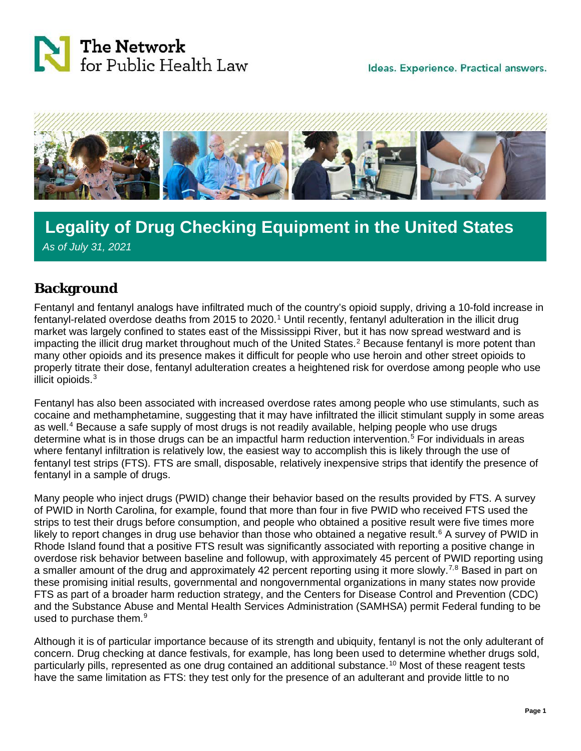The Network for Public Health Law

Ideas. Experience. Practical answers.

# Legality of Drug Checking Equipment in the United States

*As of July 31, 2021*

## Background

Fentanyl and fentanyl analogs have infiltrated much of the country's opioid supply, driving a 10-fold increase in fentanyl-related overdose deaths from 2015 to 2020.[1] Until recently, fentanyl adulteration in the illicit drug market was largely confined to states east of the Mississippi River, but it has now spread westward and is impacting the illicit drug market throughout much of the United States.[2] Because fentanyl is more potent than many other opioids and its presence makes it difficult for people who use heroin and other street opioids to properly titrate their dose, fentanyl adulteration creates a heightened risk for overdose among people who use illicit opioids.[3]

Fentanyl has also been associated with increased overdose rates among people who use stimulants, such as cocaine and methamphetamine, suggesting that it may have infiltrated the illicit stimulant supply in some areas as well.[4] Because a safe supply of most drugs is not readily available, helping people who use drugs determine what is in those drugs can be an impactful harm reduction intervention.[5] For individuals in areas where fentanyl infiltration is relatively low, the easiest way to accomplish this is likely through the use of fentanyl test strips (FTS). FTS are small, disposable, relatively inexpensive strips that identify the presence of fentanyl in a sample of drugs.

Many people who inject drugs (PWID) change their behavior based on the results provided by FTS. A survey of PWID in North Carolina, for example, found that more than four in five PWID who received FTS used the strips to test their drugs before consumption, and people who obtained a positive result were five times more likely to report changes in drug use behavior than those who obtained a negative result.[6] A survey of PWID in Rhode Island found that a positive FTS result was significantly associated with reporting a positive change in overdose risk behavior between baseline and followup, with approximately 45 percent of PWID reporting using a smaller amount of the drug and approximately 42 percent reporting using it more slowly.[7,8] Based in part on these promising initial results, governmental and nongovernmental organizations in many states now provide FTS as part of a broader harm reduction strategy, and the Centers for Disease Control and Prevention (CDC) and the Substance Abuse and Mental Health Services Administration (SAMHSA) permit Federal funding to be used to purchase them.[9]

Although it is of particular importance because of its strength and ubiquity, fentanyl is not the only adulterant of concern. Drug checking at dance festivals, for example, has long been used to determine whether drugs sold, particularly pills, represented as one drug contained an additional substance.[10] Most of these reagent tests have the same limitation as FTS: they test only for the presence of an adulterant and provide little to no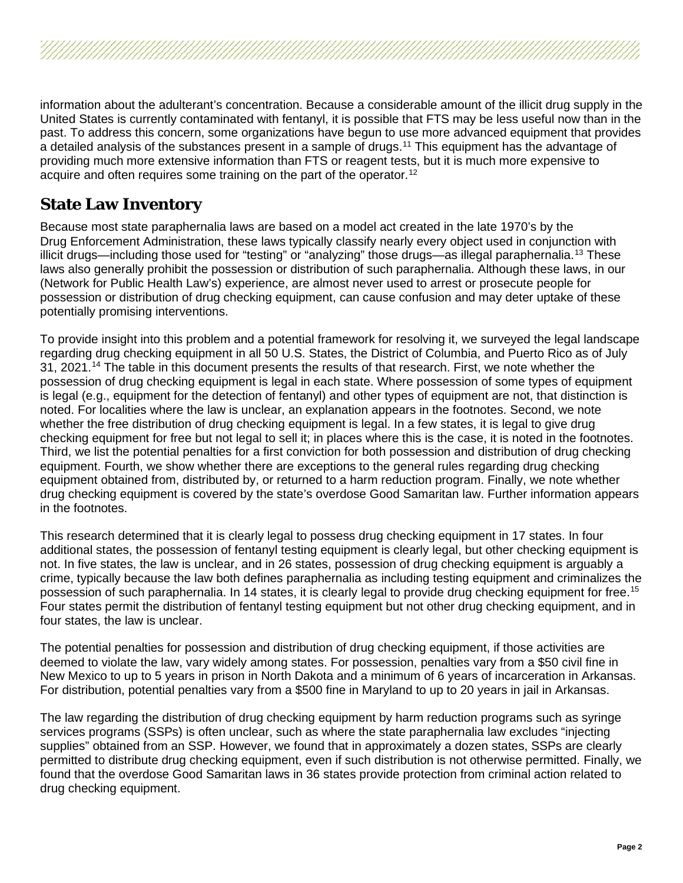information about the adulterant's concentration. Because a considerable amount of the illicit drug supply in the United States is currently contaminated with fentanyl, it is possible that FTS may be less useful now than in the past. To address this concern, some organizations have begun to use more advanced equipment that provides a detailed analysis of the substances present in a sample of drugs.[11] This equipment has the advantage of providing much more extensive information than FTS or reagent tests, but it is much more expensive to acquire and often requires some training on the part of the operator.[12]

## State Law Inventory

Because most state paraphernalia laws are based on a model act created in the late 1970's by the Drug Enforcement Administration, these laws typically classify nearly every object used in conjunction with illicit drugs—including those used for "testing" or "analyzing" those drugs—as illegal paraphernalia.[13] These laws also generally prohibit the possession or distribution of such paraphernalia. Although these laws, in our (Network for Public Health Law's) experience, are almost never used to arrest or prosecute people for possession or distribution of drug checking equipment, can cause confusion and may deter uptake of these potentially promising interventions.

To provide insight into this problem and a potential framework for resolving it, we surveyed the legal landscape regarding drug checking equipment in all 50 U.S. States, the District of Columbia, and Puerto Rico as of July 31, 2021.[14] The table in this document presents the results of that research. First, we note whether the possession of drug checking equipment is legal in each state. Where possession of some types of equipment is legal (e.g., equipment for the detection of fentanyl) and other types of equipment are not, that distinction is noted. For localities where the law is unclear, an explanation appears in the footnotes. Second, we note whether the free distribution of drug checking equipment is legal. In a few states, it is legal to give drug checking equipment for free but not legal to sell it; in places where this is the case, it is noted in the footnotes. Third, we list the potential penalties for a first conviction for both possession and distribution of drug checking equipment. Fourth, we show whether there are exceptions to the general rules regarding drug checking equipment obtained from, distributed by, or returned to a harm reduction program. Finally, we note whether drug checking equipment is covered by the state's overdose Good Samaritan law. Further information appears in the footnotes.

This research determined that it is clearly legal to possess drug checking equipment in 17 states. In four additional states, the possession of fentanyl testing equipment is clearly legal, but other checking equipment is not. In five states, the law is unclear, and in 26 states, possession of drug checking equipment is arguably a crime, typically because the law both defines paraphernalia as including testing equipment and criminalizes the possession of such paraphernalia. In 14 states, it is clearly legal to provide drug checking equipment for free.[15] Four states permit the distribution of fentanyl testing equipment but not other drug checking equipment, and in four states, the law is unclear.

The potential penalties for possession and distribution of drug checking equipment, if those activities are deemed to violate the law, vary widely among states. For possession, penalties vary from a $50 civil fine in New Mexico to up to 5 years in prison in North Dakota and a minimum of 6 years of incarceration in Arkansas. For distribution, potential penalties vary from a $500 fine in Maryland to up to 20 years in jail in Arkansas.

The law regarding the distribution of drug checking equipment by harm reduction programs such as syringe services programs (SSPs) is often unclear, such as where the state paraphernalia law excludes "injecting supplies" obtained from an SSP. However, we found that in approximately a dozen states, SSPs are clearly permitted to distribute drug checking equipment, even if such distribution is not otherwise permitted. Finally, we found that the overdose Good Samaritan laws in 36 states provide protection from criminal action related to drug checking equipment.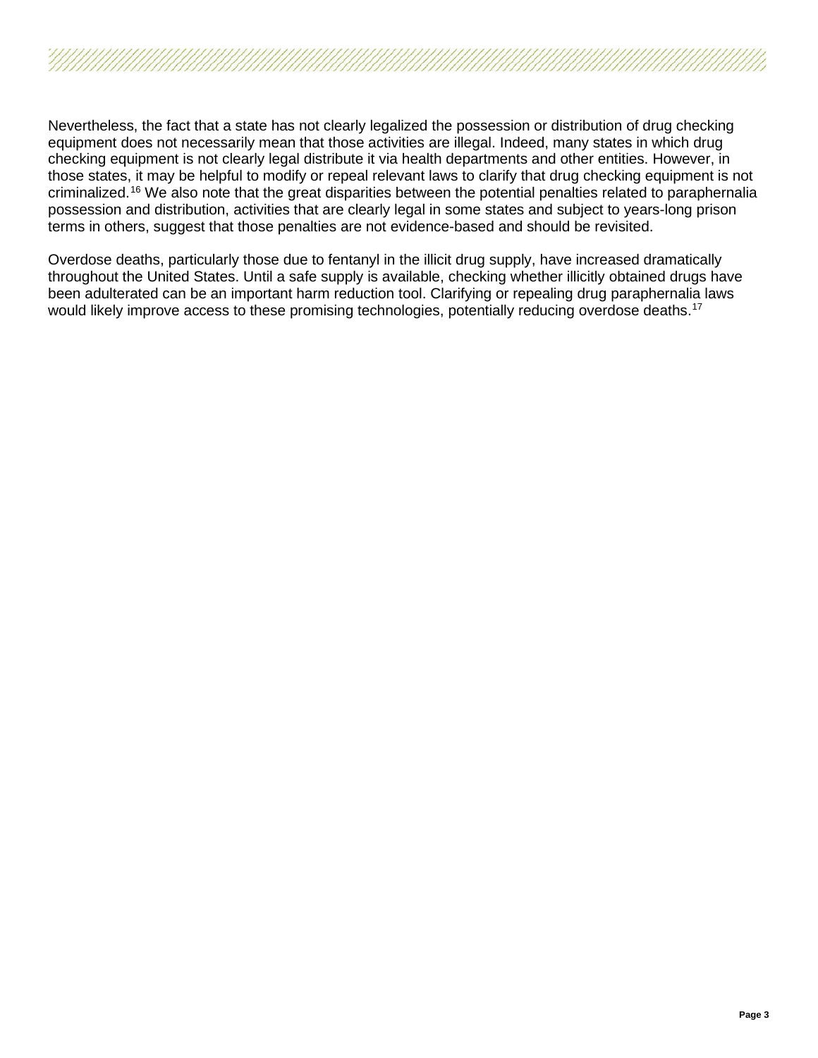Nevertheless, the fact that a state has not clearly legalized the possession or distribution of drug checking equipment does not necessarily mean that those activities are illegal. Indeed, many states in which drug checking equipment is not clearly legal distribute it via health departments and other entities. However, in those states, it may be helpful to modify or repeal relevant laws to clarify that drug checking equipment is not criminalized.[16] We also note that the great disparities between the potential penalties related to paraphernalia possession and distribution, activities that are clearly legal in some states and subject to years-long prison terms in others, suggest that those penalties are not evidence-based and should be revisited.

Overdose deaths, particularly those due to fentanyl in the illicit drug supply, have increased dramatically throughout the United States. Until a safe supply is available, checking whether illicitly obtained drugs have been adulterated can be an important harm reduction tool. Clarifying or repealing drug paraphernalia laws would likely improve access to these promising technologies, potentially reducing overdose deaths.[17]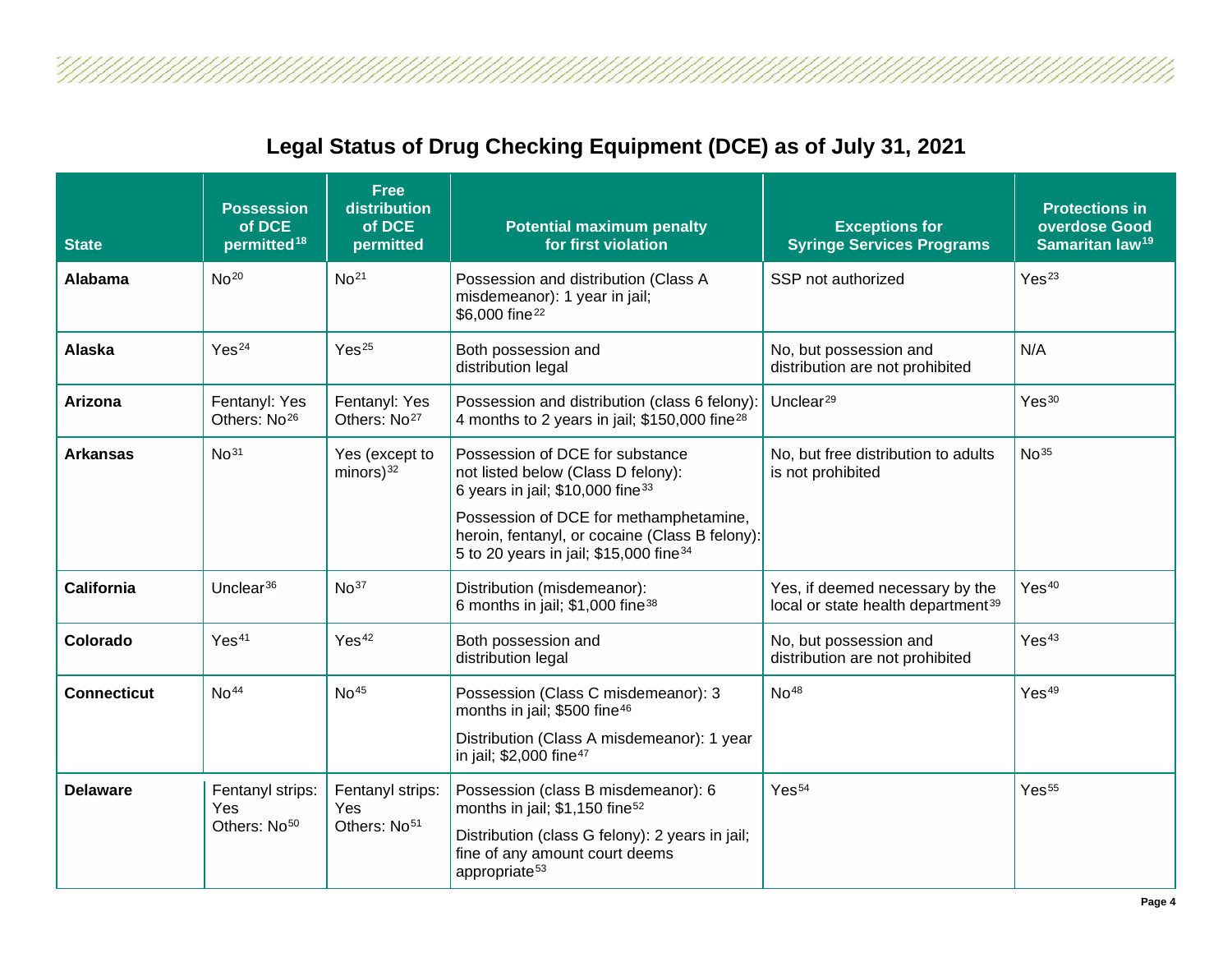## Legal Status of Drug Checking Equipment (DCE) as of July 31, 2021

| State | Possession of DCE permitted[18] | Free distribution of DCE permitted | Potential maximum penalty for first violation | Exceptions for Syringe Services Programs | Protections in overdose Good Samaritan law[19] |
|---|---|---|---|---|---|
| **Alabama** | No[20] | No[21] | Possession and distribution (Class A misdemeanor): 1 year in jail; $6,000 fine[22] | SSP not authorized | Yes[23] |
| **Alaska** | Yes[24] | Yes[25] | Both possession and distribution legal | No, but possession and distribution are not prohibited | N/A |
| **Arizona** | Fentanyl: Yes<br>Others: No[26] | Fentanyl: Yes<br>Others: No[27] | Possession and distribution (class 6 felony): 4 months to 2 years in jail; $150,000 fine[28] | Unclear[29] | Yes[30] |
| **Arkansas** | No[31] | Yes (except to minors)[32] | Possession of DCE for substance not listed below (Class D felony): 6 years in jail; $10,000 fine[33]<br>Possession of DCE for methamphetamine, heroin, fentanyl, or cocaine (Class B felony): 5 to 20 years in jail; $15,000 fine[34] | No, but free distribution to adults is not prohibited | No[35] |
| **California** | Unclear[36] | No[37] | Distribution (misdemeanor): 6 months in jail; $1,000 fine[38] | Yes, if deemed necessary by the local or state health department[39] | Yes[40] |
| **Colorado** | Yes[41] | Yes[42] | Both possession and distribution legal | No, but possession and distribution are not prohibited | Yes[43] |
| **Connecticut** | No[44] | No[45] | Possession (Class C misdemeanor): 3 months in jail; $500 fine[46]<br>Distribution (Class A misdemeanor): 1 year in jail; $2,000 fine[47] | No[48] | Yes[49] |
| **Delaware** | Fentanyl strips: Yes<br>Others: No[50] | Fentanyl strips: Yes<br>Others: No[51] | Possession (class B misdemeanor): 6 months in jail; $1,150 fine[52]<br>Distribution (class G felony): 2 years in jail; fine of any amount court deems appropriate[53] | Yes[54] | Yes[55] |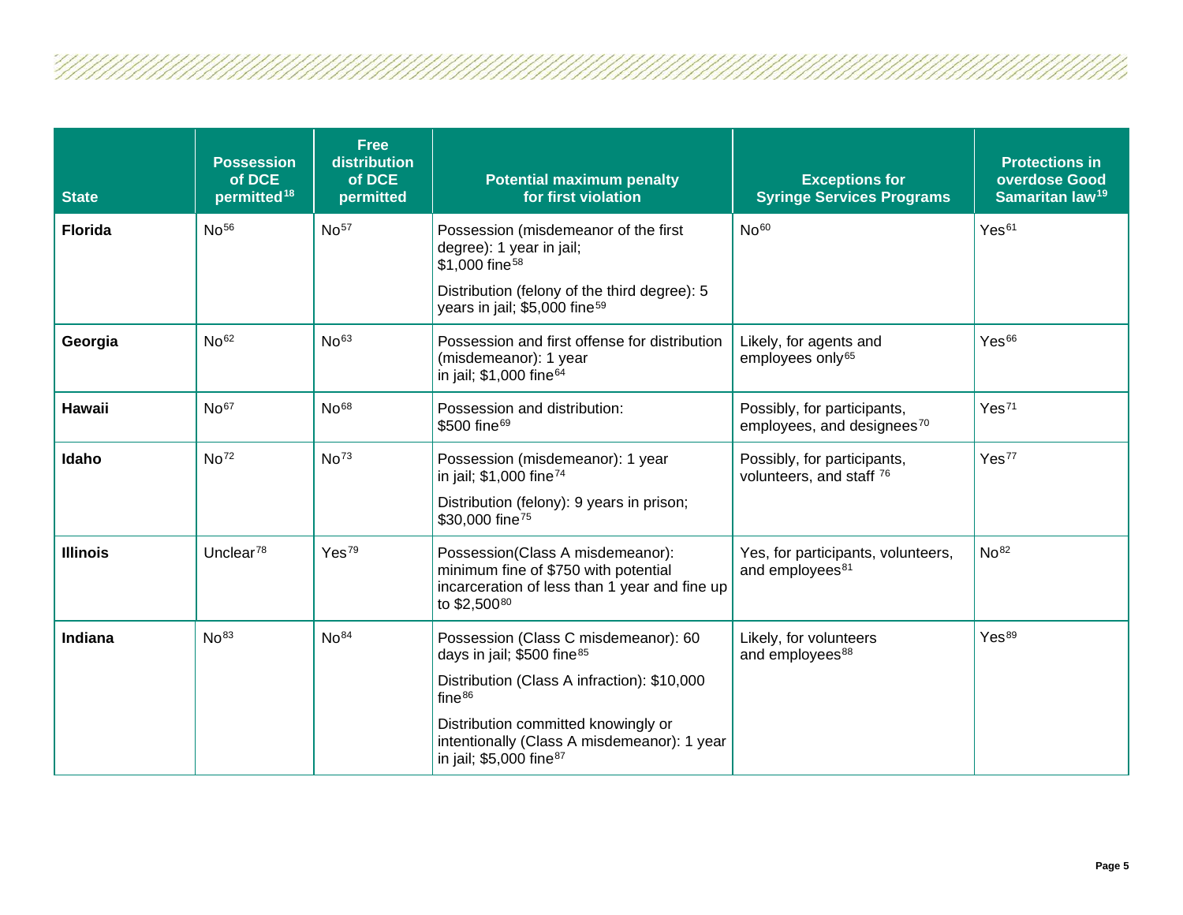| State | Possession of DCE permitted[18] | Free distribution of DCE permitted | Potential maximum penalty for first violation | Exceptions for Syringe Services Programs | Protections in overdose Good Samaritan law[19] |
|---|---|---|---|---|---|
| **Florida** | No[56] | No[57] | Possession (misdemeanor of the first degree): 1 year in jail; $1,000 fine[58]<br><br>Distribution (felony of the third degree): 5 years in jail; $5,000 fine[59] | No[60] | Yes[61] |
| **Georgia** | No[62] | No[63] | Possession and first offense for distribution (misdemeanor): 1 year in jail; $1,000 fine[64] | Likely, for agents and employees only[65] | Yes[66] |
| **Hawaii** | No[67] | No[68] | Possession and distribution: $500 fine[69] | Possibly, for participants, employees, and designees[70] | Yes[71] |
| **Idaho** | No[72] | No[73] | Possession (misdemeanor): 1 year in jail; $1,000 fine[74]<br><br>Distribution (felony): 9 years in prison; $30,000 fine[75] | Possibly, for participants, volunteers, and staff[76] | Yes[77] |
| **Illinois** | Unclear[78] | Yes[79] | Possession(Class A misdemeanor): minimum fine of $750 with potential incarceration of less than 1 year and fine up to $2,500[80] | Yes, for participants, volunteers, and employees[81] | No[82] |
| **Indiana** | No[83] | No[84] | Possession (Class C misdemeanor): 60 days in jail; $500 fine[85]<br><br>Distribution (Class A infraction): $10,000 fine[86]<br><br>Distribution committed knowingly or intentionally (Class A misdemeanor): 1 year in jail; $5,000 fine[87] | Likely, for volunteers and employees[88] | Yes[89] |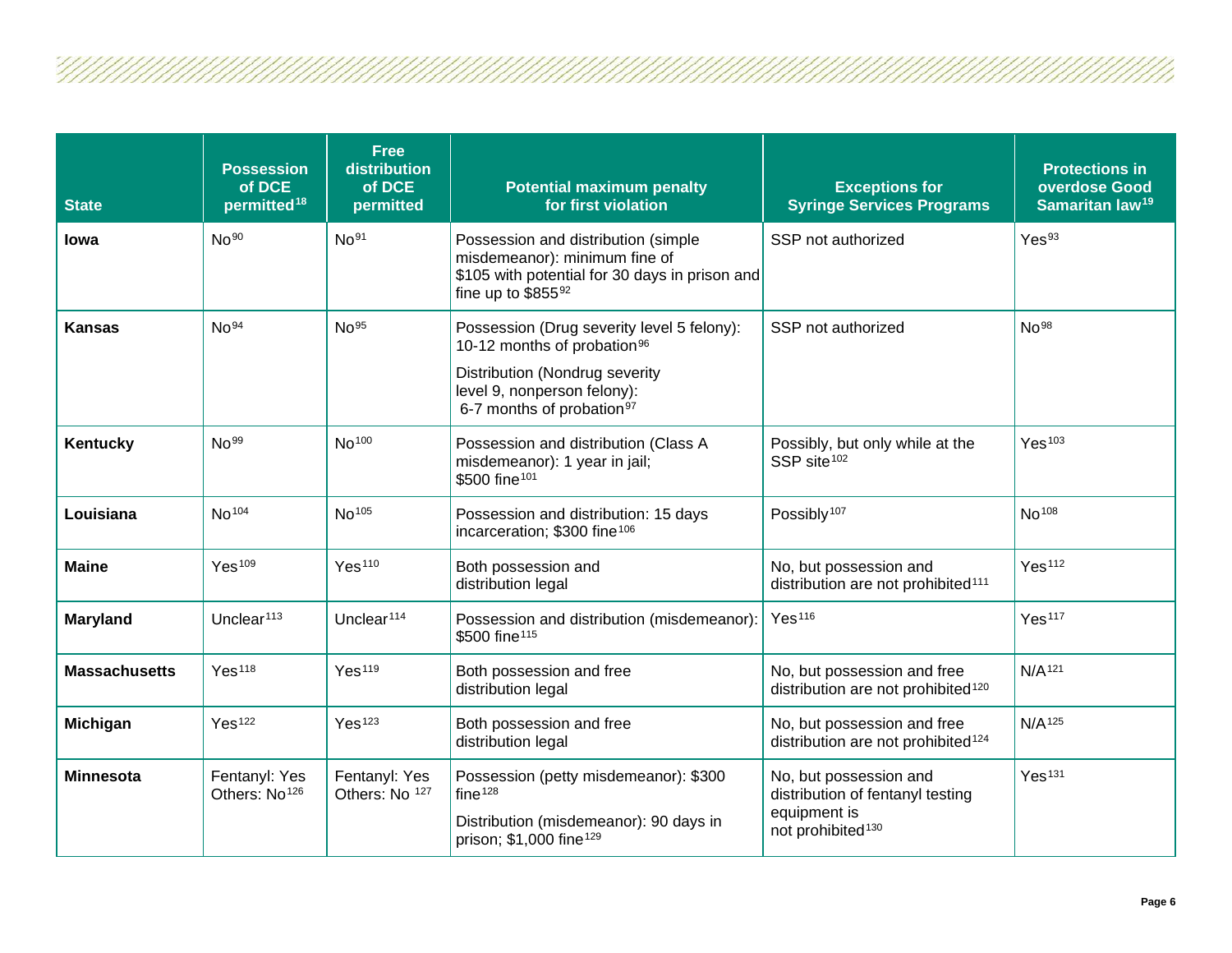| State | Possession of DCE permitted[18] | Free distribution of DCE permitted | Potential maximum penalty for first violation | Exceptions for Syringe Services Programs | Protections in overdose Good Samaritan law[19] |
|---|---|---|---|---|---|
| **Iowa** | No[90] | No[91] | Possession and distribution (simple misdemeanor): minimum fine of $105 with potential for 30 days in prison and fine up to $855[92] | SSP not authorized | Yes[93] |
| **Kansas** | No[94] | No[95] | Possession (Drug severity level 5 felony): 10-12 months of probation[96]<br><br>Distribution (Nondrug severity level 9, nonperson felony): 6-7 months of probation[97] | SSP not authorized | No[98] |
| **Kentucky** | No[99] | No[100] | Possession and distribution (Class A misdemeanor): 1 year in jail; $500 fine[101] | Possibly, but only while at the SSP site[102] | Yes[103] |
| **Louisiana** | No[104] | No[105] | Possession and distribution: 15 days incarceration; $300 fine[106] | Possibly[107] | No[108] |
| **Maine** | Yes[109] | Yes[110] | Both possession and distribution legal | No, but possession and distribution are not prohibited[111] | Yes[112] |
| **Maryland** | Unclear[113] | Unclear[114] | Possession and distribution (misdemeanor): $500 fine[115] | Yes[116] | Yes[117] |
| **Massachusetts** | Yes[118] | Yes[119] | Both possession and free distribution legal | No, but possession and free distribution are not prohibited[120] | N/A[121] |
| **Michigan** | Yes[122] | Yes[123] | Both possession and free distribution legal | No, but possession and free distribution are not prohibited[124] | N/A[125] |
| **Minnesota** | Fentanyl: Yes<br>Others: No[126] | Fentanyl: Yes<br>Others: No[127] | Possession (petty misdemeanor): $300 fine[128]<br><br>Distribution (misdemeanor): 90 days in prison; $1,000 fine[129] | No, but possession and distribution of fentanyl testing equipment is not prohibited[130] | Yes[131] |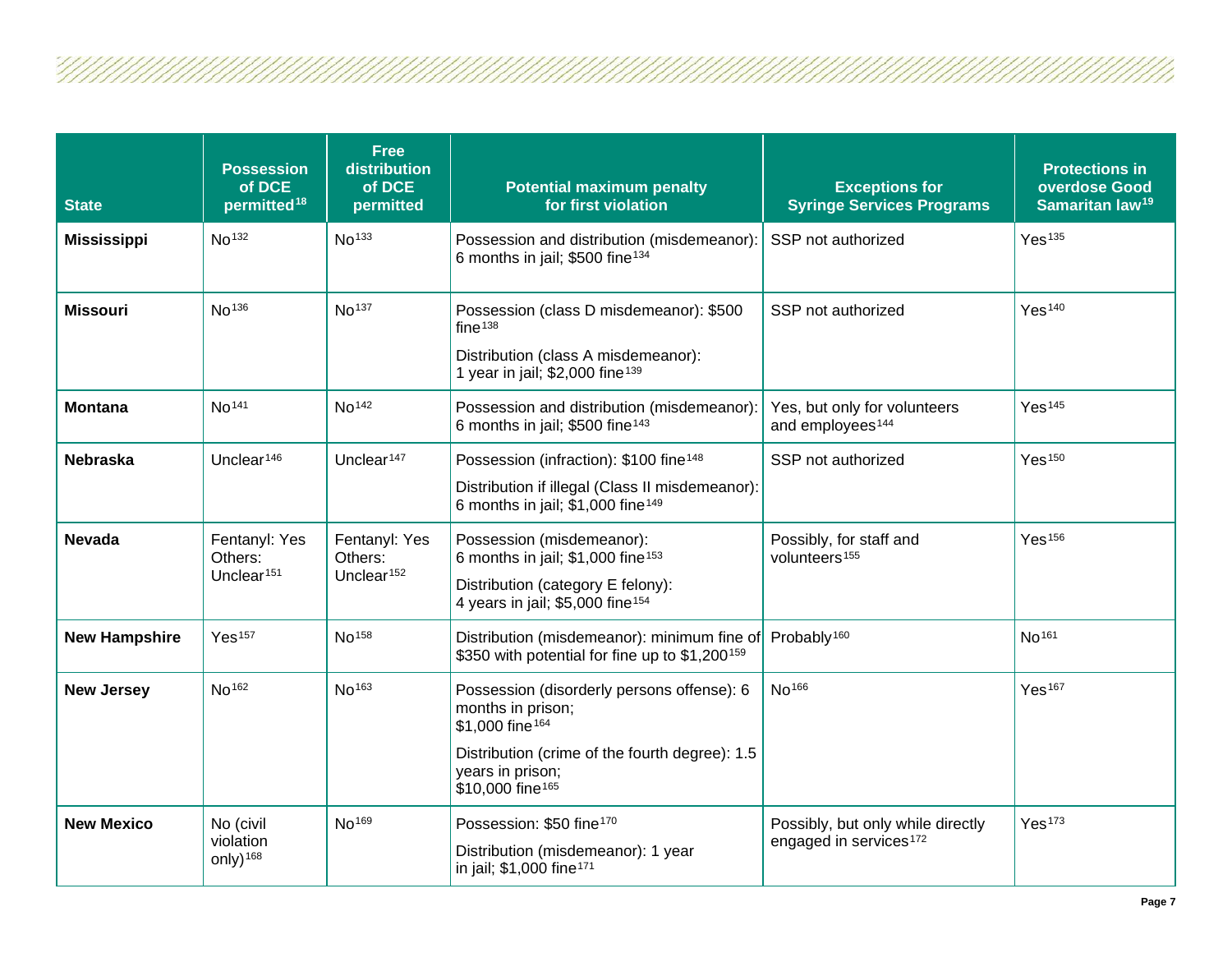| State | Possession of DCE permitted[18] | Free distribution of DCE permitted | Potential maximum penalty for first violation | Exceptions for Syringe Services Programs | Protections in overdose Good Samaritan law[19] |
|---|---|---|---|---|---|
| **Mississippi** | No[132] | No[133] | Possession and distribution (misdemeanor): 6 months in jail; $500 fine[134] | SSP not authorized | Yes[135] |
| **Missouri** | No[136] | No[137] | Possession (class D misdemeanor): $500 fine[138]<br><br>Distribution (class A misdemeanor): 1 year in jail; $2,000 fine[139] | SSP not authorized | Yes[140] |
| **Montana** | No[141] | No[142] | Possession and distribution (misdemeanor): 6 months in jail; $500 fine[143] | Yes, but only for volunteers and employees[144] | Yes[145] |
| **Nebraska** | Unclear[146] | Unclear[147] | Possession (infraction): $100 fine[148]<br><br>Distribution if illegal (Class II misdemeanor): 6 months in jail; $1,000 fine[149] | SSP not authorized | Yes[150] |
| **Nevada** | Fentanyl: Yes<br>Others: Unclear[151] | Fentanyl: Yes<br>Others: Unclear[152] | Possession (misdemeanor): 6 months in jail; $1,000 fine[153]<br><br>Distribution (category E felony): 4 years in jail; $5,000 fine[154] | Possibly, for staff and volunteers[155] | Yes[156] |
| **New Hampshire** | Yes[157] | No[158] | Distribution (misdemeanor): minimum fine of $350 with potential for fine up to $1,200[159] | Probably[160] | No[161] |
| **New Jersey** | No[162] | No[163] | Possession (disorderly persons offense): 6 months in prison; $1,000 fine[164]<br><br>Distribution (crime of the fourth degree): 1.5 years in prison; $10,000 fine[165] | No[166] | Yes[167] |
| **New Mexico** | No (civil violation only)[168] | No[169] | Possession: $50 fine[170]<br><br>Distribution (misdemeanor): 1 year in jail; $1,000 fine[171] | Possibly, but only while directly engaged in services[172] | Yes[173] |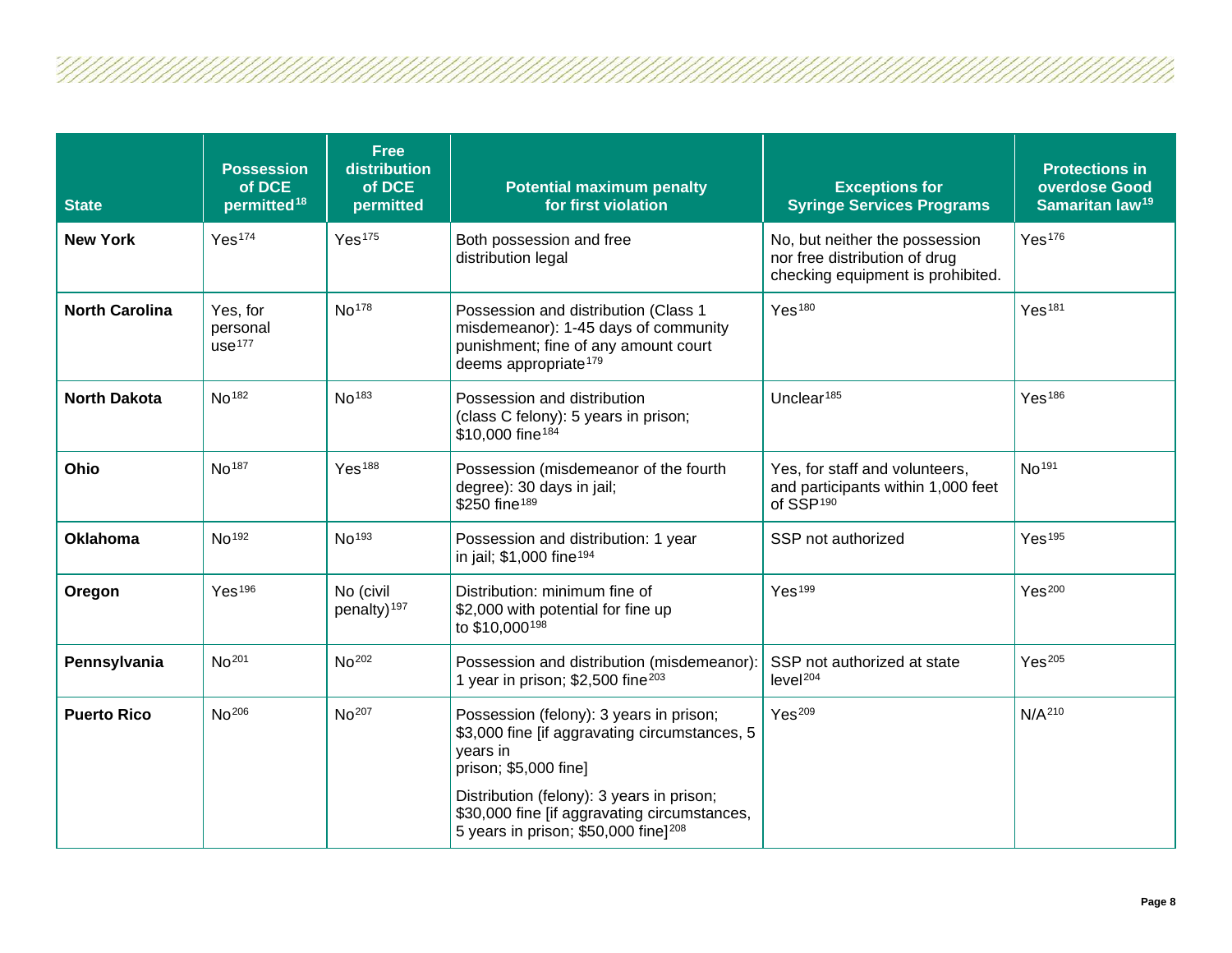| State | Possession of DCE permitted[18] | Free distribution of DCE permitted | Potential maximum penalty for first violation | Exceptions for Syringe Services Programs | Protections in overdose Good Samaritan law[19] |
|---|---|---|---|---|---|
| **New York** | Yes[174] | Yes[175] | Both possession and free distribution legal | No, but neither the possession nor free distribution of drug checking equipment is prohibited. | Yes[176] |
| **North Carolina** | Yes, for personal use[177] | No[178] | Possession and distribution (Class 1 misdemeanor): 1-45 days of community punishment; fine of any amount court deems appropriate[179] | Yes[180] | Yes[181] |
| **North Dakota** | No[182] | No[183] | Possession and distribution (class C felony): 5 years in prison; $10,000 fine[184] | Unclear[185] | Yes[186] |
| **Ohio** | No[187] | Yes[188] | Possession (misdemeanor of the fourth degree): 30 days in jail; $250 fine[189] | Yes, for staff and volunteers, and participants within 1,000 feet of SSP[190] | No[191] |
| **Oklahoma** | No[192] | No[193] | Possession and distribution: 1 year in jail; $1,000 fine[194] | SSP not authorized | Yes[195] |
| **Oregon** | Yes[196] | No (civil penalty)[197] | Distribution: minimum fine of $2,000 with potential for fine up to $10,000[198] | Yes[199] | Yes[200] |
| **Pennsylvania** | No[201] | No[202] | Possession and distribution (misdemeanor): 1 year in prison; $2,500 fine[203] | SSP not authorized at state level[204] | Yes[205] |
| **Puerto Rico** | No[206] | No[207] | Possession (felony): 3 years in prison; $3,000 fine [if aggravating circumstances, 5 years in prison; $5,000 fine]<br><br>Distribution (felony): 3 years in prison; $30,000 fine [if aggravating circumstances, 5 years in prison; $50,000 fine][208] | Yes[209] | N/A[210] |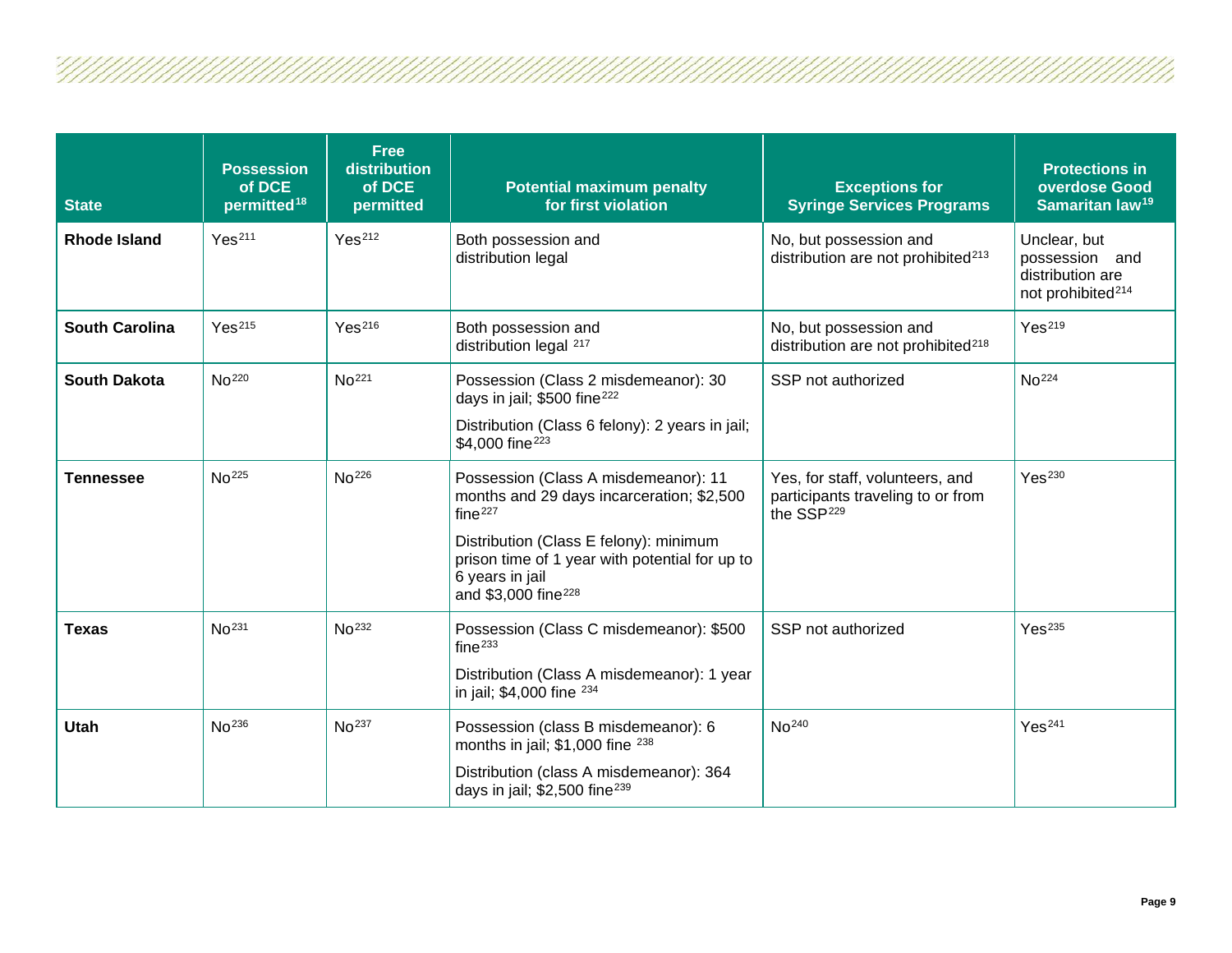| State | Possession of DCE permitted[18] | Free distribution of DCE permitted | Potential maximum penalty for first violation | Exceptions for Syringe Services Programs | Protections in overdose Good Samaritan law[19] |
|---|---|---|---|---|---|
| **Rhode Island** | Yes[211] | Yes[212] | Both possession and distribution legal | No, but possession and distribution are not prohibited[213] | Unclear, but possession and distribution are not prohibited[214] |
| **South Carolina** | Yes[215] | Yes[216] | Both possession and distribution legal [217] | No, but possession and distribution are not prohibited[218] | Yes[219] |
| **South Dakota** | No[220] | No[221] | Possession (Class 2 misdemeanor): 30 days in jail; $500 fine[222]<br><br>Distribution (Class 6 felony): 2 years in jail; $4,000 fine[223] | SSP not authorized | No[224] |
| **Tennessee** | No[225] | No[226] | Possession (Class A misdemeanor): 11 months and 29 days incarceration; $2,500 fine[227]<br><br>Distribution (Class E felony): minimum prison time of 1 year with potential for up to 6 years in jail and $3,000 fine[228] | Yes, for staff, volunteers, and participants traveling to or from the SSP[229] | Yes[230] |
| **Texas** | No[231] | No[232] | Possession (Class C misdemeanor): $500 fine[233]<br><br>Distribution (Class A misdemeanor): 1 year in jail; $4,000 fine [234] | SSP not authorized | Yes[235] |
| **Utah** | No[236] | No[237] | Possession (class B misdemeanor): 6 months in jail; $1,000 fine [238]<br><br>Distribution (class A misdemeanor): 364 days in jail; $2,500 fine[239] | No[240] | Yes[241] |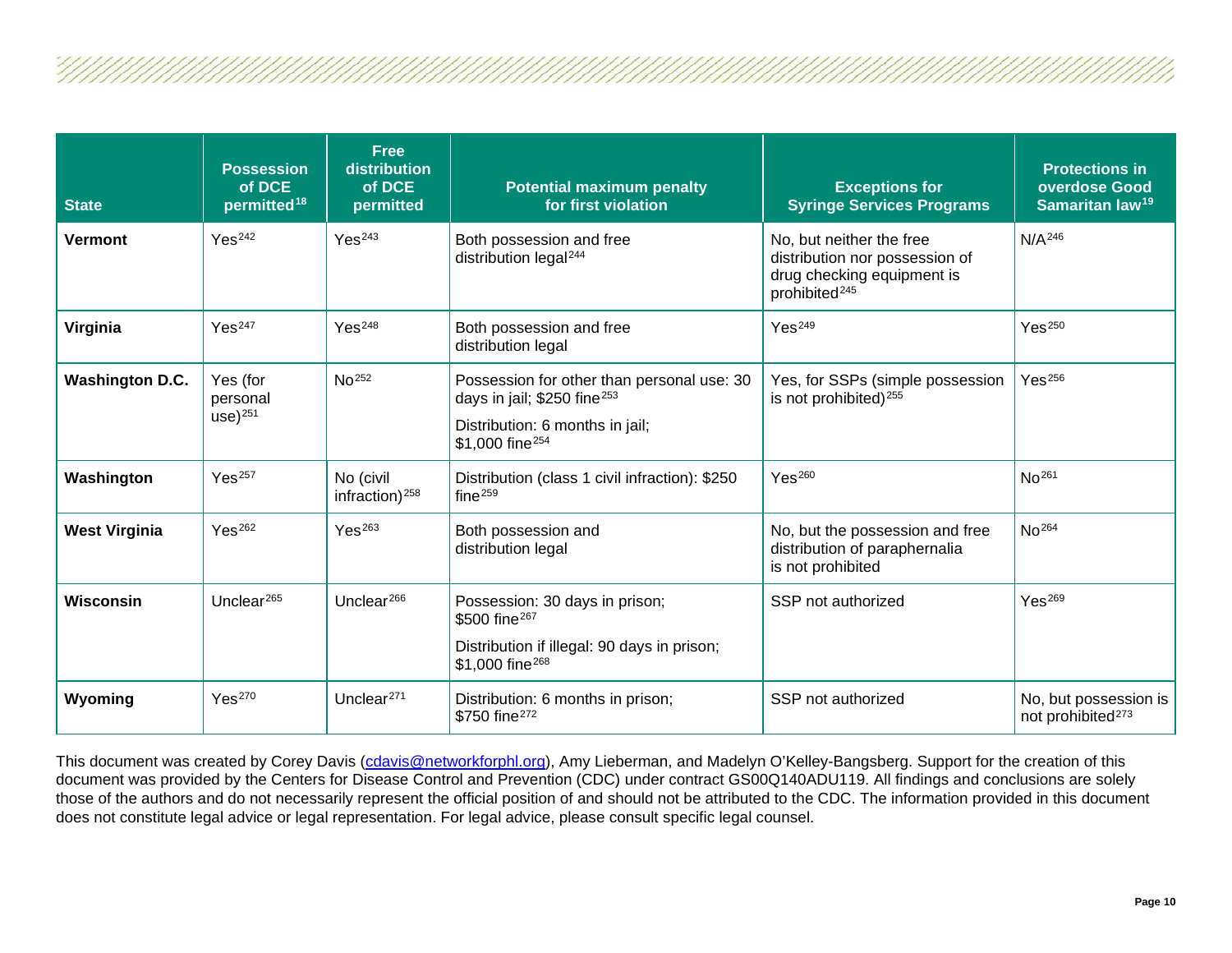| State | Possession of DCE permitted[18] | Free distribution of DCE permitted | Potential maximum penalty for first violation | Exceptions for Syringe Services Programs | Protections in overdose Good Samaritan law[19] |
|---|---|---|---|---|---|
| **Vermont** | Yes[242] | Yes[243] | Both possession and free distribution legal[244] | No, but neither the free distribution nor possession of drug checking equipment is prohibited[245] | N/A[246] |
| **Virginia** | Yes[247] | Yes[248] | Both possession and free distribution legal | Yes[249] | Yes[250] |
| **Washington D.C.** | Yes (for personal use)[251] | No[252] | Possession for other than personal use: 30 days in jail; $250 fine[253]<br><br>Distribution: 6 months in jail; $1,000 fine[254] | Yes, for SSPs (simple possession is not prohibited)[255] | Yes[256] |
| **Washington** | Yes[257] | No (civil infraction)[258] | Distribution (class 1 civil infraction): $250 fine[259] | Yes[260] | No[261] |
| **West Virginia** | Yes[262] | Yes[263] | Both possession and distribution legal | No, but the possession and free distribution of paraphernalia is not prohibited | No[264] |
| **Wisconsin** | Unclear[265] | Unclear[266] | Possession: 30 days in prison; $500 fine[267]<br><br>Distribution if illegal: 90 days in prison; $1,000 fine[268] | SSP not authorized | Yes[269] |
| **Wyoming** | Yes[270] | Unclear[271] | Distribution: 6 months in prison; $750 fine[272] | SSP not authorized | No, but possession is not prohibited[273] |

This document was created by Corey Davis (cdavis@networkforphl.org), Amy Lieberman, and Madelyn O'Kelley-Bangsberg. Support for the creation of this document was provided by the Centers for Disease Control and Prevention (CDC) under contract GS00Q140ADU119. All findings and conclusions are solely those of the authors and do not necessarily represent the official position of and should not be attributed to the CDC. The information provided in this document does not constitute legal advice or legal representation. For legal advice, please consult specific legal counsel.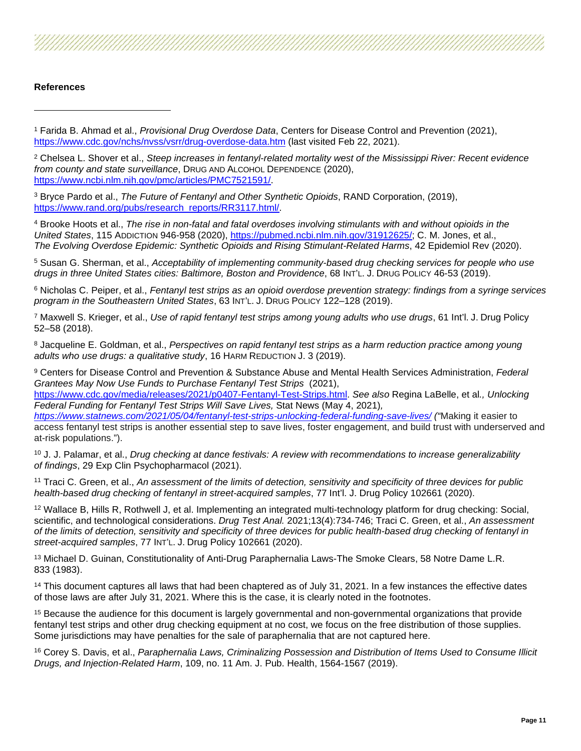**References**

[1] Farida B. Ahmad et al., *Provisional Drug Overdose Data*, Centers for Disease Control and Prevention (2021), https://www.cdc.gov/nchs/nvss/vsrr/drug-overdose-data.htm (last visited Feb 22, 2021).

[2] Chelsea L. Shover et al., *Steep increases in fentanyl-related mortality west of the Mississippi River: Recent evidence from county and state surveillance*, DRUG AND ALCOHOL DEPENDENCE (2020), https://www.ncbi.nlm.nih.gov/pmc/articles/PMC7521591/.

[3] Bryce Pardo et al., *The Future of Fentanyl and Other Synthetic Opioids*, RAND Corporation, (2019), https://www.rand.org/pubs/research_reports/RR3117.html/.

[4] Brooke Hoots et al., *The rise in non-fatal and fatal overdoses involving stimulants with and without opioids in the United States*, 115 ADDICTION 946-958 (2020), https://pubmed.ncbi.nlm.nih.gov/31912625/; C. M. Jones, et al., *The Evolving Overdose Epidemic: Synthetic Opioids and Rising Stimulant-Related Harms*, 42 Epidemiol Rev (2020).

[5] Susan G. Sherman, et al., *Acceptability of implementing community-based drug checking services for people who use drugs in three United States cities: Baltimore, Boston and Providence*, 68 INT'L. J. DRUG POLICY 46-53 (2019).

[6] Nicholas C. Peiper, et al., *Fentanyl test strips as an opioid overdose prevention strategy: findings from a syringe services program in the Southeastern United States*, 63 INT'L. J. DRUG POLICY 122–128 (2019).

[7] Maxwell S. Krieger, et al., *Use of rapid fentanyl test strips among young adults who use drugs*, 61 Int'l. J. Drug Policy 52–58 (2018).

[8] Jacqueline E. Goldman, et al., *Perspectives on rapid fentanyl test strips as a harm reduction practice among young adults who use drugs: a qualitative study*, 16 HARM REDUCTION J. 3 (2019).

[9] Centers for Disease Control and Prevention & Substance Abuse and Mental Health Services Administration, *Federal Grantees May Now Use Funds to Purchase Fentanyl Test Strips* (2021), https://www.cdc.gov/media/releases/2021/p0407-Fentanyl-Test-Strips.html. *See also* Regina LaBelle, et al*., Unlocking Federal Funding for Fentanyl Test Strips Will Save Lives,* Stat News (May 4, 2021)*, https://www.statnews.com/2021/05/04/fentanyl-test-strips-unlocking-federal-funding-save-lives/ ("*Making it easier to access fentanyl test strips is another essential step to save lives, foster engagement, and build trust with underserved and at-risk populations.").

[10] J. J. Palamar, et al., *Drug checking at dance festivals: A review with recommendations to increase generalizability of findings*, 29 Exp Clin Psychopharmacol (2021).

[11] Traci C. Green, et al., *An assessment of the limits of detection, sensitivity and specificity of three devices for public health-based drug checking of fentanyl in street-acquired samples*, 77 Int'l. J. Drug Policy 102661 (2020).

[12] Wallace B, Hills R, Rothwell J, et al. Implementing an integrated multi-technology platform for drug checking: Social, scientific, and technological considerations. *Drug Test Anal.* 2021;13(4):734-746; Traci C. Green, et al., *An assessment of the limits of detection, sensitivity and specificity of three devices for public health-based drug checking of fentanyl in street-acquired samples*, 77 INT'L. J. Drug Policy 102661 (2020).

[13] Michael D. Guinan, Constitutionality of Anti-Drug Paraphernalia Laws-The Smoke Clears, 58 Notre Dame L.R. 833 (1983).

[14] This document captures all laws that had been chaptered as of July 31, 2021. In a few instances the effective dates of those laws are after July 31, 2021. Where this is the case, it is clearly noted in the footnotes.

[15] Because the audience for this document is largely governmental and non-governmental organizations that provide fentanyl test strips and other drug checking equipment at no cost, we focus on the free distribution of those supplies. Some jurisdictions may have penalties for the sale of paraphernalia that are not captured here.

[16] Corey S. Davis, et al., *Paraphernalia Laws, Criminalizing Possession and Distribution of Items Used to Consume Illicit Drugs, and Injection-Related Harm*, 109, no. 11 Am. J. Pub. Health, 1564-1567 (2019).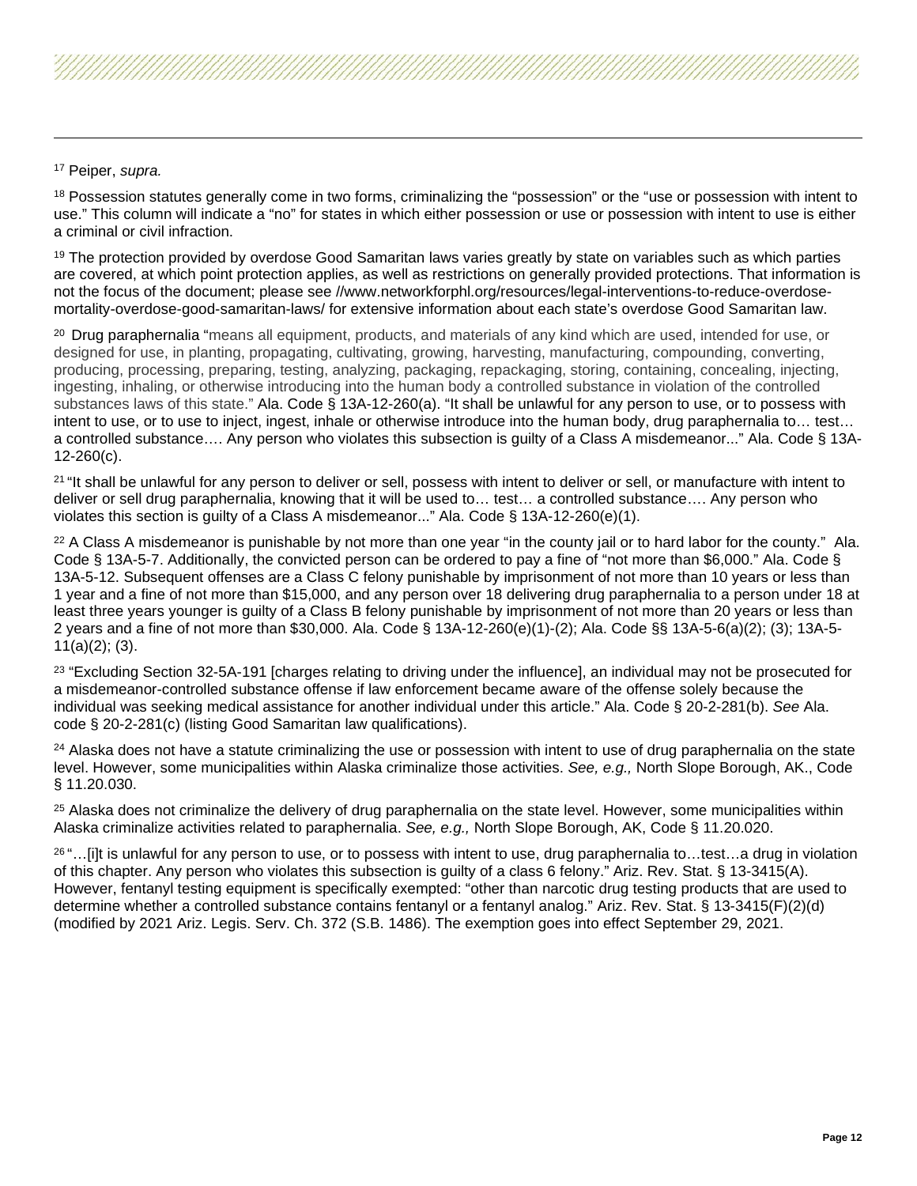[17] Peiper, *supra.*

[18] Possession statutes generally come in two forms, criminalizing the "possession" or the "use or possession with intent to use." This column will indicate a "no" for states in which either possession or use or possession with intent to use is either a criminal or civil infraction.

[19] The protection provided by overdose Good Samaritan laws varies greatly by state on variables such as which parties are covered, at which point protection applies, as well as restrictions on generally provided protections. That information is not the focus of the document; please see //www.networkforphl.org/resources/legal-interventions-to-reduce-overdose-mortality-overdose-good-samaritan-laws/ for extensive information about each state's overdose Good Samaritan law.

[20] Drug paraphernalia "means all equipment, products, and materials of any kind which are used, intended for use, or designed for use, in planting, propagating, cultivating, growing, harvesting, manufacturing, compounding, converting, producing, processing, preparing, testing, analyzing, packaging, repackaging, storing, containing, concealing, injecting, ingesting, inhaling, or otherwise introducing into the human body a controlled substance in violation of the controlled substances laws of this state." Ala. Code § 13A-12-260(a). "It shall be unlawful for any person to use, or to possess with intent to use, or to use to inject, ingest, inhale or otherwise introduce into the human body, drug paraphernalia to… test… a controlled substance…. Any person who violates this subsection is guilty of a Class A misdemeanor..." Ala. Code § 13A-12-260(c).

[21] "It shall be unlawful for any person to deliver or sell, possess with intent to deliver or sell, or manufacture with intent to deliver or sell drug paraphernalia, knowing that it will be used to… test… a controlled substance…. Any person who violates this section is guilty of a Class A misdemeanor..." Ala. Code § 13A-12-260(e)(1).

[22] A Class A misdemeanor is punishable by not more than one year "in the county jail or to hard labor for the county." Ala. Code § 13A-5-7. Additionally, the convicted person can be ordered to pay a fine of "not more than $6,000." Ala. Code § 13A-5-12. Subsequent offenses are a Class C felony punishable by imprisonment of not more than 10 years or less than 1 year and a fine of not more than $15,000, and any person over 18 delivering drug paraphernalia to a person under 18 at least three years younger is guilty of a Class B felony punishable by imprisonment of not more than 20 years or less than 2 years and a fine of not more than $30,000. Ala. Code § 13A-12-260(e)(1)-(2); Ala. Code §§ 13A-5-6(a)(2); (3); 13A-5-11(a)(2); (3).

[23] "Excluding Section 32-5A-191 [charges relating to driving under the influence], an individual may not be prosecuted for a misdemeanor-controlled substance offense if law enforcement became aware of the offense solely because the individual was seeking medical assistance for another individual under this article." Ala. Code § 20-2-281(b). *See* Ala. code § 20-2-281(c) (listing Good Samaritan law qualifications).

[24] Alaska does not have a statute criminalizing the use or possession with intent to use of drug paraphernalia on the state level. However, some municipalities within Alaska criminalize those activities. *See, e.g.,* North Slope Borough, AK., Code § 11.20.030.

[25] Alaska does not criminalize the delivery of drug paraphernalia on the state level. However, some municipalities within Alaska criminalize activities related to paraphernalia. *See, e.g.,* North Slope Borough, AK, Code § 11.20.020.

[26] "…[i]t is unlawful for any person to use, or to possess with intent to use, drug paraphernalia to…test…a drug in violation of this chapter. Any person who violates this subsection is guilty of a class 6 felony." Ariz. Rev. Stat. § 13-3415(A). However, fentanyl testing equipment is specifically exempted: "other than narcotic drug testing products that are used to determine whether a controlled substance contains fentanyl or a fentanyl analog." Ariz. Rev. Stat. § 13-3415(F)(2)(d) (modified by 2021 Ariz. Legis. Serv. Ch. 372 (S.B. 1486). The exemption goes into effect September 29, 2021.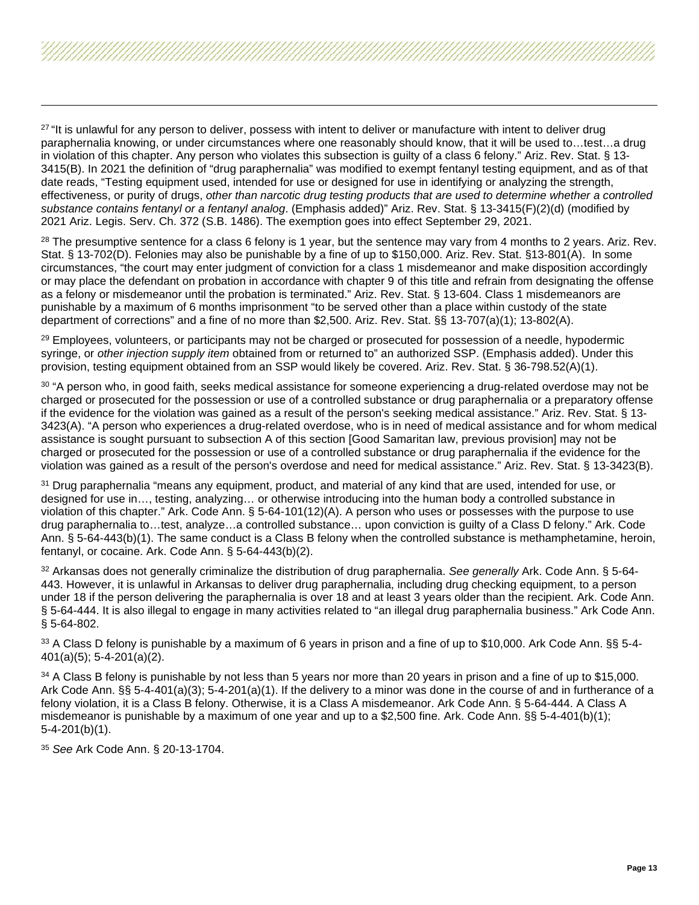[27] "It is unlawful for any person to deliver, possess with intent to deliver or manufacture with intent to deliver drug paraphernalia knowing, or under circumstances where one reasonably should know, that it will be used to…test…a drug in violation of this chapter. Any person who violates this subsection is guilty of a class 6 felony." Ariz. Rev. Stat. § 13-3415(B). In 2021 the definition of "drug paraphernalia" was modified to exempt fentanyl testing equipment, and as of that date reads, "Testing equipment used, intended for use or designed for use in identifying or analyzing the strength, effectiveness, or purity of drugs, *other than narcotic drug testing products that are used to determine whether a controlled substance contains fentanyl or a fentanyl analog*. (Emphasis added)" Ariz. Rev. Stat. § 13-3415(F)(2)(d) (modified by 2021 Ariz. Legis. Serv. Ch. 372 (S.B. 1486). The exemption goes into effect September 29, 2021.

[28] The presumptive sentence for a class 6 felony is 1 year, but the sentence may vary from 4 months to 2 years. Ariz. Rev. Stat. § 13-702(D). Felonies may also be punishable by a fine of up to $150,000. Ariz. Rev. Stat. §13-801(A). In some circumstances, "the court may enter judgment of conviction for a class 1 misdemeanor and make disposition accordingly or may place the defendant on probation in accordance with chapter 9 of this title and refrain from designating the offense as a felony or misdemeanor until the probation is terminated." Ariz. Rev. Stat. § 13-604. Class 1 misdemeanors are punishable by a maximum of 6 months imprisonment "to be served other than a place within custody of the state department of corrections" and a fine of no more than $2,500. Ariz. Rev. Stat. §§ 13-707(a)(1); 13-802(A).

[29] Employees, volunteers, or participants may not be charged or prosecuted for possession of a needle, hypodermic syringe, or *other injection supply item* obtained from or returned to" an authorized SSP. (Emphasis added). Under this provision, testing equipment obtained from an SSP would likely be covered. Ariz. Rev. Stat. § 36-798.52(A)(1).

[30] "A person who, in good faith, seeks medical assistance for someone experiencing a drug-related overdose may not be charged or prosecuted for the possession or use of a controlled substance or drug paraphernalia or a preparatory offense if the evidence for the violation was gained as a result of the person's seeking medical assistance." Ariz. Rev. Stat. § 13-3423(A). "A person who experiences a drug-related overdose, who is in need of medical assistance and for whom medical assistance is sought pursuant to subsection A of this section [Good Samaritan law, previous provision] may not be charged or prosecuted for the possession or use of a controlled substance or drug paraphernalia if the evidence for the violation was gained as a result of the person's overdose and need for medical assistance." Ariz. Rev. Stat. § 13-3423(B).

[31] Drug paraphernalia "means any equipment, product, and material of any kind that are used, intended for use, or designed for use in…, testing, analyzing… or otherwise introducing into the human body a controlled substance in violation of this chapter." Ark. Code Ann. § 5-64-101(12)(A). A person who uses or possesses with the purpose to use drug paraphernalia to…test, analyze…a controlled substance… upon conviction is guilty of a Class D felony." Ark. Code Ann. § 5-64-443(b)(1). The same conduct is a Class B felony when the controlled substance is methamphetamine, heroin, fentanyl, or cocaine. Ark. Code Ann. § 5-64-443(b)(2).

[32] Arkansas does not generally criminalize the distribution of drug paraphernalia. *See generally* Ark. Code Ann. § 5-64-443. However, it is unlawful in Arkansas to deliver drug paraphernalia, including drug checking equipment, to a person under 18 if the person delivering the paraphernalia is over 18 and at least 3 years older than the recipient. Ark. Code Ann. § 5-64-444. It is also illegal to engage in many activities related to "an illegal drug paraphernalia business." Ark Code Ann. § 5-64-802.

[33] A Class D felony is punishable by a maximum of 6 years in prison and a fine of up to $10,000. Ark Code Ann. §§ 5-4-401(a)(5); 5-4-201(a)(2).

[34] A Class B felony is punishable by not less than 5 years nor more than 20 years in prison and a fine of up to $15,000. Ark Code Ann. §§ 5-4-401(a)(3); 5-4-201(a)(1). If the delivery to a minor was done in the course of and in furtherance of a felony violation, it is a Class B felony. Otherwise, it is a Class A misdemeanor. Ark Code Ann. § 5-64-444. A Class A misdemeanor is punishable by a maximum of one year and up to a $2,500 fine. Ark. Code Ann. §§ 5-4-401(b)(1); 5-4-201(b)(1).

[35] *See* Ark Code Ann. § 20-13-1704.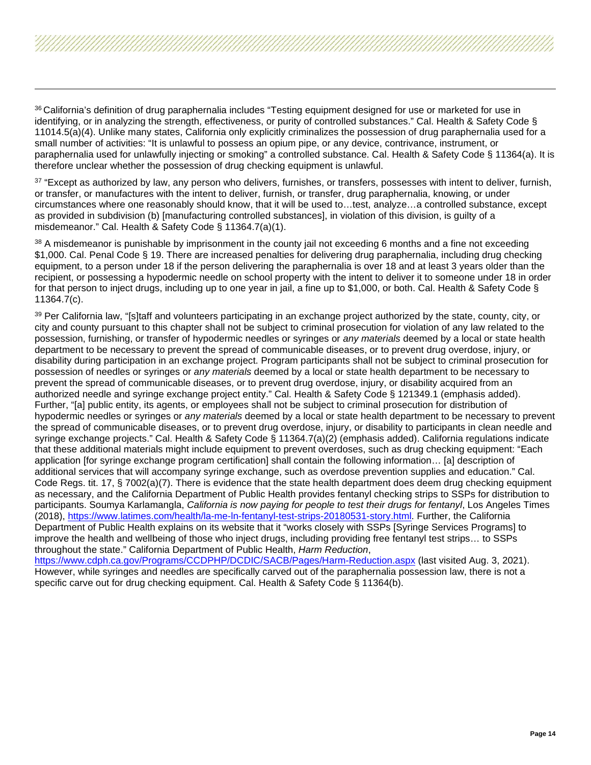[36] California's definition of drug paraphernalia includes "Testing equipment designed for use or marketed for use in identifying, or in analyzing the strength, effectiveness, or purity of controlled substances." Cal. Health & Safety Code § 11014.5(a)(4). Unlike many states, California only explicitly criminalizes the possession of drug paraphernalia used for a small number of activities: "It is unlawful to possess an opium pipe, or any device, contrivance, instrument, or paraphernalia used for unlawfully injecting or smoking" a controlled substance. Cal. Health & Safety Code § 11364(a). It is therefore unclear whether the possession of drug checking equipment is unlawful.

[37] "Except as authorized by law, any person who delivers, furnishes, or transfers, possesses with intent to deliver, furnish, or transfer, or manufactures with the intent to deliver, furnish, or transfer, drug paraphernalia, knowing, or under circumstances where one reasonably should know, that it will be used to…test, analyze…a controlled substance, except as provided in subdivision (b) [manufacturing controlled substances], in violation of this division, is guilty of a misdemeanor." Cal. Health & Safety Code § 11364.7(a)(1).

[38] A misdemeanor is punishable by imprisonment in the county jail not exceeding 6 months and a fine not exceeding $1,000. Cal. Penal Code § 19. There are increased penalties for delivering drug paraphernalia, including drug checking equipment, to a person under 18 if the person delivering the paraphernalia is over 18 and at least 3 years older than the recipient, or possessing a hypodermic needle on school property with the intent to deliver it to someone under 18 in order for that person to inject drugs, including up to one year in jail, a fine up to $1,000, or both. Cal. Health & Safety Code § 11364.7(c).

[39] Per California law, "[s]taff and volunteers participating in an exchange project authorized by the state, county, city, or city and county pursuant to this chapter shall not be subject to criminal prosecution for violation of any law related to the possession, furnishing, or transfer of hypodermic needles or syringes or *any materials* deemed by a local or state health department to be necessary to prevent the spread of communicable diseases, or to prevent drug overdose, injury, or disability during participation in an exchange project. Program participants shall not be subject to criminal prosecution for possession of needles or syringes or *any materials* deemed by a local or state health department to be necessary to prevent the spread of communicable diseases, or to prevent drug overdose, injury, or disability acquired from an authorized needle and syringe exchange project entity." Cal. Health & Safety Code § 121349.1 (emphasis added). Further, "[a] public entity, its agents, or employees shall not be subject to criminal prosecution for distribution of hypodermic needles or syringes or *any materials* deemed by a local or state health department to be necessary to prevent the spread of communicable diseases, or to prevent drug overdose, injury, or disability to participants in clean needle and syringe exchange projects." Cal. Health & Safety Code § 11364.7(a)(2) (emphasis added). California regulations indicate that these additional materials might include equipment to prevent overdoses, such as drug checking equipment: "Each application [for syringe exchange program certification] shall contain the following information… [a] description of additional services that will accompany syringe exchange, such as overdose prevention supplies and education." Cal. Code Regs. tit. 17, § 7002(a)(7). There is evidence that the state health department does deem drug checking equipment as necessary, and the California Department of Public Health provides fentanyl checking strips to SSPs for distribution to participants. Soumya Karlamangla, *California is now paying for people to test their drugs for fentanyl*, Los Angeles Times (2018), https://www.latimes.com/health/la-me-ln-fentanyl-test-strips-20180531-story.html. Further, the California Department of Public Health explains on its website that it "works closely with SSPs [Syringe Services Programs] to improve the health and wellbeing of those who inject drugs, including providing free fentanyl test strips… to SSPs throughout the state." California Department of Public Health, *Harm Reduction*, https://www.cdph.ca.gov/Programs/CCDPHP/DCDIC/SACB/Pages/Harm-Reduction.aspx (last visited Aug. 3, 2021). However, while syringes and needles are specifically carved out of the paraphernalia possession law, there is not a specific carve out for drug checking equipment. Cal. Health & Safety Code § 11364(b).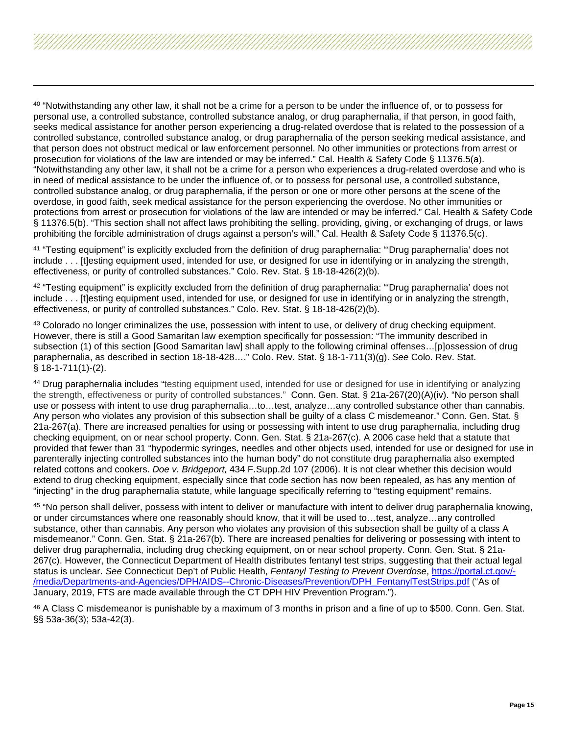[40] "Notwithstanding any other law, it shall not be a crime for a person to be under the influence of, or to possess for personal use, a controlled substance, controlled substance analog, or drug paraphernalia, if that person, in good faith, seeks medical assistance for another person experiencing a drug-related overdose that is related to the possession of a controlled substance, controlled substance analog, or drug paraphernalia of the person seeking medical assistance, and that person does not obstruct medical or law enforcement personnel. No other immunities or protections from arrest or prosecution for violations of the law are intended or may be inferred." Cal. Health & Safety Code § 11376.5(a). "Notwithstanding any other law, it shall not be a crime for a person who experiences a drug-related overdose and who is in need of medical assistance to be under the influence of, or to possess for personal use, a controlled substance, controlled substance analog, or drug paraphernalia, if the person or one or more other persons at the scene of the overdose, in good faith, seek medical assistance for the person experiencing the overdose. No other immunities or protections from arrest or prosecution for violations of the law are intended or may be inferred." Cal. Health & Safety Code § 11376.5(b). "This section shall not affect laws prohibiting the selling, providing, giving, or exchanging of drugs, or laws prohibiting the forcible administration of drugs against a person's will." Cal. Health & Safety Code § 11376.5(c).

[41] "Testing equipment" is explicitly excluded from the definition of drug paraphernalia: "'Drug paraphernalia' does not include . . . [t]esting equipment used, intended for use, or designed for use in identifying or in analyzing the strength, effectiveness, or purity of controlled substances." Colo. Rev. Stat. § 18-18-426(2)(b).

[42] "Testing equipment" is explicitly excluded from the definition of drug paraphernalia: "'Drug paraphernalia' does not include . . . [t]esting equipment used, intended for use, or designed for use in identifying or in analyzing the strength, effectiveness, or purity of controlled substances." Colo. Rev. Stat. § 18-18-426(2)(b).

[43] Colorado no longer criminalizes the use, possession with intent to use, or delivery of drug checking equipment. However, there is still a Good Samaritan law exemption specifically for possession: "The immunity described in subsection (1) of this section [Good Samaritan law] shall apply to the following criminal offenses…[p]ossession of drug paraphernalia, as described in section 18-18-428…." Colo. Rev. Stat. § 18-1-711(3)(g). *See* Colo. Rev. Stat. § 18-1-711(1)-(2).

[44] Drug paraphernalia includes "testing equipment used, intended for use or designed for use in identifying or analyzing the strength, effectiveness or purity of controlled substances." Conn. Gen. Stat. § 21a-267(20)(A)(iv). "No person shall use or possess with intent to use drug paraphernalia…to…test, analyze…any controlled substance other than cannabis. Any person who violates any provision of this subsection shall be guilty of a class C misdemeanor." Conn. Gen. Stat. § 21a-267(a). There are increased penalties for using or possessing with intent to use drug paraphernalia, including drug checking equipment, on or near school property. Conn. Gen. Stat. § 21a-267(c). A 2006 case held that a statute that provided that fewer than 31 "hypodermic syringes, needles and other objects used, intended for use or designed for use in parenterally injecting controlled substances into the human body" do not constitute drug paraphernalia also exempted related cottons and cookers. *Doe v. Bridgeport,* 434 F.Supp.2d 107 (2006). It is not clear whether this decision would extend to drug checking equipment, especially since that code section has now been repealed, as has any mention of "injecting" in the drug paraphernalia statute, while language specifically referring to "testing equipment" remains.

[45] "No person shall deliver, possess with intent to deliver or manufacture with intent to deliver drug paraphernalia knowing, or under circumstances where one reasonably should know, that it will be used to…test, analyze…any controlled substance, other than cannabis. Any person who violates any provision of this subsection shall be guilty of a class A misdemeanor." Conn. Gen. Stat. § 21a-267(b). There are increased penalties for delivering or possessing with intent to deliver drug paraphernalia, including drug checking equipment, on or near school property. Conn. Gen. Stat. § 21a-267(c). However, the Connecticut Department of Health distributes fentanyl test strips, suggesting that their actual legal status is unclear. *See* Connecticut Dep't of Public Health, *Fentanyl Testing to Prevent Overdose*, [https://portal.ct.gov/-/media/Departments-and-Agencies/DPH/AIDS--Chronic-Diseases/Prevention/DPH_FentanylTestStrips.pdf](https://portal.ct.gov/-/media/Departments-and-Agencies/DPH/AIDS--Chronic-Diseases/Prevention/DPH_FentanylTestStrips.pdf) ("As of January, 2019, FTS are made available through the CT DPH HIV Prevention Program.").

[46] A Class C misdemeanor is punishable by a maximum of 3 months in prison and a fine of up to $500. Conn. Gen. Stat. §§ 53a-36(3); 53a-42(3).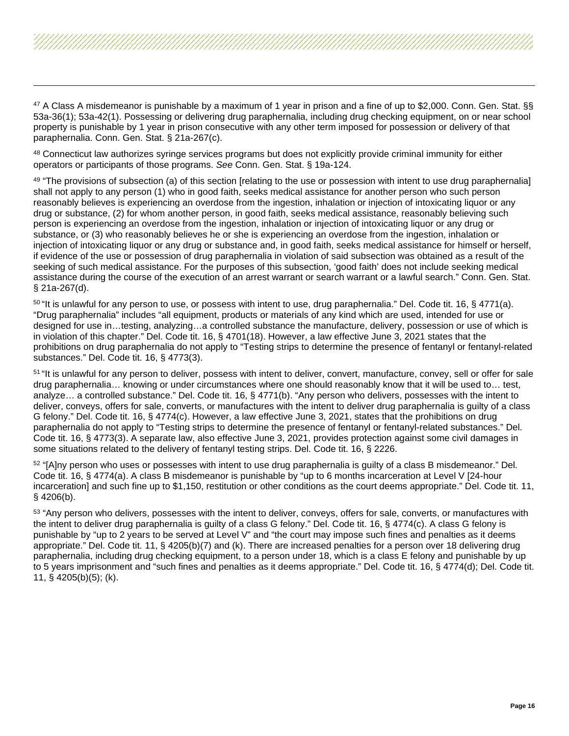[47] A Class A misdemeanor is punishable by a maximum of 1 year in prison and a fine of up to $2,000. Conn. Gen. Stat. §§ 53a-36(1); 53a-42(1). Possessing or delivering drug paraphernalia, including drug checking equipment, on or near school property is punishable by 1 year in prison consecutive with any other term imposed for possession or delivery of that paraphernalia. Conn. Gen. Stat. § 21a-267(c).

[48] Connecticut law authorizes syringe services programs but does not explicitly provide criminal immunity for either operators or participants of those programs. *See* Conn. Gen. Stat. § 19a-124.

[49] "The provisions of subsection (a) of this section [relating to the use or possession with intent to use drug paraphernalia] shall not apply to any person (1) who in good faith, seeks medical assistance for another person who such person reasonably believes is experiencing an overdose from the ingestion, inhalation or injection of intoxicating liquor or any drug or substance, (2) for whom another person, in good faith, seeks medical assistance, reasonably believing such person is experiencing an overdose from the ingestion, inhalation or injection of intoxicating liquor or any drug or substance, or (3) who reasonably believes he or she is experiencing an overdose from the ingestion, inhalation or injection of intoxicating liquor or any drug or substance and, in good faith, seeks medical assistance for himself or herself, if evidence of the use or possession of drug paraphernalia in violation of said subsection was obtained as a result of the seeking of such medical assistance. For the purposes of this subsection, 'good faith' does not include seeking medical assistance during the course of the execution of an arrest warrant or search warrant or a lawful search." Conn. Gen. Stat. § 21a-267(d).

[50] "It is unlawful for any person to use, or possess with intent to use, drug paraphernalia." Del. Code tit. 16, § 4771(a). "Drug paraphernalia" includes "all equipment, products or materials of any kind which are used, intended for use or designed for use in…testing, analyzing…a controlled substance the manufacture, delivery, possession or use of which is in violation of this chapter." Del. Code tit. 16, § 4701(18). However, a law effective June 3, 2021 states that the prohibitions on drug paraphernalia do not apply to "Testing strips to determine the presence of fentanyl or fentanyl-related substances." Del. Code tit. 16, § 4773(3).

[51] "It is unlawful for any person to deliver, possess with intent to deliver, convert, manufacture, convey, sell or offer for sale drug paraphernalia… knowing or under circumstances where one should reasonably know that it will be used to… test, analyze… a controlled substance." Del. Code tit. 16, § 4771(b). "Any person who delivers, possesses with the intent to deliver, conveys, offers for sale, converts, or manufactures with the intent to deliver drug paraphernalia is guilty of a class G felony." Del. Code tit. 16, § 4774(c). However, a law effective June 3, 2021, states that the prohibitions on drug paraphernalia do not apply to "Testing strips to determine the presence of fentanyl or fentanyl-related substances." Del. Code tit. 16, § 4773(3). A separate law, also effective June 3, 2021, provides protection against some civil damages in some situations related to the delivery of fentanyl testing strips. Del. Code tit. 16, § 2226.

[52] "[A]ny person who uses or possesses with intent to use drug paraphernalia is guilty of a class B misdemeanor." Del. Code tit. 16, § 4774(a). A class B misdemeanor is punishable by "up to 6 months incarceration at Level V [24-hour incarceration] and such fine up to $1,150, restitution or other conditions as the court deems appropriate." Del. Code tit. 11, § 4206(b).

[53] "Any person who delivers, possesses with the intent to deliver, conveys, offers for sale, converts, or manufactures with the intent to deliver drug paraphernalia is guilty of a class G felony." Del. Code tit. 16, § 4774(c). A class G felony is punishable by "up to 2 years to be served at Level V" and "the court may impose such fines and penalties as it deems appropriate." Del. Code tit. 11, § 4205(b)(7) and (k). There are increased penalties for a person over 18 delivering drug paraphernalia, including drug checking equipment, to a person under 18, which is a class E felony and punishable by up to 5 years imprisonment and "such fines and penalties as it deems appropriate." Del. Code tit. 16, § 4774(d); Del. Code tit. 11, § 4205(b)(5); (k).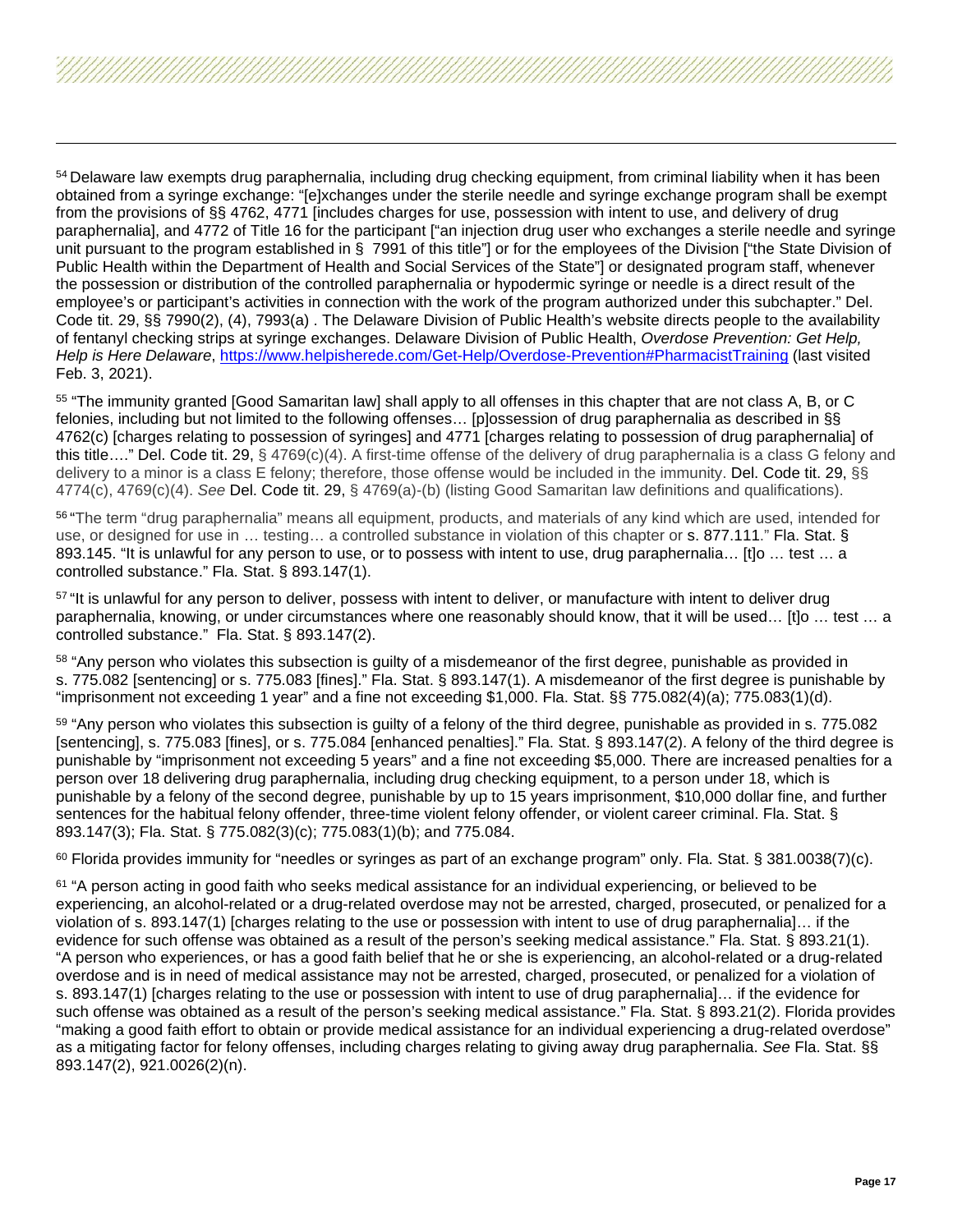[54] Delaware law exempts drug paraphernalia, including drug checking equipment, from criminal liability when it has been obtained from a syringe exchange: "[e]xchanges under the sterile needle and syringe exchange program shall be exempt from the provisions of §§ 4762, 4771 [includes charges for use, possession with intent to use, and delivery of drug paraphernalia], and 4772 of Title 16 for the participant ["an injection drug user who exchanges a sterile needle and syringe unit pursuant to the program established in § 7991 of this title"] or for the employees of the Division ["the State Division of Public Health within the Department of Health and Social Services of the State"] or designated program staff, whenever the possession or distribution of the controlled paraphernalia or hypodermic syringe or needle is a direct result of the employee's or participant's activities in connection with the work of the program authorized under this subchapter." Del. Code tit. 29, §§ 7990(2), (4), 7993(a) . The Delaware Division of Public Health's website directs people to the availability of fentanyl checking strips at syringe exchanges. Delaware Division of Public Health, *Overdose Prevention: Get Help, Help is Here Delaware*, https://www.helpisherede.com/Get-Help/Overdose-Prevention#PharmacistTraining (last visited Feb. 3, 2021).

[55] "The immunity granted [Good Samaritan law] shall apply to all offenses in this chapter that are not class A, B, or C felonies, including but not limited to the following offenses… [p]ossession of drug paraphernalia as described in §§ 4762(c) [charges relating to possession of syringes] and 4771 [charges relating to possession of drug paraphernalia] of this title…." Del. Code tit. 29, § 4769(c)(4). A first-time offense of the delivery of drug paraphernalia is a class G felony and delivery to a minor is a class E felony; therefore, those offense would be included in the immunity. Del. Code tit. 29, §§ 4774(c), 4769(c)(4). *See* Del. Code tit. 29, § 4769(a)-(b) (listing Good Samaritan law definitions and qualifications).

[56] "The term "drug paraphernalia" means all equipment, products, and materials of any kind which are used, intended for use, or designed for use in … testing… a controlled substance in violation of this chapter or s. 877.111." Fla. Stat. § 893.145. "It is unlawful for any person to use, or to possess with intent to use, drug paraphernalia… [t]o … test … a controlled substance." Fla. Stat. § 893.147(1).

[57] "It is unlawful for any person to deliver, possess with intent to deliver, or manufacture with intent to deliver drug paraphernalia, knowing, or under circumstances where one reasonably should know, that it will be used… [t]o … test … a controlled substance." Fla. Stat. § 893.147(2).

[58] "Any person who violates this subsection is guilty of a misdemeanor of the first degree, punishable as provided in s. 775.082 [sentencing] or s. 775.083 [fines]." Fla. Stat. § 893.147(1). A misdemeanor of the first degree is punishable by "imprisonment not exceeding 1 year" and a fine not exceeding $1,000. Fla. Stat. §§ 775.082(4)(a); 775.083(1)(d).

[59] "Any person who violates this subsection is guilty of a felony of the third degree, punishable as provided in s. 775.082 [sentencing], s. 775.083 [fines], or s. 775.084 [enhanced penalties]." Fla. Stat. § 893.147(2). A felony of the third degree is punishable by "imprisonment not exceeding 5 years" and a fine not exceeding $5,000. There are increased penalties for a person over 18 delivering drug paraphernalia, including drug checking equipment, to a person under 18, which is punishable by a felony of the second degree, punishable by up to 15 years imprisonment, $10,000 dollar fine, and further sentences for the habitual felony offender, three-time violent felony offender, or violent career criminal. Fla. Stat. § 893.147(3); Fla. Stat. § 775.082(3)(c); 775.083(1)(b); and 775.084.

[60] Florida provides immunity for "needles or syringes as part of an exchange program" only. Fla. Stat. § 381.0038(7)(c).

[61] "A person acting in good faith who seeks medical assistance for an individual experiencing, or believed to be experiencing, an alcohol-related or a drug-related overdose may not be arrested, charged, prosecuted, or penalized for a violation of s. 893.147(1) [charges relating to the use or possession with intent to use of drug paraphernalia]… if the evidence for such offense was obtained as a result of the person's seeking medical assistance." Fla. Stat. § 893.21(1). "A person who experiences, or has a good faith belief that he or she is experiencing, an alcohol-related or a drug-related overdose and is in need of medical assistance may not be arrested, charged, prosecuted, or penalized for a violation of s. 893.147(1) [charges relating to the use or possession with intent to use of drug paraphernalia]… if the evidence for such offense was obtained as a result of the person's seeking medical assistance." Fla. Stat. § 893.21(2). Florida provides "making a good faith effort to obtain or provide medical assistance for an individual experiencing a drug-related overdose" as a mitigating factor for felony offenses, including charges relating to giving away drug paraphernalia. *See* Fla. Stat. §§ 893.147(2), 921.0026(2)(n).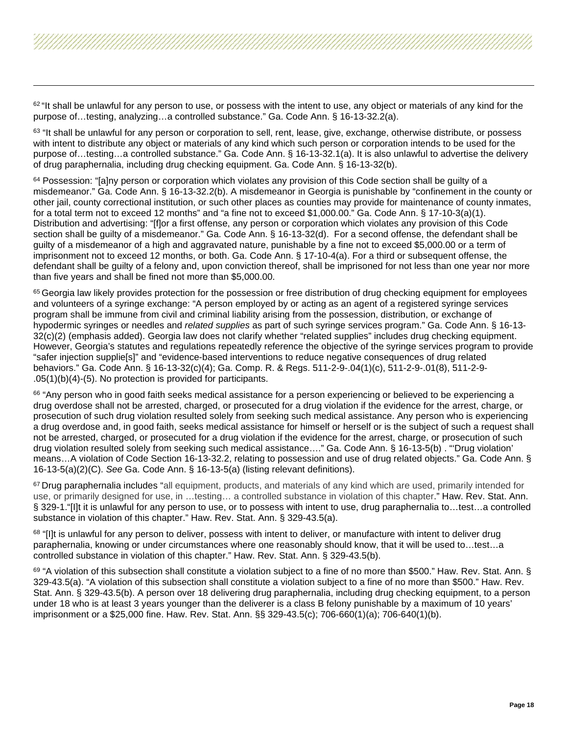[62] "It shall be unlawful for any person to use, or possess with the intent to use, any object or materials of any kind for the purpose of…testing, analyzing…a controlled substance." Ga. Code Ann. § 16-13-32.2(a).

[63] "It shall be unlawful for any person or corporation to sell, rent, lease, give, exchange, otherwise distribute, or possess with intent to distribute any object or materials of any kind which such person or corporation intends to be used for the purpose of…testing…a controlled substance." Ga. Code Ann. § 16-13-32.1(a). It is also unlawful to advertise the delivery of drug paraphernalia, including drug checking equipment. Ga. Code Ann. § 16-13-32(b).

[64] Possession: "[a]ny person or corporation which violates any provision of this Code section shall be guilty of a misdemeanor." Ga. Code Ann. § 16-13-32.2(b). A misdemeanor in Georgia is punishable by "confinement in the county or other jail, county correctional institution, or such other places as counties may provide for maintenance of county inmates, for a total term not to exceed 12 months" and "a fine not to exceed $1,000.00." Ga. Code Ann. § 17-10-3(a)(1). Distribution and advertising: "[f]or a first offense, any person or corporation which violates any provision of this Code section shall be guilty of a misdemeanor." Ga. Code Ann. § 16-13-32(d). For a second offense, the defendant shall be guilty of a misdemeanor of a high and aggravated nature, punishable by a fine not to exceed $5,000.00 or a term of imprisonment not to exceed 12 months, or both. Ga. Code Ann. § 17-10-4(a). For a third or subsequent offense, the defendant shall be guilty of a felony and, upon conviction thereof, shall be imprisoned for not less than one year nor more than five years and shall be fined not more than $5,000.00.

[65] Georgia law likely provides protection for the possession or free distribution of drug checking equipment for employees and volunteers of a syringe exchange: "A person employed by or acting as an agent of a registered syringe services program shall be immune from civil and criminal liability arising from the possession, distribution, or exchange of hypodermic syringes or needles and *related supplies* as part of such syringe services program." Ga. Code Ann. § 16-13-32(c)(2) (emphasis added). Georgia law does not clarify whether "related supplies" includes drug checking equipment. However, Georgia's statutes and regulations repeatedly reference the objective of the syringe services program to provide "safer injection supplie[s]" and "evidence-based interventions to reduce negative consequences of drug related behaviors." Ga. Code Ann. § 16-13-32(c)(4); Ga. Comp. R. & Regs. 511-2-9-.04(1)(c), 511-2-9-.01(8), 511-2-9-.05(1)(b)(4)-(5). No protection is provided for participants.

[66] "Any person who in good faith seeks medical assistance for a person experiencing or believed to be experiencing a drug overdose shall not be arrested, charged, or prosecuted for a drug violation if the evidence for the arrest, charge, or prosecution of such drug violation resulted solely from seeking such medical assistance. Any person who is experiencing a drug overdose and, in good faith, seeks medical assistance for himself or herself or is the subject of such a request shall not be arrested, charged, or prosecuted for a drug violation if the evidence for the arrest, charge, or prosecution of such drug violation resulted solely from seeking such medical assistance…." Ga. Code Ann. § 16-13-5(b) . "'Drug violation' means…A violation of Code Section 16-13-32.2, relating to possession and use of drug related objects." Ga. Code Ann. § 16-13-5(a)(2)(C). *See* Ga. Code Ann. § 16-13-5(a) (listing relevant definitions).

[67] Drug paraphernalia includes "all equipment, products, and materials of any kind which are used, primarily intended for use, or primarily designed for use, in …testing… a controlled substance in violation of this chapter." Haw. Rev. Stat. Ann. § 329-1."[I]t it is unlawful for any person to use, or to possess with intent to use, drug paraphernalia to…test…a controlled substance in violation of this chapter." Haw. Rev. Stat. Ann. § 329-43.5(a).

[68] "[I]t is unlawful for any person to deliver, possess with intent to deliver, or manufacture with intent to deliver drug paraphernalia, knowing or under circumstances where one reasonably should know, that it will be used to…test…a controlled substance in violation of this chapter." Haw. Rev. Stat. Ann. § 329-43.5(b).

[69] "A violation of this subsection shall constitute a violation subject to a fine of no more than $500." Haw. Rev. Stat. Ann. § 329-43.5(a). "A violation of this subsection shall constitute a violation subject to a fine of no more than $500." Haw. Rev. Stat. Ann. § 329-43.5(b). A person over 18 delivering drug paraphernalia, including drug checking equipment, to a person under 18 who is at least 3 years younger than the deliverer is a class B felony punishable by a maximum of 10 years' imprisonment or a $25,000 fine. Haw. Rev. Stat. Ann. §§ 329-43.5(c); 706-660(1)(a); 706-640(1)(b).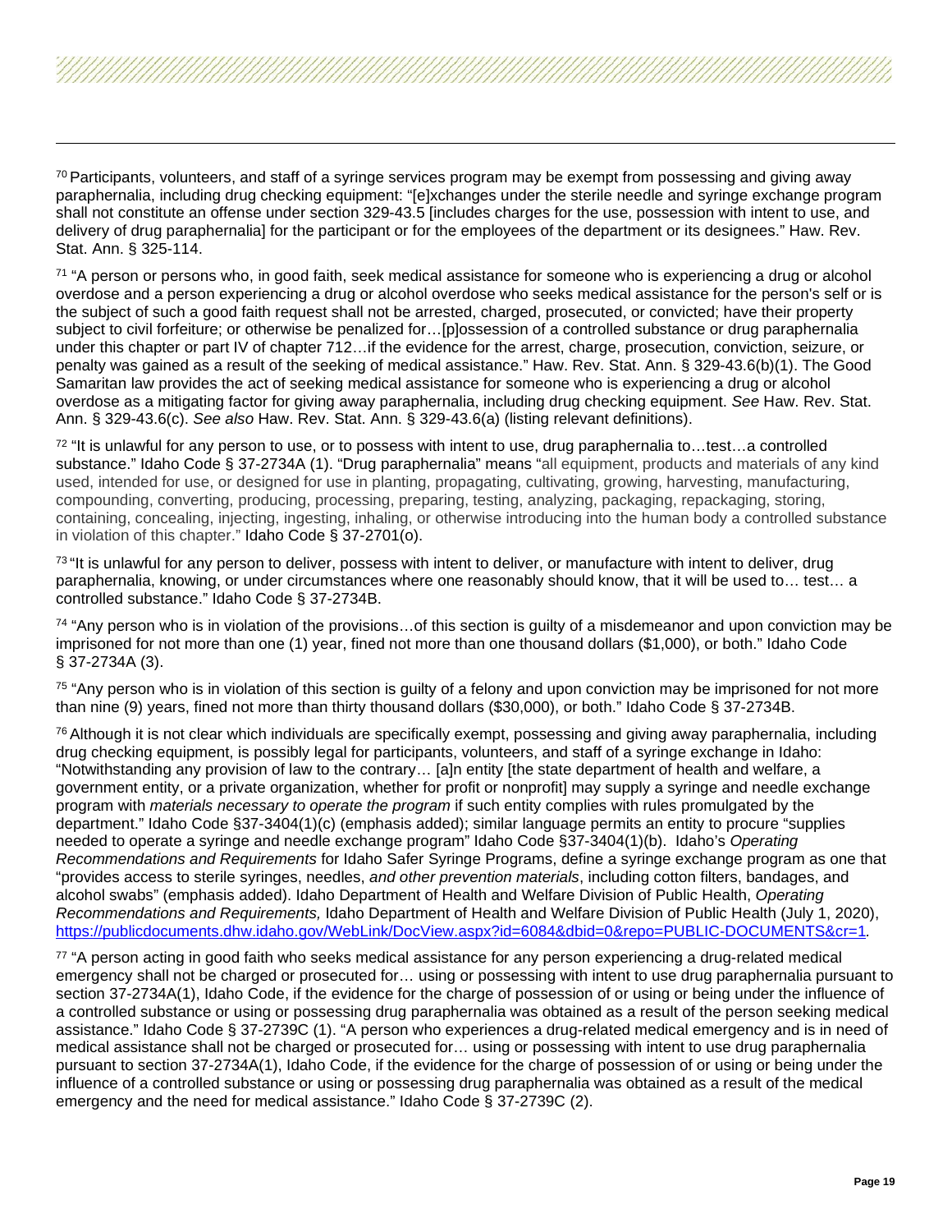[70] Participants, volunteers, and staff of a syringe services program may be exempt from possessing and giving away paraphernalia, including drug checking equipment: "[e]xchanges under the sterile needle and syringe exchange program shall not constitute an offense under section 329-43.5 [includes charges for the use, possession with intent to use, and delivery of drug paraphernalia] for the participant or for the employees of the department or its designees." Haw. Rev. Stat. Ann. § 325-114.

[71] "A person or persons who, in good faith, seek medical assistance for someone who is experiencing a drug or alcohol overdose and a person experiencing a drug or alcohol overdose who seeks medical assistance for the person's self or is the subject of such a good faith request shall not be arrested, charged, prosecuted, or convicted; have their property subject to civil forfeiture; or otherwise be penalized for…[p]ossession of a controlled substance or drug paraphernalia under this chapter or part IV of chapter 712…if the evidence for the arrest, charge, prosecution, conviction, seizure, or penalty was gained as a result of the seeking of medical assistance." Haw. Rev. Stat. Ann. § 329-43.6(b)(1). The Good Samaritan law provides the act of seeking medical assistance for someone who is experiencing a drug or alcohol overdose as a mitigating factor for giving away paraphernalia, including drug checking equipment. *See* Haw. Rev. Stat. Ann. § 329-43.6(c). *See also* Haw. Rev. Stat. Ann. § 329-43.6(a) (listing relevant definitions).

[72] "It is unlawful for any person to use, or to possess with intent to use, drug paraphernalia to…test…a controlled substance." Idaho Code § 37-2734A (1). "Drug paraphernalia" means "all equipment, products and materials of any kind used, intended for use, or designed for use in planting, propagating, cultivating, growing, harvesting, manufacturing, compounding, converting, producing, processing, preparing, testing, analyzing, packaging, repackaging, storing, containing, concealing, injecting, ingesting, inhaling, or otherwise introducing into the human body a controlled substance in violation of this chapter." Idaho Code § 37-2701(o).

[73] "It is unlawful for any person to deliver, possess with intent to deliver, or manufacture with intent to deliver, drug paraphernalia, knowing, or under circumstances where one reasonably should know, that it will be used to… test… a controlled substance." Idaho Code § 37-2734B.

[74] "Any person who is in violation of the provisions…of this section is guilty of a misdemeanor and upon conviction may be imprisoned for not more than one (1) year, fined not more than one thousand dollars ($1,000), or both." Idaho Code § 37-2734A (3).

[75] "Any person who is in violation of this section is guilty of a felony and upon conviction may be imprisoned for not more than nine (9) years, fined not more than thirty thousand dollars ($30,000), or both." Idaho Code § 37-2734B.

[76] Although it is not clear which individuals are specifically exempt, possessing and giving away paraphernalia, including drug checking equipment, is possibly legal for participants, volunteers, and staff of a syringe exchange in Idaho: "Notwithstanding any provision of law to the contrary… [a]n entity [the state department of health and welfare, a government entity, or a private organization, whether for profit or nonprofit] may supply a syringe and needle exchange program with *materials necessary to operate the program* if such entity complies with rules promulgated by the department." Idaho Code §37-3404(1)(c) (emphasis added); similar language permits an entity to procure "supplies needed to operate a syringe and needle exchange program" Idaho Code §37-3404(1)(b). Idaho's *Operating Recommendations and Requirements* for Idaho Safer Syringe Programs, define a syringe exchange program as one that "provides access to sterile syringes, needles, *and other prevention materials*, including cotton filters, bandages, and alcohol swabs" (emphasis added). Idaho Department of Health and Welfare Division of Public Health, *Operating Recommendations and Requirements,* Idaho Department of Health and Welfare Division of Public Health (July 1, 2020), https://publicdocuments.dhw.idaho.gov/WebLink/DocView.aspx?id=6084&dbid=0&repo=PUBLIC-DOCUMENTS&cr=1.

[77] "A person acting in good faith who seeks medical assistance for any person experiencing a drug-related medical emergency shall not be charged or prosecuted for… using or possessing with intent to use drug paraphernalia pursuant to section 37-2734A(1), Idaho Code, if the evidence for the charge of possession of or using or being under the influence of a controlled substance or using or possessing drug paraphernalia was obtained as a result of the person seeking medical assistance." Idaho Code § 37-2739C (1). "A person who experiences a drug-related medical emergency and is in need of medical assistance shall not be charged or prosecuted for… using or possessing with intent to use drug paraphernalia pursuant to section 37-2734A(1), Idaho Code, if the evidence for the charge of possession of or using or being under the influence of a controlled substance or using or possessing drug paraphernalia was obtained as a result of the medical emergency and the need for medical assistance." Idaho Code § 37-2739C (2).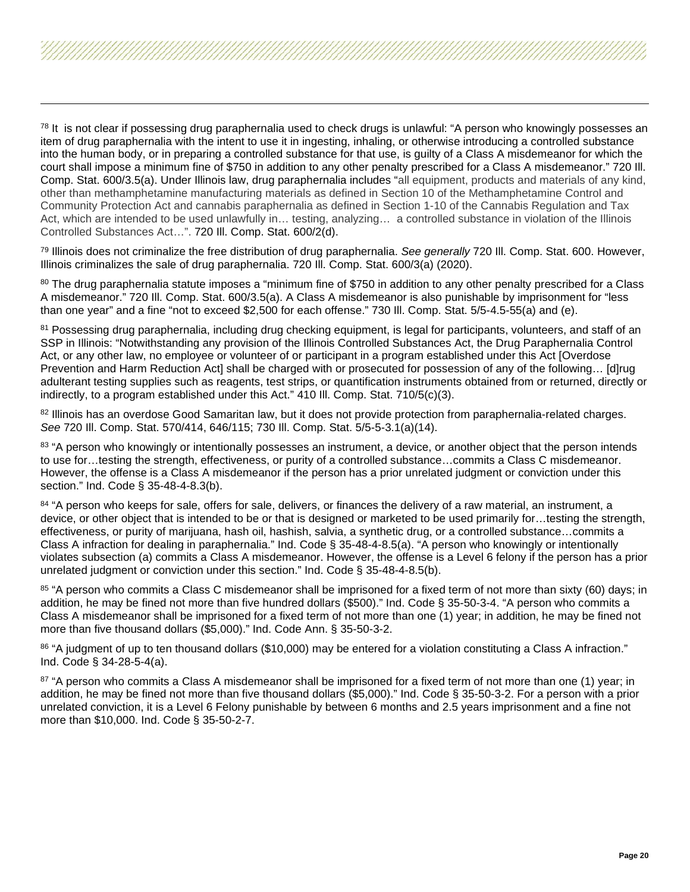[78] It is not clear if possessing drug paraphernalia used to check drugs is unlawful: "A person who knowingly possesses an item of drug paraphernalia with the intent to use it in ingesting, inhaling, or otherwise introducing a controlled substance into the human body, or in preparing a controlled substance for that use, is guilty of a Class A misdemeanor for which the court shall impose a minimum fine of $750 in addition to any other penalty prescribed for a Class A misdemeanor." 720 Ill. Comp. Stat. 600/3.5(a). Under Illinois law, drug paraphernalia includes "all equipment, products and materials of any kind, other than methamphetamine manufacturing materials as defined in Section 10 of the Methamphetamine Control and Community Protection Act and cannabis paraphernalia as defined in Section 1-10 of the Cannabis Regulation and Tax Act, which are intended to be used unlawfully in… testing, analyzing… a controlled substance in violation of the Illinois Controlled Substances Act…". 720 Ill. Comp. Stat. 600/2(d).

[79] Illinois does not criminalize the free distribution of drug paraphernalia. *See generally* 720 Ill. Comp. Stat. 600. However, Illinois criminalizes the sale of drug paraphernalia. 720 Ill. Comp. Stat. 600/3(a) (2020).

[80] The drug paraphernalia statute imposes a "minimum fine of $750 in addition to any other penalty prescribed for a Class A misdemeanor." 720 Ill. Comp. Stat. 600/3.5(a). A Class A misdemeanor is also punishable by imprisonment for "less than one year" and a fine "not to exceed $2,500 for each offense." 730 Ill. Comp. Stat. 5/5-4.5-55(a) and (e).

[81] Possessing drug paraphernalia, including drug checking equipment, is legal for participants, volunteers, and staff of an SSP in Illinois: "Notwithstanding any provision of the Illinois Controlled Substances Act, the Drug Paraphernalia Control Act, or any other law, no employee or volunteer of or participant in a program established under this Act [Overdose Prevention and Harm Reduction Act] shall be charged with or prosecuted for possession of any of the following… [d]rug adulterant testing supplies such as reagents, test strips, or quantification instruments obtained from or returned, directly or indirectly, to a program established under this Act." 410 Ill. Comp. Stat. 710/5(c)(3).

[82] Illinois has an overdose Good Samaritan law, but it does not provide protection from paraphernalia-related charges. *See* 720 Ill. Comp. Stat. 570/414, 646/115; 730 Ill. Comp. Stat. 5/5-5-3.1(a)(14).

[83] "A person who knowingly or intentionally possesses an instrument, a device, or another object that the person intends to use for…testing the strength, effectiveness, or purity of a controlled substance…commits a Class C misdemeanor. However, the offense is a Class A misdemeanor if the person has a prior unrelated judgment or conviction under this section." Ind. Code § 35-48-4-8.3(b).

[84] "A person who keeps for sale, offers for sale, delivers, or finances the delivery of a raw material, an instrument, a device, or other object that is intended to be or that is designed or marketed to be used primarily for…testing the strength, effectiveness, or purity of marijuana, hash oil, hashish, salvia, a synthetic drug, or a controlled substance…commits a Class A infraction for dealing in paraphernalia." Ind. Code § 35-48-4-8.5(a). "A person who knowingly or intentionally violates subsection (a) commits a Class A misdemeanor. However, the offense is a Level 6 felony if the person has a prior unrelated judgment or conviction under this section." Ind. Code § 35-48-4-8.5(b).

[85] "A person who commits a Class C misdemeanor shall be imprisoned for a fixed term of not more than sixty (60) days; in addition, he may be fined not more than five hundred dollars ($500)." Ind. Code § 35-50-3-4. "A person who commits a Class A misdemeanor shall be imprisoned for a fixed term of not more than one (1) year; in addition, he may be fined not more than five thousand dollars ($5,000)." Ind. Code Ann. § 35-50-3-2.

[86] "A judgment of up to ten thousand dollars ($10,000) may be entered for a violation constituting a Class A infraction." Ind. Code § 34-28-5-4(a).

[87] "A person who commits a Class A misdemeanor shall be imprisoned for a fixed term of not more than one (1) year; in addition, he may be fined not more than five thousand dollars ($5,000)." Ind. Code § 35-50-3-2. For a person with a prior unrelated conviction, it is a Level 6 Felony punishable by between 6 months and 2.5 years imprisonment and a fine not more than $10,000. Ind. Code § 35-50-2-7.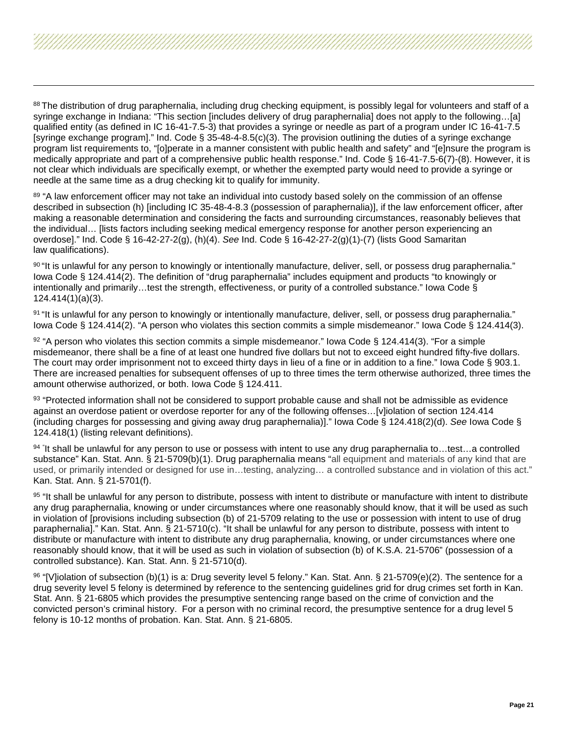[88] The distribution of drug paraphernalia, including drug checking equipment, is possibly legal for volunteers and staff of a syringe exchange in Indiana: "This section [includes delivery of drug paraphernalia] does not apply to the following…[a] qualified entity (as defined in IC 16-41-7.5-3) that provides a syringe or needle as part of a program under IC 16-41-7.5 [syringe exchange program]." Ind. Code § 35-48-4-8.5(c)(3). The provision outlining the duties of a syringe exchange program list requirements to, "[o]perate in a manner consistent with public health and safety" and "[e]nsure the program is medically appropriate and part of a comprehensive public health response." Ind. Code § 16-41-7.5-6(7)-(8). However, it is not clear which individuals are specifically exempt, or whether the exempted party would need to provide a syringe or needle at the same time as a drug checking kit to qualify for immunity.

[89] "A law enforcement officer may not take an individual into custody based solely on the commission of an offense described in subsection (h) [including IC 35-48-4-8.3 (possession of paraphernalia)], if the law enforcement officer, after making a reasonable determination and considering the facts and surrounding circumstances, reasonably believes that the individual… [lists factors including seeking medical emergency response for another person experiencing an overdose]." Ind. Code § 16-42-27-2(g), (h)(4). *See* Ind. Code § 16-42-27-2(g)(1)-(7) (lists Good Samaritan law qualifications).

[90] "It is unlawful for any person to knowingly or intentionally manufacture, deliver, sell, or possess drug paraphernalia." Iowa Code § 124.414(2). The definition of "drug paraphernalia" includes equipment and products "to knowingly or intentionally and primarily…test the strength, effectiveness, or purity of a controlled substance." Iowa Code § 124.414(1)(a)(3).

[91] "It is unlawful for any person to knowingly or intentionally manufacture, deliver, sell, or possess drug paraphernalia." Iowa Code § 124.414(2). "A person who violates this section commits a simple misdemeanor." Iowa Code § 124.414(3).

[92] "A person who violates this section commits a simple misdemeanor." Iowa Code § 124.414(3). "For a simple misdemeanor, there shall be a fine of at least one hundred five dollars but not to exceed eight hundred fifty-five dollars. The court may order imprisonment not to exceed thirty days in lieu of a fine or in addition to a fine." Iowa Code § 903.1. There are increased penalties for subsequent offenses of up to three times the term otherwise authorized, three times the amount otherwise authorized, or both. Iowa Code § 124.411.

[93] "Protected information shall not be considered to support probable cause and shall not be admissible as evidence against an overdose patient or overdose reporter for any of the following offenses…[v]iolation of section 124.414 (including charges for possessing and giving away drug paraphernalia)]." Iowa Code § 124.418(2)(d). *See* Iowa Code § 124.418(1) (listing relevant definitions).

[94] "It shall be unlawful for any person to use or possess with intent to use any drug paraphernalia to…test…a controlled substance" Kan. Stat. Ann. § 21-5709(b)(1). Drug paraphernalia means "all equipment and materials of any kind that are used, or primarily intended or designed for use in…testing, analyzing… a controlled substance and in violation of this act." Kan. Stat. Ann. § 21-5701(f).

[95] "It shall be unlawful for any person to distribute, possess with intent to distribute or manufacture with intent to distribute any drug paraphernalia, knowing or under circumstances where one reasonably should know, that it will be used as such in violation of [provisions including subsection (b) of 21-5709 relating to the use or possession with intent to use of drug paraphernalia]." Kan. Stat. Ann. § 21-5710(c). "It shall be unlawful for any person to distribute, possess with intent to distribute or manufacture with intent to distribute any drug paraphernalia, knowing, or under circumstances where one reasonably should know, that it will be used as such in violation of subsection (b) of K.S.A. 21-5706" (possession of a controlled substance). Kan. Stat. Ann. § 21-5710(d).

[96] "[V]iolation of subsection (b)(1) is a: Drug severity level 5 felony." Kan. Stat. Ann. § 21-5709(e)(2). The sentence for a drug severity level 5 felony is determined by reference to the sentencing guidelines grid for drug crimes set forth in Kan. Stat. Ann. § 21-6805 which provides the presumptive sentencing range based on the crime of conviction and the convicted person's criminal history. For a person with no criminal record, the presumptive sentence for a drug level 5 felony is 10-12 months of probation. Kan. Stat. Ann. § 21-6805.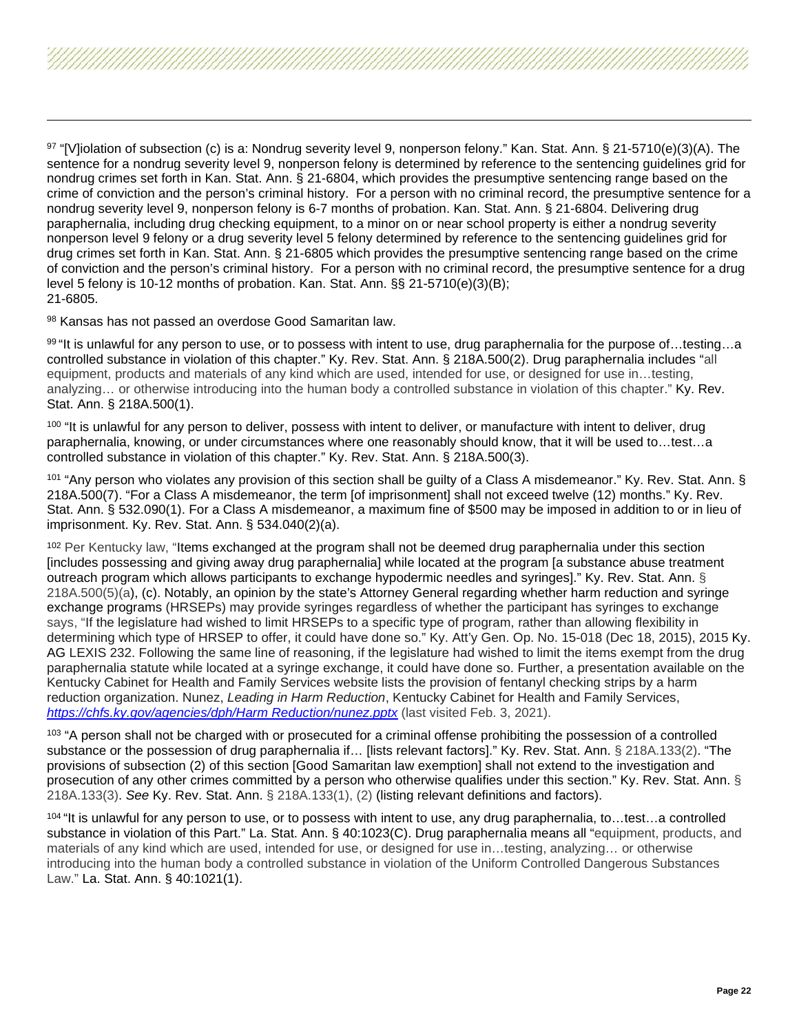[97] "[V]iolation of subsection (c) is a: Nondrug severity level 9, nonperson felony." Kan. Stat. Ann. § 21-5710(e)(3)(A). The sentence for a nondrug severity level 9, nonperson felony is determined by reference to the sentencing guidelines grid for nondrug crimes set forth in Kan. Stat. Ann. § 21-6804, which provides the presumptive sentencing range based on the crime of conviction and the person's criminal history. For a person with no criminal record, the presumptive sentence for a nondrug severity level 9, nonperson felony is 6-7 months of probation. Kan. Stat. Ann. § 21-6804. Delivering drug paraphernalia, including drug checking equipment, to a minor on or near school property is either a nondrug severity nonperson level 9 felony or a drug severity level 5 felony determined by reference to the sentencing guidelines grid for drug crimes set forth in Kan. Stat. Ann. § 21-6805 which provides the presumptive sentencing range based on the crime of conviction and the person's criminal history. For a person with no criminal record, the presumptive sentence for a drug level 5 felony is 10-12 months of probation. Kan. Stat. Ann. §§ 21-5710(e)(3)(B); 21-6805.

[98] Kansas has not passed an overdose Good Samaritan law.

[99] "It is unlawful for any person to use, or to possess with intent to use, drug paraphernalia for the purpose of…testing…a controlled substance in violation of this chapter." Ky. Rev. Stat. Ann. § 218A.500(2). Drug paraphernalia includes "all equipment, products and materials of any kind which are used, intended for use, or designed for use in…testing, analyzing… or otherwise introducing into the human body a controlled substance in violation of this chapter." Ky. Rev. Stat. Ann. § 218A.500(1).

[100] "It is unlawful for any person to deliver, possess with intent to deliver, or manufacture with intent to deliver, drug paraphernalia, knowing, or under circumstances where one reasonably should know, that it will be used to…test…a controlled substance in violation of this chapter." Ky. Rev. Stat. Ann. § 218A.500(3).

[101] "Any person who violates any provision of this section shall be guilty of a Class A misdemeanor." Ky. Rev. Stat. Ann. § 218A.500(7). "For a Class A misdemeanor, the term [of imprisonment] shall not exceed twelve (12) months." Ky. Rev. Stat. Ann. § 532.090(1). For a Class A misdemeanor, a maximum fine of $500 may be imposed in addition to or in lieu of imprisonment. Ky. Rev. Stat. Ann. § 534.040(2)(a).

[102] Per Kentucky law, "Items exchanged at the program shall not be deemed drug paraphernalia under this section [includes possessing and giving away drug paraphernalia] while located at the program [a substance abuse treatment outreach program which allows participants to exchange hypodermic needles and syringes]." Ky. Rev. Stat. Ann. § 218A.500(5)(a), (c). Notably, an opinion by the state's Attorney General regarding whether harm reduction and syringe exchange programs (HRSEPs) may provide syringes regardless of whether the participant has syringes to exchange says, "If the legislature had wished to limit HRSEPs to a specific type of program, rather than allowing flexibility in determining which type of HRSEP to offer, it could have done so." Ky. Att'y Gen. Op. No. 15-018 (Dec 18, 2015), 2015 Ky. AG LEXIS 232. Following the same line of reasoning, if the legislature had wished to limit the items exempt from the drug paraphernalia statute while located at a syringe exchange, it could have done so. Further, a presentation available on the Kentucky Cabinet for Health and Family Services website lists the provision of fentanyl checking strips by a harm reduction organization. Nunez, *Leading in Harm Reduction*, Kentucky Cabinet for Health and Family Services, *https://chfs.ky.gov/agencies/dph/Harm Reduction/nunez.pptx* (last visited Feb. 3, 2021).

[103] "A person shall not be charged with or prosecuted for a criminal offense prohibiting the possession of a controlled substance or the possession of drug paraphernalia if… [lists relevant factors]." Ky. Rev. Stat. Ann. § 218A.133(2). "The provisions of subsection (2) of this section [Good Samaritan law exemption] shall not extend to the investigation and prosecution of any other crimes committed by a person who otherwise qualifies under this section." Ky. Rev. Stat. Ann. § 218A.133(3). *See* Ky. Rev. Stat. Ann. § 218A.133(1), (2) (listing relevant definitions and factors).

[104] "It is unlawful for any person to use, or to possess with intent to use, any drug paraphernalia, to…test…a controlled substance in violation of this Part." La. Stat. Ann. § 40:1023(C). Drug paraphernalia means all "equipment, products, and materials of any kind which are used, intended for use, or designed for use in…testing, analyzing… or otherwise introducing into the human body a controlled substance in violation of the Uniform Controlled Dangerous Substances Law." La. Stat. Ann. § 40:1021(1).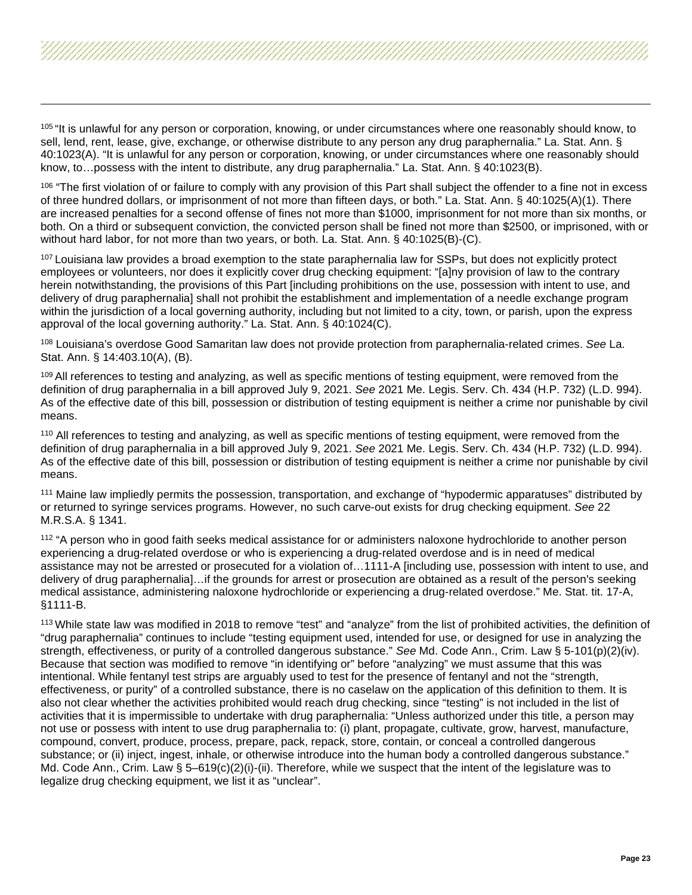[105] "It is unlawful for any person or corporation, knowing, or under circumstances where one reasonably should know, to sell, lend, rent, lease, give, exchange, or otherwise distribute to any person any drug paraphernalia." La. Stat. Ann. § 40:1023(A). "It is unlawful for any person or corporation, knowing, or under circumstances where one reasonably should know, to…possess with the intent to distribute, any drug paraphernalia." La. Stat. Ann. § 40:1023(B).

[106] "The first violation of or failure to comply with any provision of this Part shall subject the offender to a fine not in excess of three hundred dollars, or imprisonment of not more than fifteen days, or both." La. Stat. Ann. § 40:1025(A)(1). There are increased penalties for a second offense of fines not more than $1000, imprisonment for not more than six months, or both. On a third or subsequent conviction, the convicted person shall be fined not more than $2500, or imprisoned, with or without hard labor, for not more than two years, or both. La. Stat. Ann. § 40:1025(B)-(C).

[107] Louisiana law provides a broad exemption to the state paraphernalia law for SSPs, but does not explicitly protect employees or volunteers, nor does it explicitly cover drug checking equipment: "[a]ny provision of law to the contrary herein notwithstanding, the provisions of this Part [including prohibitions on the use, possession with intent to use, and delivery of drug paraphernalia] shall not prohibit the establishment and implementation of a needle exchange program within the jurisdiction of a local governing authority, including but not limited to a city, town, or parish, upon the express approval of the local governing authority." La. Stat. Ann. § 40:1024(C).

[108] Louisiana's overdose Good Samaritan law does not provide protection from paraphernalia-related crimes. *See* La. Stat. Ann. § 14:403.10(A), (B).

[109] All references to testing and analyzing, as well as specific mentions of testing equipment, were removed from the definition of drug paraphernalia in a bill approved July 9, 2021. *See* 2021 Me. Legis. Serv. Ch. 434 (H.P. 732) (L.D. 994). As of the effective date of this bill, possession or distribution of testing equipment is neither a crime nor punishable by civil means.

[110] All references to testing and analyzing, as well as specific mentions of testing equipment, were removed from the definition of drug paraphernalia in a bill approved July 9, 2021. *See* 2021 Me. Legis. Serv. Ch. 434 (H.P. 732) (L.D. 994). As of the effective date of this bill, possession or distribution of testing equipment is neither a crime nor punishable by civil means.

[111] Maine law impliedly permits the possession, transportation, and exchange of "hypodermic apparatuses" distributed by or returned to syringe services programs. However, no such carve-out exists for drug checking equipment. *See* 22 M.R.S.A. § 1341.

[112] "A person who in good faith seeks medical assistance for or administers naloxone hydrochloride to another person experiencing a drug-related overdose or who is experiencing a drug-related overdose and is in need of medical assistance may not be arrested or prosecuted for a violation of…1111-A [including use, possession with intent to use, and delivery of drug paraphernalia]…if the grounds for arrest or prosecution are obtained as a result of the person's seeking medical assistance, administering naloxone hydrochloride or experiencing a drug-related overdose." Me. Stat. tit. 17-A, §1111-B.

[113] While state law was modified in 2018 to remove "test" and "analyze" from the list of prohibited activities, the definition of "drug paraphernalia" continues to include "testing equipment used, intended for use, or designed for use in analyzing the strength, effectiveness, or purity of a controlled dangerous substance." *See* Md. Code Ann., Crim. Law § 5-101(p)(2)(iv). Because that section was modified to remove "in identifying or" before "analyzing" we must assume that this was intentional. While fentanyl test strips are arguably used to test for the presence of fentanyl and not the "strength, effectiveness, or purity" of a controlled substance, there is no caselaw on the application of this definition to them. It is also not clear whether the activities prohibited would reach drug checking, since "testing" is not included in the list of activities that it is impermissible to undertake with drug paraphernalia: "Unless authorized under this title, a person may not use or possess with intent to use drug paraphernalia to: (i) plant, propagate, cultivate, grow, harvest, manufacture, compound, convert, produce, process, prepare, pack, repack, store, contain, or conceal a controlled dangerous substance; or (ii) inject, ingest, inhale, or otherwise introduce into the human body a controlled dangerous substance." Md. Code Ann., Crim. Law § 5–619(c)(2)(i)-(ii). Therefore, while we suspect that the intent of the legislature was to legalize drug checking equipment, we list it as "unclear".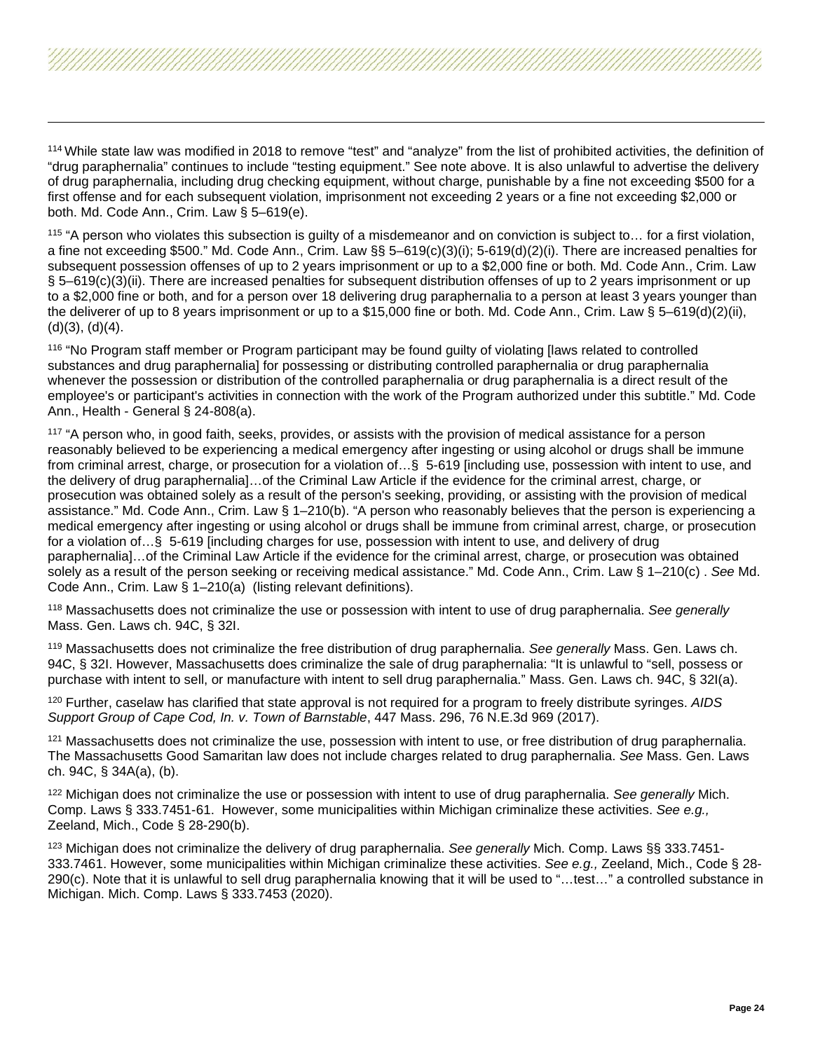[114] While state law was modified in 2018 to remove "test" and "analyze" from the list of prohibited activities, the definition of "drug paraphernalia" continues to include "testing equipment." See note above. It is also unlawful to advertise the delivery of drug paraphernalia, including drug checking equipment, without charge, punishable by a fine not exceeding $500 for a first offense and for each subsequent violation, imprisonment not exceeding 2 years or a fine not exceeding $2,000 or both. Md. Code Ann., Crim. Law § 5–619(e).

[115] "A person who violates this subsection is guilty of a misdemeanor and on conviction is subject to… for a first violation, a fine not exceeding $500." Md. Code Ann., Crim. Law §§ 5–619(c)(3)(i); 5-619(d)(2)(i). There are increased penalties for subsequent possession offenses of up to 2 years imprisonment or up to a $2,000 fine or both. Md. Code Ann., Crim. Law § 5–619(c)(3)(ii). There are increased penalties for subsequent distribution offenses of up to 2 years imprisonment or up to a $2,000 fine or both, and for a person over 18 delivering drug paraphernalia to a person at least 3 years younger than the deliverer of up to 8 years imprisonment or up to a $15,000 fine or both. Md. Code Ann., Crim. Law § 5–619(d)(2)(ii), (d)(3), (d)(4).

[116] "No Program staff member or Program participant may be found guilty of violating [laws related to controlled substances and drug paraphernalia] for possessing or distributing controlled paraphernalia or drug paraphernalia whenever the possession or distribution of the controlled paraphernalia or drug paraphernalia is a direct result of the employee's or participant's activities in connection with the work of the Program authorized under this subtitle." Md. Code Ann., Health - General § 24-808(a).

[117] "A person who, in good faith, seeks, provides, or assists with the provision of medical assistance for a person reasonably believed to be experiencing a medical emergency after ingesting or using alcohol or drugs shall be immune from criminal arrest, charge, or prosecution for a violation of…§ 5-619 [including use, possession with intent to use, and the delivery of drug paraphernalia]…of the Criminal Law Article if the evidence for the criminal arrest, charge, or prosecution was obtained solely as a result of the person's seeking, providing, or assisting with the provision of medical assistance." Md. Code Ann., Crim. Law § 1–210(b). "A person who reasonably believes that the person is experiencing a medical emergency after ingesting or using alcohol or drugs shall be immune from criminal arrest, charge, or prosecution for a violation of…§ 5-619 [including charges for use, possession with intent to use, and delivery of drug paraphernalia]…of the Criminal Law Article if the evidence for the criminal arrest, charge, or prosecution was obtained solely as a result of the person seeking or receiving medical assistance." Md. Code Ann., Crim. Law § 1–210(c) . *See* Md. Code Ann., Crim. Law § 1–210(a) (listing relevant definitions).

[118] Massachusetts does not criminalize the use or possession with intent to use of drug paraphernalia. *See generally* Mass. Gen. Laws ch. 94C, § 32I.

[119] Massachusetts does not criminalize the free distribution of drug paraphernalia. *See generally* Mass. Gen. Laws ch. 94C, § 32I. However, Massachusetts does criminalize the sale of drug paraphernalia: "It is unlawful to "sell, possess or purchase with intent to sell, or manufacture with intent to sell drug paraphernalia." Mass. Gen. Laws ch. 94C, § 32I(a).

[120] Further, caselaw has clarified that state approval is not required for a program to freely distribute syringes. *AIDS Support Group of Cape Cod, In. v. Town of Barnstable*, 447 Mass. 296, 76 N.E.3d 969 (2017).

[121] Massachusetts does not criminalize the use, possession with intent to use, or free distribution of drug paraphernalia. The Massachusetts Good Samaritan law does not include charges related to drug paraphernalia. *See* Mass. Gen. Laws ch. 94C, § 34A(a), (b).

[122] Michigan does not criminalize the use or possession with intent to use of drug paraphernalia. *See generally* Mich. Comp. Laws § 333.7451-61. However, some municipalities within Michigan criminalize these activities. *See e.g.,* Zeeland, Mich., Code § 28-290(b).

[123] Michigan does not criminalize the delivery of drug paraphernalia. *See generally* Mich. Comp. Laws §§ 333.7451-333.7461. However, some municipalities within Michigan criminalize these activities. *See e.g.,* Zeeland, Mich., Code § 28-290(c). Note that it is unlawful to sell drug paraphernalia knowing that it will be used to "…test…" a controlled substance in Michigan. Mich. Comp. Laws § 333.7453 (2020).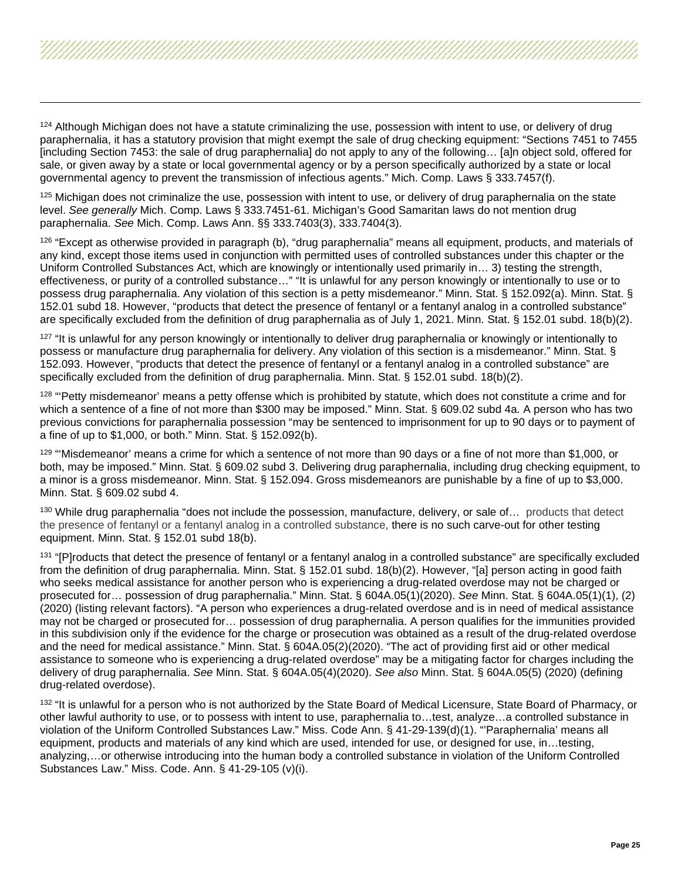[124] Although Michigan does not have a statute criminalizing the use, possession with intent to use, or delivery of drug paraphernalia, it has a statutory provision that might exempt the sale of drug checking equipment: "Sections 7451 to 7455 [including Section 7453: the sale of drug paraphernalia] do not apply to any of the following… [a]n object sold, offered for sale, or given away by a state or local governmental agency or by a person specifically authorized by a state or local governmental agency to prevent the transmission of infectious agents." Mich. Comp. Laws § 333.7457(f).

[125] Michigan does not criminalize the use, possession with intent to use, or delivery of drug paraphernalia on the state level. *See generally* Mich. Comp. Laws § 333.7451-61. Michigan's Good Samaritan laws do not mention drug paraphernalia. *See* Mich. Comp. Laws Ann. §§ 333.7403(3), 333.7404(3).

[126] "Except as otherwise provided in paragraph (b), "drug paraphernalia" means all equipment, products, and materials of any kind, except those items used in conjunction with permitted uses of controlled substances under this chapter or the Uniform Controlled Substances Act, which are knowingly or intentionally used primarily in… 3) testing the strength, effectiveness, or purity of a controlled substance…" "It is unlawful for any person knowingly or intentionally to use or to possess drug paraphernalia. Any violation of this section is a petty misdemeanor." Minn. Stat. § 152.092(a). Minn. Stat. § 152.01 subd 18. However, "products that detect the presence of fentanyl or a fentanyl analog in a controlled substance" are specifically excluded from the definition of drug paraphernalia as of July 1, 2021. Minn. Stat. § 152.01 subd. 18(b)(2).

[127] "It is unlawful for any person knowingly or intentionally to deliver drug paraphernalia or knowingly or intentionally to possess or manufacture drug paraphernalia for delivery. Any violation of this section is a misdemeanor." Minn. Stat. § 152.093. However, "products that detect the presence of fentanyl or a fentanyl analog in a controlled substance" are specifically excluded from the definition of drug paraphernalia. Minn. Stat. § 152.01 subd. 18(b)(2).

[128] "'Petty misdemeanor' means a petty offense which is prohibited by statute, which does not constitute a crime and for which a sentence of a fine of not more than $300 may be imposed." Minn. Stat. § 609.02 subd 4a. A person who has two previous convictions for paraphernalia possession "may be sentenced to imprisonment for up to 90 days or to payment of a fine of up to $1,000, or both." Minn. Stat. § 152.092(b).

[129] "'Misdemeanor' means a crime for which a sentence of not more than 90 days or a fine of not more than $1,000, or both, may be imposed." Minn. Stat. § 609.02 subd 3. Delivering drug paraphernalia, including drug checking equipment, to a minor is a gross misdemeanor. Minn. Stat. § 152.094. Gross misdemeanors are punishable by a fine of up to $3,000. Minn. Stat. § 609.02 subd 4.

[130] While drug paraphernalia "does not include the possession, manufacture, delivery, or sale of… products that detect the presence of fentanyl or a fentanyl analog in a controlled substance, there is no such carve-out for other testing equipment. Minn. Stat. § 152.01 subd 18(b).

[131] "[P]roducts that detect the presence of fentanyl or a fentanyl analog in a controlled substance" are specifically excluded from the definition of drug paraphernalia. Minn. Stat. § 152.01 subd. 18(b)(2). However, "[a] person acting in good faith who seeks medical assistance for another person who is experiencing a drug-related overdose may not be charged or prosecuted for… possession of drug paraphernalia." Minn. Stat. § 604A.05(1)(2020). *See* Minn. Stat. § 604A.05(1)(1), (2) (2020) (listing relevant factors). "A person who experiences a drug-related overdose and is in need of medical assistance may not be charged or prosecuted for… possession of drug paraphernalia. A person qualifies for the immunities provided in this subdivision only if the evidence for the charge or prosecution was obtained as a result of the drug-related overdose and the need for medical assistance." Minn. Stat. § 604A.05(2)(2020). "The act of providing first aid or other medical assistance to someone who is experiencing a drug-related overdose" may be a mitigating factor for charges including the delivery of drug paraphernalia. *See* Minn. Stat. § 604A.05(4)(2020). *See also* Minn. Stat. § 604A.05(5) (2020) (defining drug-related overdose).

[132] "It is unlawful for a person who is not authorized by the State Board of Medical Licensure, State Board of Pharmacy, or other lawful authority to use, or to possess with intent to use, paraphernalia to…test, analyze…a controlled substance in violation of the Uniform Controlled Substances Law." Miss. Code Ann. § 41-29-139(d)(1). "'Paraphernalia' means all equipment, products and materials of any kind which are used, intended for use, or designed for use, in…testing, analyzing,…or otherwise introducing into the human body a controlled substance in violation of the Uniform Controlled Substances Law." Miss. Code. Ann. § 41-29-105 (v)(i).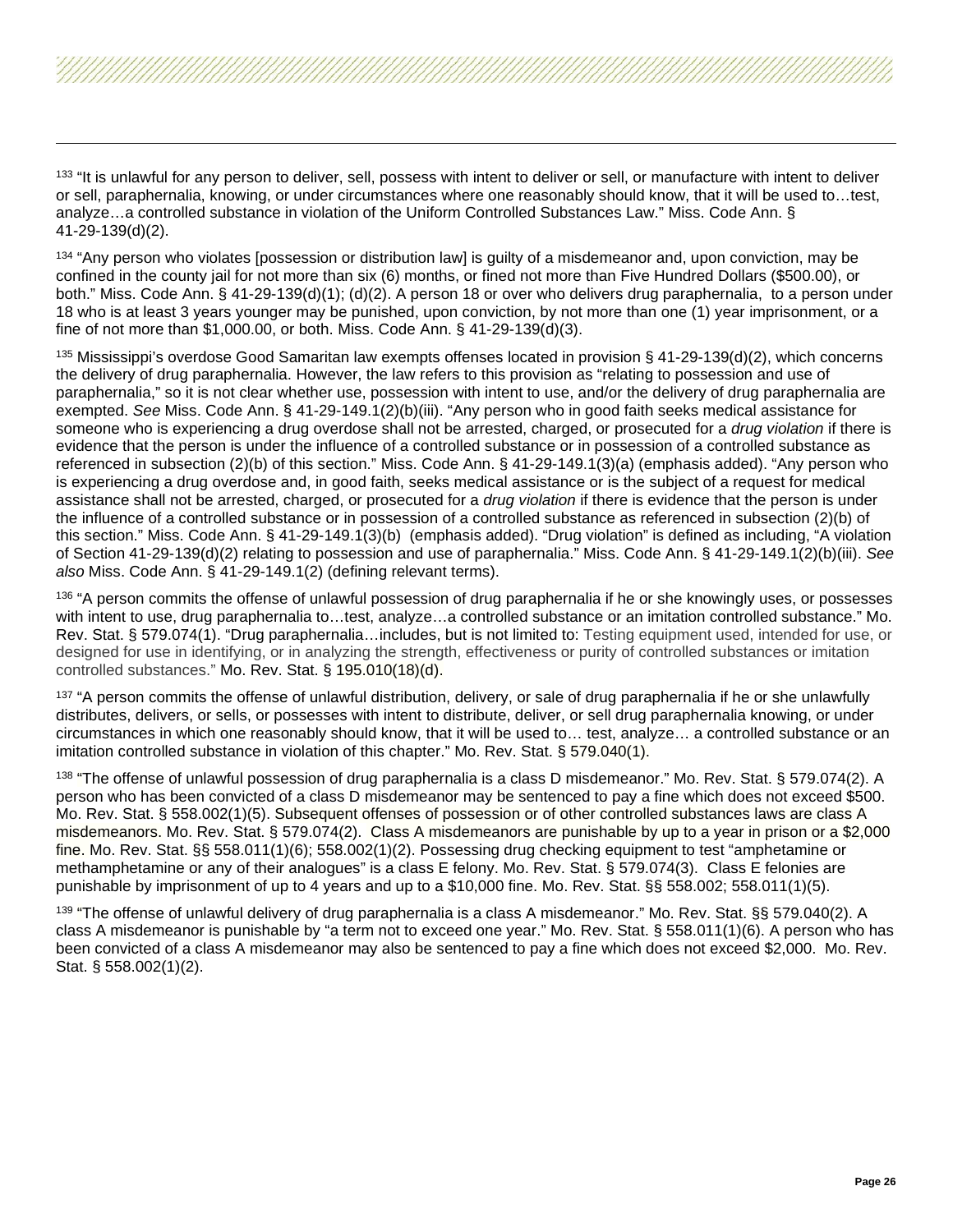[133] "It is unlawful for any person to deliver, sell, possess with intent to deliver or sell, or manufacture with intent to deliver or sell, paraphernalia, knowing, or under circumstances where one reasonably should know, that it will be used to…test, analyze…a controlled substance in violation of the Uniform Controlled Substances Law." Miss. Code Ann. § 41-29-139(d)(2).

[134] "Any person who violates [possession or distribution law] is guilty of a misdemeanor and, upon conviction, may be confined in the county jail for not more than six (6) months, or fined not more than Five Hundred Dollars ($500.00), or both." Miss. Code Ann. § 41-29-139(d)(1); (d)(2). A person 18 or over who delivers drug paraphernalia, to a person under 18 who is at least 3 years younger may be punished, upon conviction, by not more than one (1) year imprisonment, or a fine of not more than $1,000.00, or both. Miss. Code Ann. § 41-29-139(d)(3).

[135] Mississippi's overdose Good Samaritan law exempts offenses located in provision § 41-29-139(d)(2), which concerns the delivery of drug paraphernalia. However, the law refers to this provision as "relating to possession and use of paraphernalia," so it is not clear whether use, possession with intent to use, and/or the delivery of drug paraphernalia are exempted. *See* Miss. Code Ann. § 41-29-149.1(2)(b)(iii). "Any person who in good faith seeks medical assistance for someone who is experiencing a drug overdose shall not be arrested, charged, or prosecuted for a *drug violation* if there is evidence that the person is under the influence of a controlled substance or in possession of a controlled substance as referenced in subsection (2)(b) of this section." Miss. Code Ann. § 41-29-149.1(3)(a) (emphasis added). "Any person who is experiencing a drug overdose and, in good faith, seeks medical assistance or is the subject of a request for medical assistance shall not be arrested, charged, or prosecuted for a *drug violation* if there is evidence that the person is under the influence of a controlled substance or in possession of a controlled substance as referenced in subsection (2)(b) of this section." Miss. Code Ann. § 41-29-149.1(3)(b) (emphasis added). "Drug violation" is defined as including, "A violation of Section 41-29-139(d)(2) relating to possession and use of paraphernalia." Miss. Code Ann. § 41-29-149.1(2)(b)(iii). *See also* Miss. Code Ann. § 41-29-149.1(2) (defining relevant terms).

[136] "A person commits the offense of unlawful possession of drug paraphernalia if he or she knowingly uses, or possesses with intent to use, drug paraphernalia to…test, analyze…a controlled substance or an imitation controlled substance." Mo. Rev. Stat. § 579.074(1). "Drug paraphernalia…includes, but is not limited to: Testing equipment used, intended for use, or designed for use in identifying, or in analyzing the strength, effectiveness or purity of controlled substances or imitation controlled substances." Mo. Rev. Stat. § 195.010(18)(d).

[137] "A person commits the offense of unlawful distribution, delivery, or sale of drug paraphernalia if he or she unlawfully distributes, delivers, or sells, or possesses with intent to distribute, deliver, or sell drug paraphernalia knowing, or under circumstances in which one reasonably should know, that it will be used to… test, analyze… a controlled substance or an imitation controlled substance in violation of this chapter." Mo. Rev. Stat. § 579.040(1).

[138] "The offense of unlawful possession of drug paraphernalia is a class D misdemeanor." Mo. Rev. Stat. § 579.074(2). A person who has been convicted of a class D misdemeanor may be sentenced to pay a fine which does not exceed $500. Mo. Rev. Stat. § 558.002(1)(5). Subsequent offenses of possession or of other controlled substances laws are class A misdemeanors. Mo. Rev. Stat. § 579.074(2). Class A misdemeanors are punishable by up to a year in prison or a $2,000 fine. Mo. Rev. Stat. §§ 558.011(1)(6); 558.002(1)(2). Possessing drug checking equipment to test "amphetamine or methamphetamine or any of their analogues" is a class E felony. Mo. Rev. Stat. § 579.074(3). Class E felonies are punishable by imprisonment of up to 4 years and up to a $10,000 fine. Mo. Rev. Stat. §§ 558.002; 558.011(1)(5).

[139] "The offense of unlawful delivery of drug paraphernalia is a class A misdemeanor." Mo. Rev. Stat. §§ 579.040(2). A class A misdemeanor is punishable by "a term not to exceed one year." Mo. Rev. Stat. § 558.011(1)(6). A person who has been convicted of a class A misdemeanor may also be sentenced to pay a fine which does not exceed $2,000. Mo. Rev. Stat. § 558.002(1)(2).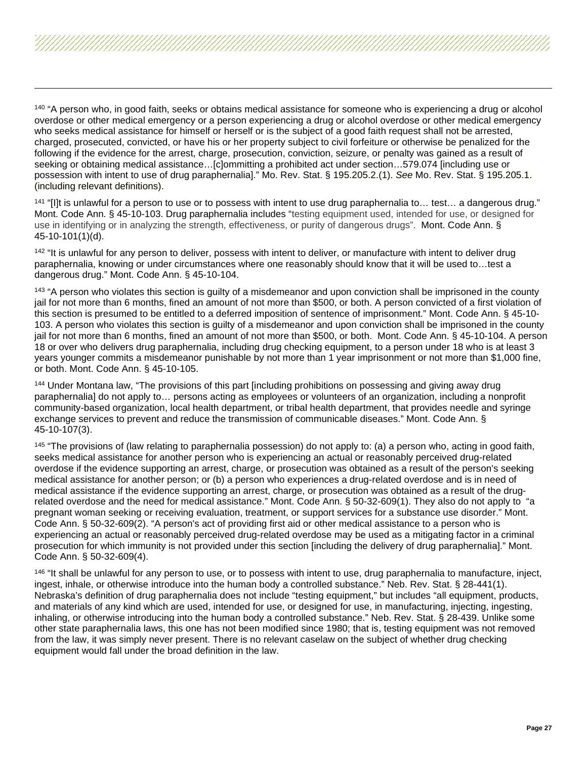[140] "A person who, in good faith, seeks or obtains medical assistance for someone who is experiencing a drug or alcohol overdose or other medical emergency or a person experiencing a drug or alcohol overdose or other medical emergency who seeks medical assistance for himself or herself or is the subject of a good faith request shall not be arrested, charged, prosecuted, convicted, or have his or her property subject to civil forfeiture or otherwise be penalized for the following if the evidence for the arrest, charge, prosecution, conviction, seizure, or penalty was gained as a result of seeking or obtaining medical assistance…[c]ommitting a prohibited act under section…579.074 [including use or possession with intent to use of drug paraphernalia]." Mo. Rev. Stat. § 195.205.2.(1). *See* Mo. Rev. Stat. § 195.205.1. (including relevant definitions).

[141] "[I]t is unlawful for a person to use or to possess with intent to use drug paraphernalia to… test… a dangerous drug." Mont. Code Ann. § 45-10-103. Drug paraphernalia includes "testing equipment used, intended for use, or designed for use in identifying or in analyzing the strength, effectiveness, or purity of dangerous drugs". Mont. Code Ann. § 45-10-101(1)(d).

[142] "It is unlawful for any person to deliver, possess with intent to deliver, or manufacture with intent to deliver drug paraphernalia, knowing or under circumstances where one reasonably should know that it will be used to…test a dangerous drug." Mont. Code Ann. § 45-10-104.

[143] "A person who violates this section is guilty of a misdemeanor and upon conviction shall be imprisoned in the county jail for not more than 6 months, fined an amount of not more than $500, or both. A person convicted of a first violation of this section is presumed to be entitled to a deferred imposition of sentence of imprisonment." Mont. Code Ann. § 45-10-103. A person who violates this section is guilty of a misdemeanor and upon conviction shall be imprisoned in the county jail for not more than 6 months, fined an amount of not more than $500, or both. Mont. Code Ann. § 45-10-104. A person 18 or over who delivers drug paraphernalia, including drug checking equipment, to a person under 18 who is at least 3 years younger commits a misdemeanor punishable by not more than 1 year imprisonment or not more than $1,000 fine, or both. Mont. Code Ann. § 45-10-105.

[144] Under Montana law, "The provisions of this part [including prohibitions on possessing and giving away drug paraphernalia] do not apply to… persons acting as employees or volunteers of an organization, including a nonprofit community-based organization, local health department, or tribal health department, that provides needle and syringe exchange services to prevent and reduce the transmission of communicable diseases." Mont. Code Ann. § 45-10-107(3).

[145] "The provisions of (law relating to paraphernalia possession) do not apply to: (a) a person who, acting in good faith, seeks medical assistance for another person who is experiencing an actual or reasonably perceived drug-related overdose if the evidence supporting an arrest, charge, or prosecution was obtained as a result of the person's seeking medical assistance for another person; or (b) a person who experiences a drug-related overdose and is in need of medical assistance if the evidence supporting an arrest, charge, or prosecution was obtained as a result of the drug-related overdose and the need for medical assistance." Mont. Code Ann. § 50-32-609(1). They also do not apply to "a pregnant woman seeking or receiving evaluation, treatment, or support services for a substance use disorder." Mont. Code Ann. § 50-32-609(2). "A person's act of providing first aid or other medical assistance to a person who is experiencing an actual or reasonably perceived drug-related overdose may be used as a mitigating factor in a criminal prosecution for which immunity is not provided under this section [including the delivery of drug paraphernalia]." Mont. Code Ann. § 50-32-609(4).

[146] "It shall be unlawful for any person to use, or to possess with intent to use, drug paraphernalia to manufacture, inject, ingest, inhale, or otherwise introduce into the human body a controlled substance." Neb. Rev. Stat. § 28-441(1). Nebraska's definition of drug paraphernalia does not include "testing equipment," but includes "all equipment, products, and materials of any kind which are used, intended for use, or designed for use, in manufacturing, injecting, ingesting, inhaling, or otherwise introducing into the human body a controlled substance." Neb. Rev. Stat. § 28-439. Unlike some other state paraphernalia laws, this one has not been modified since 1980; that is, testing equipment was not removed from the law, it was simply never present. There is no relevant caselaw on the subject of whether drug checking equipment would fall under the broad definition in the law.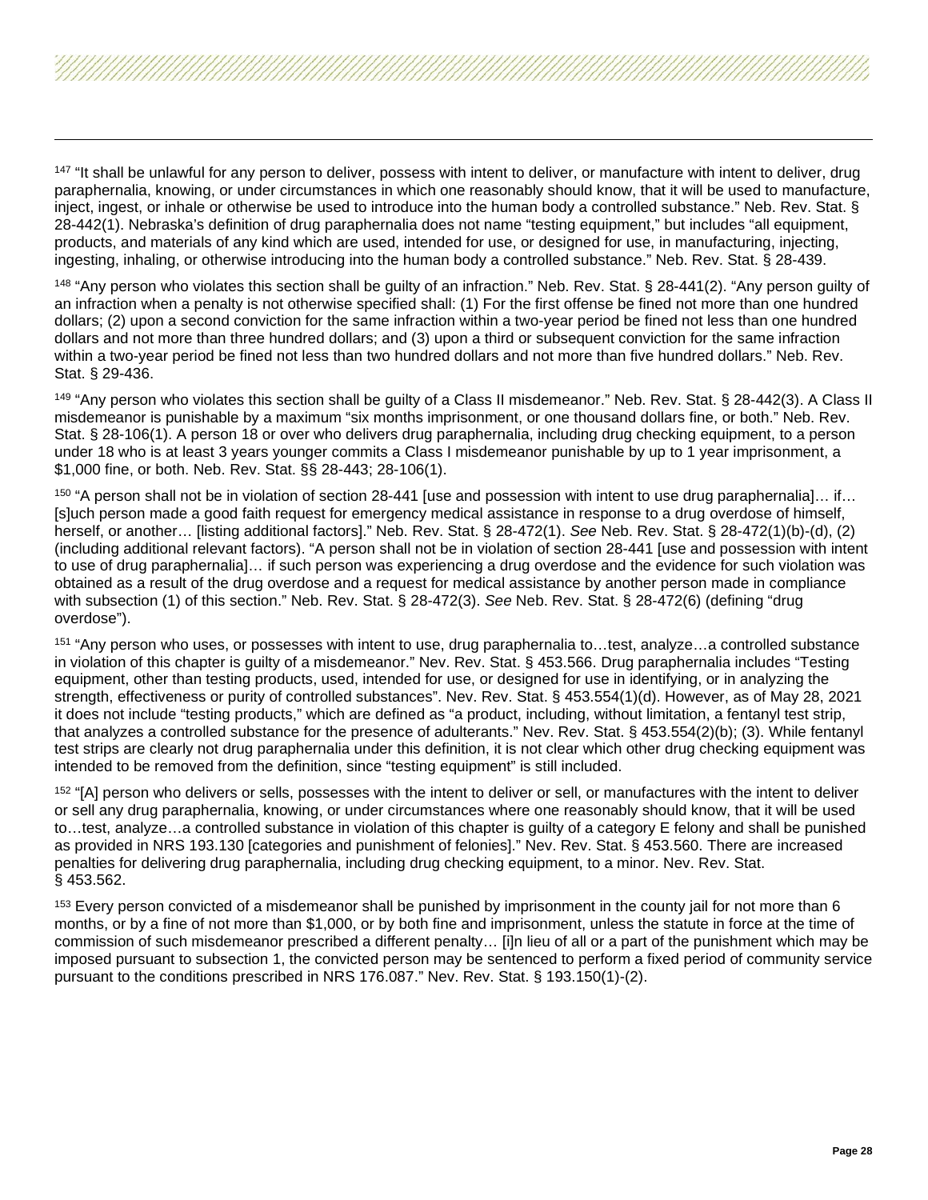[147] "It shall be unlawful for any person to deliver, possess with intent to deliver, or manufacture with intent to deliver, drug paraphernalia, knowing, or under circumstances in which one reasonably should know, that it will be used to manufacture, inject, ingest, or inhale or otherwise be used to introduce into the human body a controlled substance." Neb. Rev. Stat. § 28-442(1). Nebraska's definition of drug paraphernalia does not name "testing equipment," but includes "all equipment, products, and materials of any kind which are used, intended for use, or designed for use, in manufacturing, injecting, ingesting, inhaling, or otherwise introducing into the human body a controlled substance." Neb. Rev. Stat. § 28-439.

[148] "Any person who violates this section shall be guilty of an infraction." Neb. Rev. Stat. § 28-441(2). "Any person guilty of an infraction when a penalty is not otherwise specified shall: (1) For the first offense be fined not more than one hundred dollars; (2) upon a second conviction for the same infraction within a two-year period be fined not less than one hundred dollars and not more than three hundred dollars; and (3) upon a third or subsequent conviction for the same infraction within a two-year period be fined not less than two hundred dollars and not more than five hundred dollars." Neb. Rev. Stat. § 29-436.

[149] "Any person who violates this section shall be guilty of a Class II misdemeanor." Neb. Rev. Stat. § 28-442(3). A Class II misdemeanor is punishable by a maximum "six months imprisonment, or one thousand dollars fine, or both." Neb. Rev. Stat. § 28-106(1). A person 18 or over who delivers drug paraphernalia, including drug checking equipment, to a person under 18 who is at least 3 years younger commits a Class I misdemeanor punishable by up to 1 year imprisonment, a $1,000 fine, or both. Neb. Rev. Stat. §§ 28-443; 28-106(1).

[150] "A person shall not be in violation of section 28-441 [use and possession with intent to use drug paraphernalia]… if… [s]uch person made a good faith request for emergency medical assistance in response to a drug overdose of himself, herself, or another… [listing additional factors]." Neb. Rev. Stat. § 28-472(1). *See* Neb. Rev. Stat. § 28-472(1)(b)-(d), (2) (including additional relevant factors). "A person shall not be in violation of section 28-441 [use and possession with intent to use of drug paraphernalia]… if such person was experiencing a drug overdose and the evidence for such violation was obtained as a result of the drug overdose and a request for medical assistance by another person made in compliance with subsection (1) of this section." Neb. Rev. Stat. § 28-472(3). *See* Neb. Rev. Stat. § 28-472(6) (defining "drug overdose").

[151] "Any person who uses, or possesses with intent to use, drug paraphernalia to…test, analyze…a controlled substance in violation of this chapter is guilty of a misdemeanor." Nev. Rev. Stat. § 453.566. Drug paraphernalia includes "Testing equipment, other than testing products, used, intended for use, or designed for use in identifying, or in analyzing the strength, effectiveness or purity of controlled substances". Nev. Rev. Stat. § 453.554(1)(d). However, as of May 28, 2021 it does not include "testing products," which are defined as "a product, including, without limitation, a fentanyl test strip, that analyzes a controlled substance for the presence of adulterants." Nev. Rev. Stat. § 453.554(2)(b); (3). While fentanyl test strips are clearly not drug paraphernalia under this definition, it is not clear which other drug checking equipment was intended to be removed from the definition, since "testing equipment" is still included.

[152] "[A] person who delivers or sells, possesses with the intent to deliver or sell, or manufactures with the intent to deliver or sell any drug paraphernalia, knowing, or under circumstances where one reasonably should know, that it will be used to…test, analyze…a controlled substance in violation of this chapter is guilty of a category E felony and shall be punished as provided in NRS 193.130 [categories and punishment of felonies]." Nev. Rev. Stat. § 453.560. There are increased penalties for delivering drug paraphernalia, including drug checking equipment, to a minor. Nev. Rev. Stat. § 453.562.

[153] Every person convicted of a misdemeanor shall be punished by imprisonment in the county jail for not more than 6 months, or by a fine of not more than $1,000, or by both fine and imprisonment, unless the statute in force at the time of commission of such misdemeanor prescribed a different penalty… [i]n lieu of all or a part of the punishment which may be imposed pursuant to subsection 1, the convicted person may be sentenced to perform a fixed period of community service pursuant to the conditions prescribed in NRS 176.087." Nev. Rev. Stat. § 193.150(1)-(2).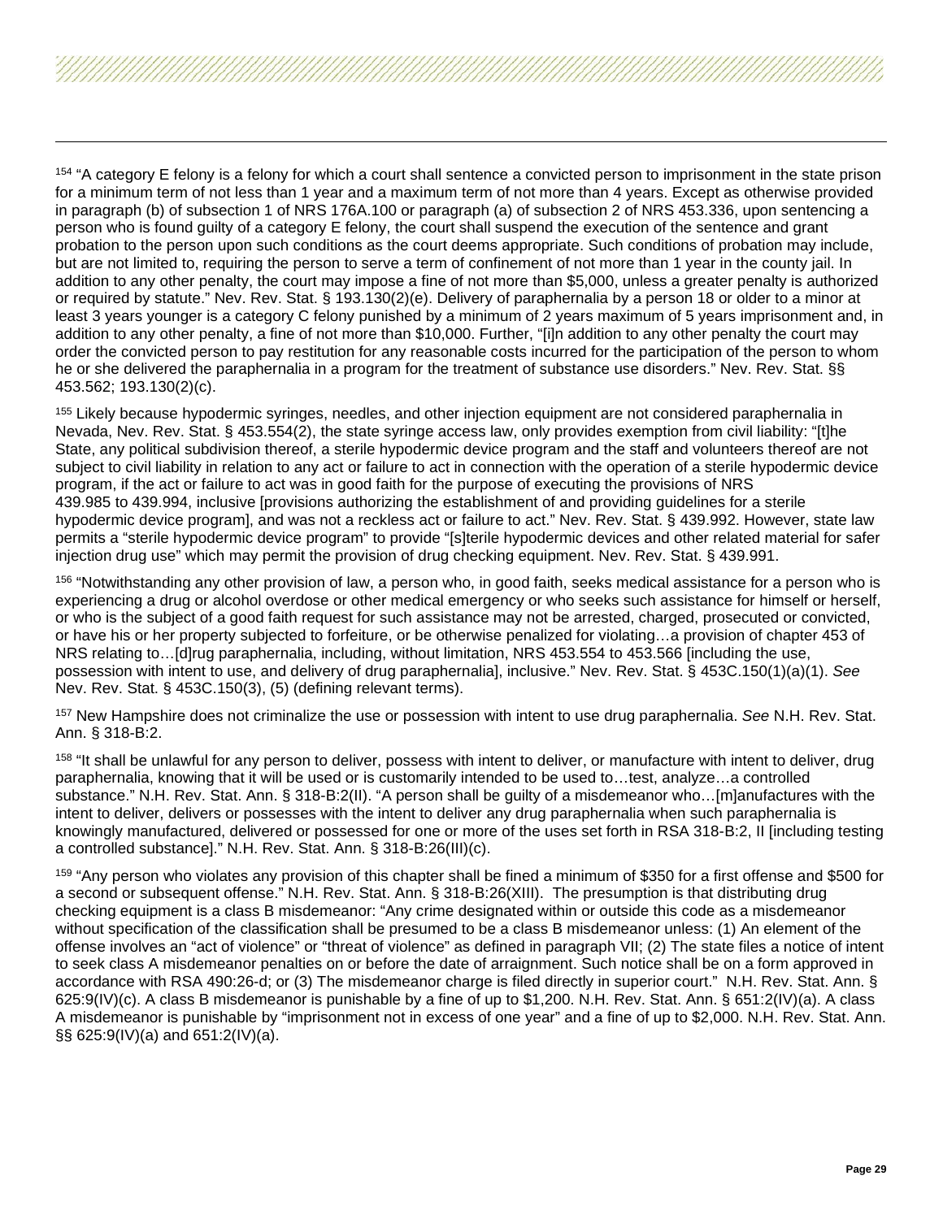[154] "A category E felony is a felony for which a court shall sentence a convicted person to imprisonment in the state prison for a minimum term of not less than 1 year and a maximum term of not more than 4 years. Except as otherwise provided in paragraph (b) of subsection 1 of NRS 176A.100 or paragraph (a) of subsection 2 of NRS 453.336, upon sentencing a person who is found guilty of a category E felony, the court shall suspend the execution of the sentence and grant probation to the person upon such conditions as the court deems appropriate. Such conditions of probation may include, but are not limited to, requiring the person to serve a term of confinement of not more than 1 year in the county jail. In addition to any other penalty, the court may impose a fine of not more than $5,000, unless a greater penalty is authorized or required by statute." Nev. Rev. Stat. § 193.130(2)(e). Delivery of paraphernalia by a person 18 or older to a minor at least 3 years younger is a category C felony punished by a minimum of 2 years maximum of 5 years imprisonment and, in addition to any other penalty, a fine of not more than $10,000. Further, "[i]n addition to any other penalty the court may order the convicted person to pay restitution for any reasonable costs incurred for the participation of the person to whom he or she delivered the paraphernalia in a program for the treatment of substance use disorders." Nev. Rev. Stat. §§ 453.562; 193.130(2)(c).

[155] Likely because hypodermic syringes, needles, and other injection equipment are not considered paraphernalia in Nevada, Nev. Rev. Stat. § 453.554(2), the state syringe access law, only provides exemption from civil liability: "[t]he State, any political subdivision thereof, a sterile hypodermic device program and the staff and volunteers thereof are not subject to civil liability in relation to any act or failure to act in connection with the operation of a sterile hypodermic device program, if the act or failure to act was in good faith for the purpose of executing the provisions of NRS 439.985 to 439.994, inclusive [provisions authorizing the establishment of and providing guidelines for a sterile hypodermic device program], and was not a reckless act or failure to act." Nev. Rev. Stat. § 439.992. However, state law permits a "sterile hypodermic device program" to provide "[s]terile hypodermic devices and other related material for safer injection drug use" which may permit the provision of drug checking equipment. Nev. Rev. Stat. § 439.991.

[156] "Notwithstanding any other provision of law, a person who, in good faith, seeks medical assistance for a person who is experiencing a drug or alcohol overdose or other medical emergency or who seeks such assistance for himself or herself, or who is the subject of a good faith request for such assistance may not be arrested, charged, prosecuted or convicted, or have his or her property subjected to forfeiture, or be otherwise penalized for violating…a provision of chapter 453 of NRS relating to…[d]rug paraphernalia, including, without limitation, NRS 453.554 to 453.566 [including the use, possession with intent to use, and delivery of drug paraphernalia], inclusive." Nev. Rev. Stat. § 453C.150(1)(a)(1). *See* Nev. Rev. Stat. § 453C.150(3), (5) (defining relevant terms).

[157] New Hampshire does not criminalize the use or possession with intent to use drug paraphernalia. *See* N.H. Rev. Stat. Ann. § 318-B:2.

[158] "It shall be unlawful for any person to deliver, possess with intent to deliver, or manufacture with intent to deliver, drug paraphernalia, knowing that it will be used or is customarily intended to be used to…test, analyze…a controlled substance." N.H. Rev. Stat. Ann. § 318-B:2(II). "A person shall be guilty of a misdemeanor who…[m]anufactures with the intent to deliver, delivers or possesses with the intent to deliver any drug paraphernalia when such paraphernalia is knowingly manufactured, delivered or possessed for one or more of the uses set forth in RSA 318-B:2, II [including testing a controlled substance]." N.H. Rev. Stat. Ann. § 318-B:26(III)(c).

[159] "Any person who violates any provision of this chapter shall be fined a minimum of $350 for a first offense and $500 for a second or subsequent offense." N.H. Rev. Stat. Ann. § 318-B:26(XIII). The presumption is that distributing drug checking equipment is a class B misdemeanor: "Any crime designated within or outside this code as a misdemeanor without specification of the classification shall be presumed to be a class B misdemeanor unless: (1) An element of the offense involves an "act of violence" or "threat of violence" as defined in paragraph VII; (2) The state files a notice of intent to seek class A misdemeanor penalties on or before the date of arraignment. Such notice shall be on a form approved in accordance with RSA 490:26-d; or (3) The misdemeanor charge is filed directly in superior court." N.H. Rev. Stat. Ann. § 625:9(IV)(c). A class B misdemeanor is punishable by a fine of up to $1,200. N.H. Rev. Stat. Ann. § 651:2(IV)(a). A class A misdemeanor is punishable by "imprisonment not in excess of one year" and a fine of up to $2,000. N.H. Rev. Stat. Ann. §§ 625:9(IV)(a) and 651:2(IV)(a).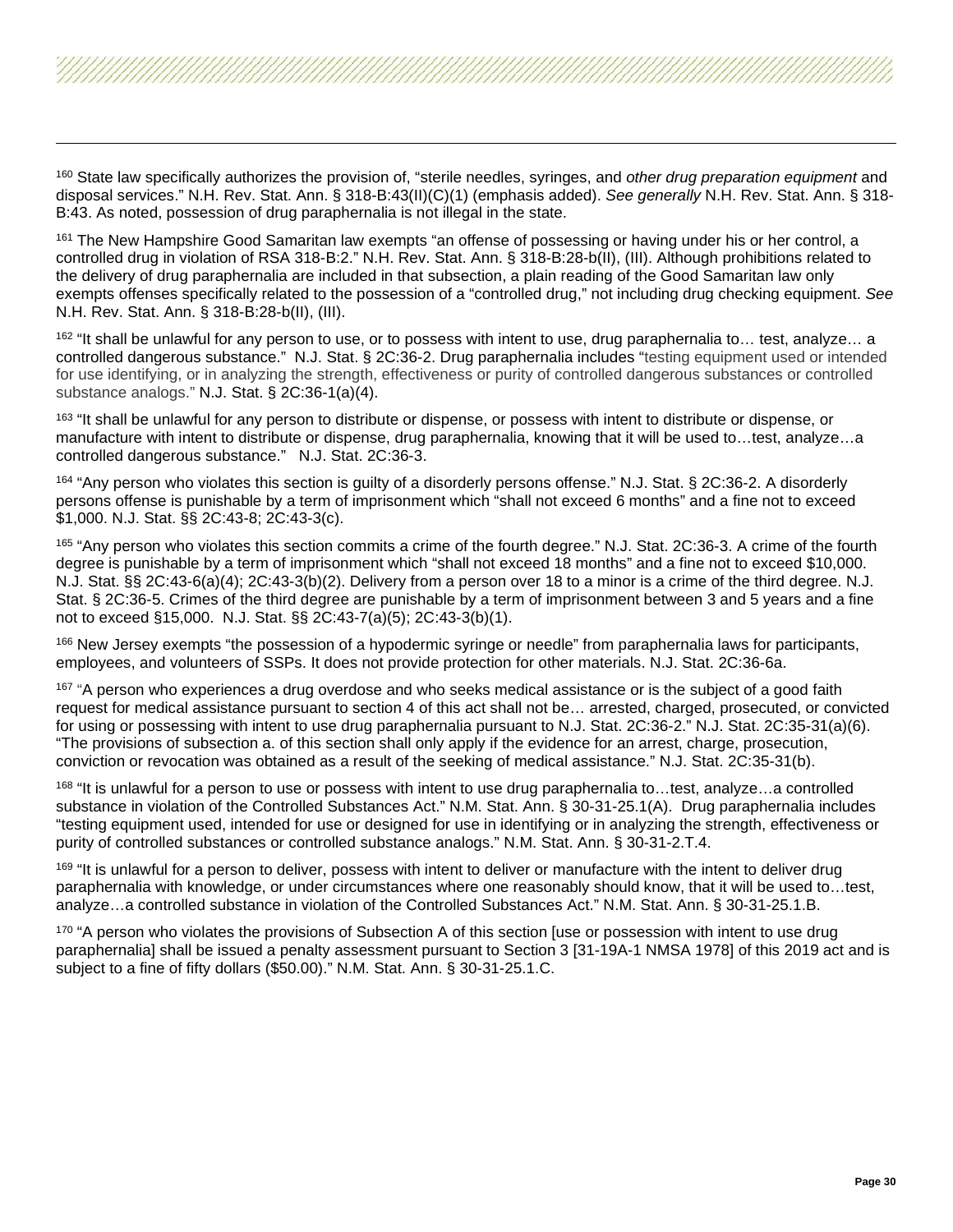[160] State law specifically authorizes the provision of, "sterile needles, syringes, and *other drug preparation equipment* and disposal services." N.H. Rev. Stat. Ann. § 318-B:43(II)(C)(1) (emphasis added). *See generally* N.H. Rev. Stat. Ann. § 318-B:43. As noted, possession of drug paraphernalia is not illegal in the state.

[161] The New Hampshire Good Samaritan law exempts "an offense of possessing or having under his or her control, a controlled drug in violation of RSA 318-B:2." N.H. Rev. Stat. Ann. § 318-B:28-b(II), (III). Although prohibitions related to the delivery of drug paraphernalia are included in that subsection, a plain reading of the Good Samaritan law only exempts offenses specifically related to the possession of a "controlled drug," not including drug checking equipment. *See* N.H. Rev. Stat. Ann. § 318-B:28-b(II), (III).

[162] "It shall be unlawful for any person to use, or to possess with intent to use, drug paraphernalia to… test, analyze… a controlled dangerous substance." N.J. Stat. § 2C:36-2. Drug paraphernalia includes "testing equipment used or intended for use identifying, or in analyzing the strength, effectiveness or purity of controlled dangerous substances or controlled substance analogs." N.J. Stat. § 2C:36-1(a)(4).

[163] "It shall be unlawful for any person to distribute or dispense, or possess with intent to distribute or dispense, or manufacture with intent to distribute or dispense, drug paraphernalia, knowing that it will be used to…test, analyze…a controlled dangerous substance." N.J. Stat. 2C:36-3.

[164] "Any person who violates this section is guilty of a disorderly persons offense." N.J. Stat. § 2C:36-2. A disorderly persons offense is punishable by a term of imprisonment which "shall not exceed 6 months" and a fine not to exceed $1,000. N.J. Stat. §§ 2C:43-8; 2C:43-3(c).

[165] "Any person who violates this section commits a crime of the fourth degree." N.J. Stat. 2C:36-3. A crime of the fourth degree is punishable by a term of imprisonment which "shall not exceed 18 months" and a fine not to exceed $10,000. N.J. Stat. §§ 2C:43-6(a)(4); 2C:43-3(b)(2). Delivery from a person over 18 to a minor is a crime of the third degree. N.J. Stat. § 2C:36-5. Crimes of the third degree are punishable by a term of imprisonment between 3 and 5 years and a fine not to exceed §15,000. N.J. Stat. §§ 2C:43-7(a)(5); 2C:43-3(b)(1).

[166] New Jersey exempts "the possession of a hypodermic syringe or needle" from paraphernalia laws for participants, employees, and volunteers of SSPs. It does not provide protection for other materials. N.J. Stat. 2C:36-6a.

[167] "A person who experiences a drug overdose and who seeks medical assistance or is the subject of a good faith request for medical assistance pursuant to section 4 of this act shall not be… arrested, charged, prosecuted, or convicted for using or possessing with intent to use drug paraphernalia pursuant to N.J. Stat. 2C:36-2." N.J. Stat. 2C:35-31(a)(6). "The provisions of subsection a. of this section shall only apply if the evidence for an arrest, charge, prosecution, conviction or revocation was obtained as a result of the seeking of medical assistance." N.J. Stat. 2C:35-31(b).

[168] "It is unlawful for a person to use or possess with intent to use drug paraphernalia to…test, analyze…a controlled substance in violation of the Controlled Substances Act." N.M. Stat. Ann. § 30-31-25.1(A). Drug paraphernalia includes "testing equipment used, intended for use or designed for use in identifying or in analyzing the strength, effectiveness or purity of controlled substances or controlled substance analogs." N.M. Stat. Ann. § 30-31-2.T.4.

[169] "It is unlawful for a person to deliver, possess with intent to deliver or manufacture with the intent to deliver drug paraphernalia with knowledge, or under circumstances where one reasonably should know, that it will be used to…test, analyze…a controlled substance in violation of the Controlled Substances Act." N.M. Stat. Ann. § 30-31-25.1.B.

[170] "A person who violates the provisions of Subsection A of this section [use or possession with intent to use drug paraphernalia] shall be issued a penalty assessment pursuant to Section 3 [31-19A-1 NMSA 1978] of this 2019 act and is subject to a fine of fifty dollars ($50.00)." N.M. Stat. Ann. § 30-31-25.1.C.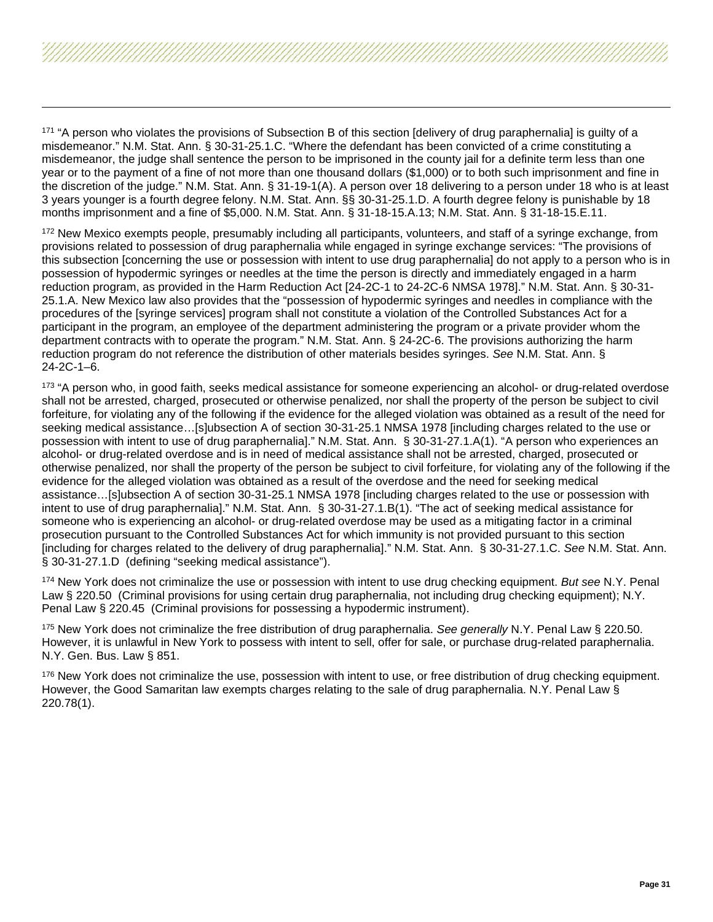[171] "A person who violates the provisions of Subsection B of this section [delivery of drug paraphernalia] is guilty of a misdemeanor." N.M. Stat. Ann. § 30-31-25.1.C. "Where the defendant has been convicted of a crime constituting a misdemeanor, the judge shall sentence the person to be imprisoned in the county jail for a definite term less than one year or to the payment of a fine of not more than one thousand dollars ($1,000) or to both such imprisonment and fine in the discretion of the judge." N.M. Stat. Ann. § 31-19-1(A). A person over 18 delivering to a person under 18 who is at least 3 years younger is a fourth degree felony. N.M. Stat. Ann. §§ 30-31-25.1.D. A fourth degree felony is punishable by 18 months imprisonment and a fine of $5,000. N.M. Stat. Ann. § 31-18-15.A.13; N.M. Stat. Ann. § 31-18-15.E.11.

[172] New Mexico exempts people, presumably including all participants, volunteers, and staff of a syringe exchange, from provisions related to possession of drug paraphernalia while engaged in syringe exchange services: "The provisions of this subsection [concerning the use or possession with intent to use drug paraphernalia] do not apply to a person who is in possession of hypodermic syringes or needles at the time the person is directly and immediately engaged in a harm reduction program, as provided in the Harm Reduction Act [24-2C-1 to 24-2C-6 NMSA 1978]." N.M. Stat. Ann. § 30-31-25.1.A. New Mexico law also provides that the "possession of hypodermic syringes and needles in compliance with the procedures of the [syringe services] program shall not constitute a violation of the Controlled Substances Act for a participant in the program, an employee of the department administering the program or a private provider whom the department contracts with to operate the program." N.M. Stat. Ann. § 24-2C-6. The provisions authorizing the harm reduction program do not reference the distribution of other materials besides syringes. *See* N.M. Stat. Ann. § 24-2C-1–6.

[173] "A person who, in good faith, seeks medical assistance for someone experiencing an alcohol- or drug-related overdose shall not be arrested, charged, prosecuted or otherwise penalized, nor shall the property of the person be subject to civil forfeiture, for violating any of the following if the evidence for the alleged violation was obtained as a result of the need for seeking medical assistance…[s]ubsection A of section 30-31-25.1 NMSA 1978 [including charges related to the use or possession with intent to use of drug paraphernalia]." N.M. Stat. Ann. § 30-31-27.1.A(1). "A person who experiences an alcohol- or drug-related overdose and is in need of medical assistance shall not be arrested, charged, prosecuted or otherwise penalized, nor shall the property of the person be subject to civil forfeiture, for violating any of the following if the evidence for the alleged violation was obtained as a result of the overdose and the need for seeking medical assistance…[s]ubsection A of section 30-31-25.1 NMSA 1978 [including charges related to the use or possession with intent to use of drug paraphernalia]." N.M. Stat. Ann. § 30-31-27.1.B(1). "The act of seeking medical assistance for someone who is experiencing an alcohol- or drug-related overdose may be used as a mitigating factor in a criminal prosecution pursuant to the Controlled Substances Act for which immunity is not provided pursuant to this section [including for charges related to the delivery of drug paraphernalia]." N.M. Stat. Ann. § 30-31-27.1.C. *See* N.M. Stat. Ann. § 30-31-27.1.D (defining "seeking medical assistance").

[174] New York does not criminalize the use or possession with intent to use drug checking equipment. *But see* N.Y. Penal Law § 220.50 (Criminal provisions for using certain drug paraphernalia, not including drug checking equipment); N.Y. Penal Law § 220.45 (Criminal provisions for possessing a hypodermic instrument).

[175] New York does not criminalize the free distribution of drug paraphernalia. *See generally* N.Y. Penal Law § 220.50. However, it is unlawful in New York to possess with intent to sell, offer for sale, or purchase drug-related paraphernalia. N.Y. Gen. Bus. Law § 851.

[176] New York does not criminalize the use, possession with intent to use, or free distribution of drug checking equipment. However, the Good Samaritan law exempts charges relating to the sale of drug paraphernalia. N.Y. Penal Law § 220.78(1).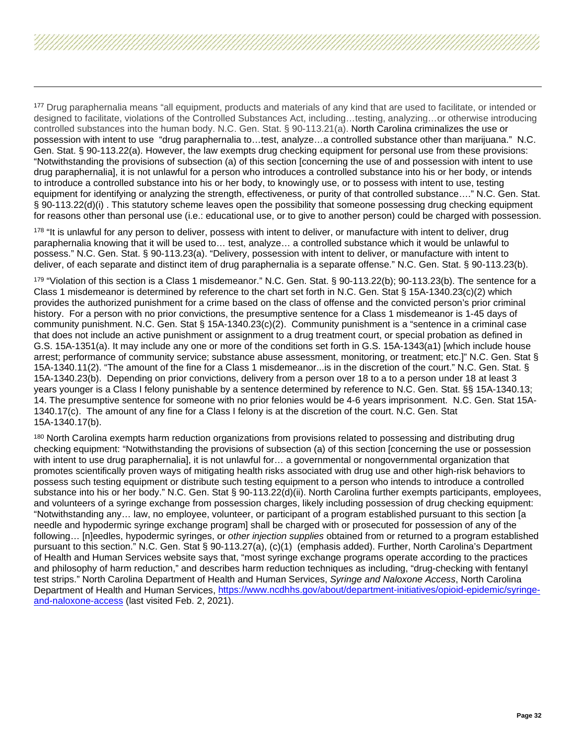[177] Drug paraphernalia means "all equipment, products and materials of any kind that are used to facilitate, or intended or designed to facilitate, violations of the Controlled Substances Act, including…testing, analyzing…or otherwise introducing controlled substances into the human body. N.C. Gen. Stat. § 90-113.21(a). North Carolina criminalizes the use or possession with intent to use "drug paraphernalia to…test, analyze…a controlled substance other than marijuana." N.C. Gen. Stat. § 90-113.22(a). However, the law exempts drug checking equipment for personal use from these provisions: "Notwithstanding the provisions of subsection (a) of this section [concerning the use of and possession with intent to use drug paraphernalia], it is not unlawful for a person who introduces a controlled substance into his or her body, or intends to introduce a controlled substance into his or her body, to knowingly use, or to possess with intent to use, testing equipment for identifying or analyzing the strength, effectiveness, or purity of that controlled substance…." N.C. Gen. Stat. § 90-113.22(d)(i) . This statutory scheme leaves open the possibility that someone possessing drug checking equipment for reasons other than personal use (i.e.: educational use, or to give to another person) could be charged with possession.

[178] "It is unlawful for any person to deliver, possess with intent to deliver, or manufacture with intent to deliver, drug paraphernalia knowing that it will be used to… test, analyze… a controlled substance which it would be unlawful to possess." N.C. Gen. Stat. § 90-113.23(a). "Delivery, possession with intent to deliver, or manufacture with intent to deliver, of each separate and distinct item of drug paraphernalia is a separate offense." N.C. Gen. Stat. § 90-113.23(b).

[179] "Violation of this section is a Class 1 misdemeanor." N.C. Gen. Stat. § 90-113.22(b); 90-113.23(b). The sentence for a Class 1 misdemeanor is determined by reference to the chart set forth in N.C. Gen. Stat § 15A-1340.23(c)(2) which provides the authorized punishment for a crime based on the class of offense and the convicted person's prior criminal history. For a person with no prior convictions, the presumptive sentence for a Class 1 misdemeanor is 1-45 days of community punishment. N.C. Gen. Stat § 15A-1340.23(c)(2). Community punishment is a "sentence in a criminal case that does not include an active punishment or assignment to a drug treatment court, or special probation as defined in G.S. 15A-1351(a). It may include any one or more of the conditions set forth in G.S. 15A-1343(a1) [which include house arrest; performance of community service; substance abuse assessment, monitoring, or treatment; etc.]" N.C. Gen. Stat § 15A-1340.11(2). "The amount of the fine for a Class 1 misdemeanor...is in the discretion of the court." N.C. Gen. Stat. § 15A-1340.23(b). Depending on prior convictions, delivery from a person over 18 to a to a person under 18 at least 3 years younger is a Class I felony punishable by a sentence determined by reference to N.C. Gen. Stat. §§ 15A-1340.13; 14. The presumptive sentence for someone with no prior felonies would be 4-6 years imprisonment. N.C. Gen. Stat 15A-1340.17(c). The amount of any fine for a Class I felony is at the discretion of the court. N.C. Gen. Stat 15A-1340.17(b).

[180] North Carolina exempts harm reduction organizations from provisions related to possessing and distributing drug checking equipment: "Notwithstanding the provisions of subsection (a) of this section [concerning the use or possession with intent to use drug paraphernalia], it is not unlawful for… a governmental or nongovernmental organization that promotes scientifically proven ways of mitigating health risks associated with drug use and other high-risk behaviors to possess such testing equipment or distribute such testing equipment to a person who intends to introduce a controlled substance into his or her body." N.C. Gen. Stat § 90-113.22(d)(ii). North Carolina further exempts participants, employees, and volunteers of a syringe exchange from possession charges, likely including possession of drug checking equipment: "Notwithstanding any… law, no employee, volunteer, or participant of a program established pursuant to this section [a needle and hypodermic syringe exchange program] shall be charged with or prosecuted for possession of any of the following… [n]eedles, hypodermic syringes, or *other injection supplies* obtained from or returned to a program established pursuant to this section." N.C. Gen. Stat § 90-113.27(a), (c)(1) (emphasis added). Further, North Carolina's Department of Health and Human Services website says that, "most syringe exchange programs operate according to the practices and philosophy of harm reduction," and describes harm reduction techniques as including, "drug-checking with fentanyl test strips." North Carolina Department of Health and Human Services, *Syringe and Naloxone Access*, North Carolina Department of Health and Human Services, [https://www.ncdhhs.gov/about/department-initiatives/opioid-epidemic/syringe-and-naloxone-access](https://www.ncdhhs.gov/about/department-initiatives/opioid-epidemic/syringe-and-naloxone-access) (last visited Feb. 2, 2021).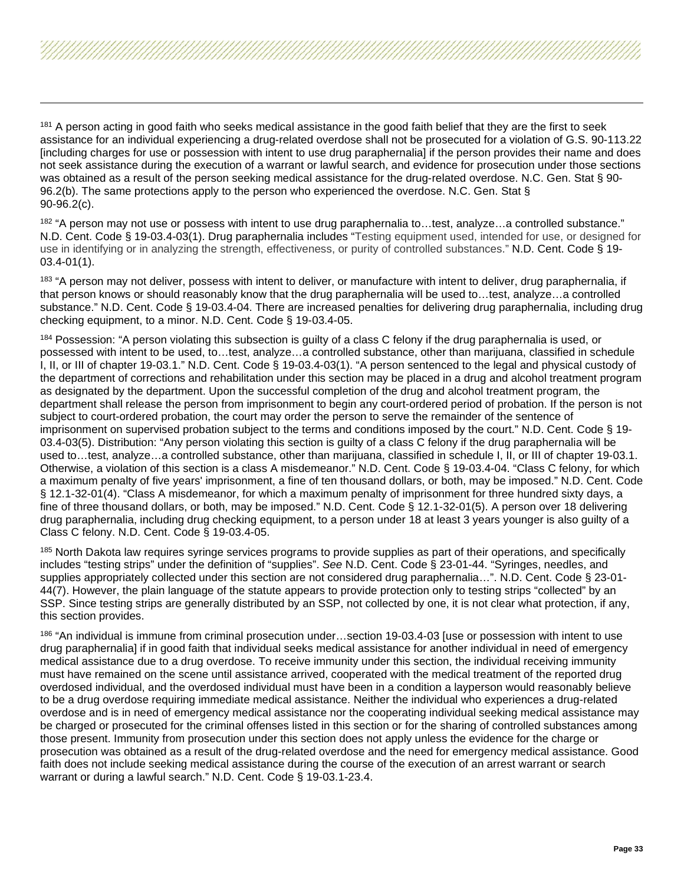[181] A person acting in good faith who seeks medical assistance in the good faith belief that they are the first to seek assistance for an individual experiencing a drug-related overdose shall not be prosecuted for a violation of G.S. 90-113.22 [including charges for use or possession with intent to use drug paraphernalia] if the person provides their name and does not seek assistance during the execution of a warrant or lawful search, and evidence for prosecution under those sections was obtained as a result of the person seeking medical assistance for the drug-related overdose. N.C. Gen. Stat § 90-96.2(b). The same protections apply to the person who experienced the overdose. N.C. Gen. Stat § 90-96.2(c).

[182] "A person may not use or possess with intent to use drug paraphernalia to…test, analyze…a controlled substance." N.D. Cent. Code § 19-03.4-03(1). Drug paraphernalia includes "Testing equipment used, intended for use, or designed for use in identifying or in analyzing the strength, effectiveness, or purity of controlled substances." N.D. Cent. Code § 19-03.4-01(1).

[183] "A person may not deliver, possess with intent to deliver, or manufacture with intent to deliver, drug paraphernalia, if that person knows or should reasonably know that the drug paraphernalia will be used to…test, analyze…a controlled substance." N.D. Cent. Code § 19-03.4-04. There are increased penalties for delivering drug paraphernalia, including drug checking equipment, to a minor. N.D. Cent. Code § 19-03.4-05.

[184] Possession: "A person violating this subsection is guilty of a class C felony if the drug paraphernalia is used, or possessed with intent to be used, to…test, analyze…a controlled substance, other than marijuana, classified in schedule I, II, or III of chapter 19-03.1." N.D. Cent. Code § 19-03.4-03(1). "A person sentenced to the legal and physical custody of the department of corrections and rehabilitation under this section may be placed in a drug and alcohol treatment program as designated by the department. Upon the successful completion of the drug and alcohol treatment program, the department shall release the person from imprisonment to begin any court-ordered period of probation. If the person is not subject to court-ordered probation, the court may order the person to serve the remainder of the sentence of imprisonment on supervised probation subject to the terms and conditions imposed by the court." N.D. Cent. Code § 19-03.4-03(5). Distribution: "Any person violating this section is guilty of a class C felony if the drug paraphernalia will be used to…test, analyze…a controlled substance, other than marijuana, classified in schedule I, II, or III of chapter 19-03.1. Otherwise, a violation of this section is a class A misdemeanor." N.D. Cent. Code § 19-03.4-04. "Class C felony, for which a maximum penalty of five years' imprisonment, a fine of ten thousand dollars, or both, may be imposed." N.D. Cent. Code § 12.1-32-01(4). "Class A misdemeanor, for which a maximum penalty of imprisonment for three hundred sixty days, a fine of three thousand dollars, or both, may be imposed." N.D. Cent. Code § 12.1-32-01(5). A person over 18 delivering drug paraphernalia, including drug checking equipment, to a person under 18 at least 3 years younger is also guilty of a Class C felony. N.D. Cent. Code § 19-03.4-05.

[185] North Dakota law requires syringe services programs to provide supplies as part of their operations, and specifically includes "testing strips" under the definition of "supplies". *See* N.D. Cent. Code § 23-01-44. "Syringes, needles, and supplies appropriately collected under this section are not considered drug paraphernalia…". N.D. Cent. Code § 23-01-44(7). However, the plain language of the statute appears to provide protection only to testing strips "collected" by an SSP. Since testing strips are generally distributed by an SSP, not collected by one, it is not clear what protection, if any, this section provides.

[186] "An individual is immune from criminal prosecution under…section 19-03.4-03 [use or possession with intent to use drug paraphernalia] if in good faith that individual seeks medical assistance for another individual in need of emergency medical assistance due to a drug overdose. To receive immunity under this section, the individual receiving immunity must have remained on the scene until assistance arrived, cooperated with the medical treatment of the reported drug overdosed individual, and the overdosed individual must have been in a condition a layperson would reasonably believe to be a drug overdose requiring immediate medical assistance. Neither the individual who experiences a drug-related overdose and is in need of emergency medical assistance nor the cooperating individual seeking medical assistance may be charged or prosecuted for the criminal offenses listed in this section or for the sharing of controlled substances among those present. Immunity from prosecution under this section does not apply unless the evidence for the charge or prosecution was obtained as a result of the drug-related overdose and the need for emergency medical assistance. Good faith does not include seeking medical assistance during the course of the execution of an arrest warrant or search warrant or during a lawful search." N.D. Cent. Code § 19-03.1-23.4.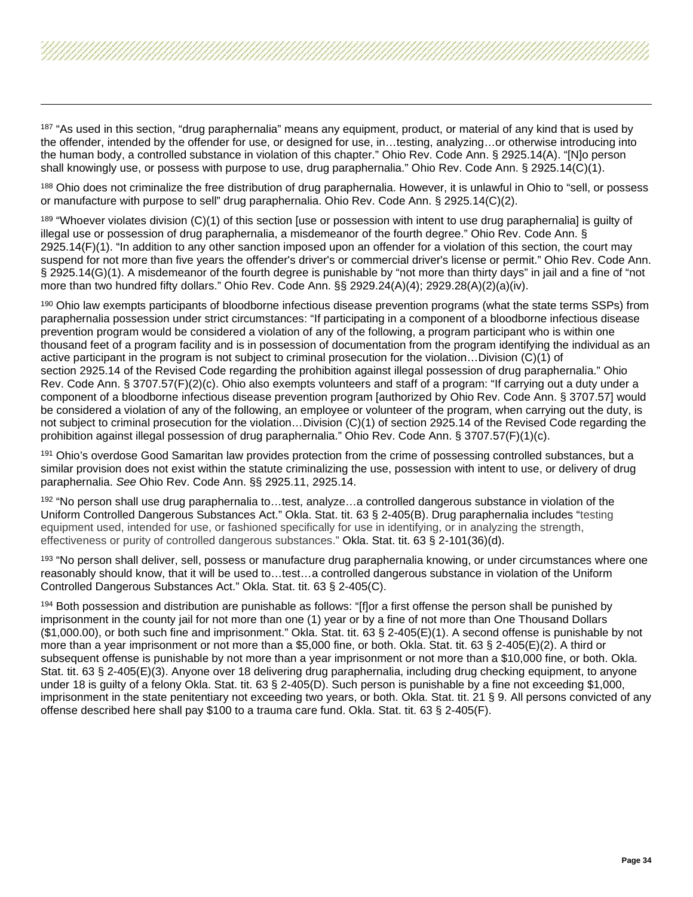[187] "As used in this section, "drug paraphernalia" means any equipment, product, or material of any kind that is used by the offender, intended by the offender for use, or designed for use, in…testing, analyzing…or otherwise introducing into the human body, a controlled substance in violation of this chapter." Ohio Rev. Code Ann. § 2925.14(A). "[N]o person shall knowingly use, or possess with purpose to use, drug paraphernalia." Ohio Rev. Code Ann. § 2925.14(C)(1).

[188] Ohio does not criminalize the free distribution of drug paraphernalia. However, it is unlawful in Ohio to "sell, or possess or manufacture with purpose to sell" drug paraphernalia. Ohio Rev. Code Ann. § 2925.14(C)(2).

[189] "Whoever violates division (C)(1) of this section [use or possession with intent to use drug paraphernalia] is guilty of illegal use or possession of drug paraphernalia, a misdemeanor of the fourth degree." Ohio Rev. Code Ann. § 2925.14(F)(1). "In addition to any other sanction imposed upon an offender for a violation of this section, the court may suspend for not more than five years the offender's driver's or commercial driver's license or permit." Ohio Rev. Code Ann. § 2925.14(G)(1). A misdemeanor of the fourth degree is punishable by "not more than thirty days" in jail and a fine of "not more than two hundred fifty dollars." Ohio Rev. Code Ann. §§ 2929.24(A)(4); 2929.28(A)(2)(a)(iv).

[190] Ohio law exempts participants of bloodborne infectious disease prevention programs (what the state terms SSPs) from paraphernalia possession under strict circumstances: "If participating in a component of a bloodborne infectious disease prevention program would be considered a violation of any of the following, a program participant who is within one thousand feet of a program facility and is in possession of documentation from the program identifying the individual as an active participant in the program is not subject to criminal prosecution for the violation…Division (C)(1) of section 2925.14 of the Revised Code regarding the prohibition against illegal possession of drug paraphernalia." Ohio Rev. Code Ann. § 3707.57(F)(2)(c). Ohio also exempts volunteers and staff of a program: "If carrying out a duty under a component of a bloodborne infectious disease prevention program [authorized by Ohio Rev. Code Ann. § 3707.57] would be considered a violation of any of the following, an employee or volunteer of the program, when carrying out the duty, is not subject to criminal prosecution for the violation…Division (C)(1) of section 2925.14 of the Revised Code regarding the prohibition against illegal possession of drug paraphernalia." Ohio Rev. Code Ann. § 3707.57(F)(1)(c).

[191] Ohio's overdose Good Samaritan law provides protection from the crime of possessing controlled substances, but a similar provision does not exist within the statute criminalizing the use, possession with intent to use, or delivery of drug paraphernalia. *See* Ohio Rev. Code Ann. §§ 2925.11, 2925.14.

[192] "No person shall use drug paraphernalia to…test, analyze…a controlled dangerous substance in violation of the Uniform Controlled Dangerous Substances Act." Okla. Stat. tit. 63 § 2-405(B). Drug paraphernalia includes "testing equipment used, intended for use, or fashioned specifically for use in identifying, or in analyzing the strength, effectiveness or purity of controlled dangerous substances." Okla. Stat. tit. 63 § 2-101(36)(d).

[193] "No person shall deliver, sell, possess or manufacture drug paraphernalia knowing, or under circumstances where one reasonably should know, that it will be used to…test…a controlled dangerous substance in violation of the Uniform Controlled Dangerous Substances Act." Okla. Stat. tit. 63 § 2-405(C).

[194] Both possession and distribution are punishable as follows: "[f]or a first offense the person shall be punished by imprisonment in the county jail for not more than one (1) year or by a fine of not more than One Thousand Dollars ($1,000.00), or both such fine and imprisonment." Okla. Stat. tit. 63 § 2-405(E)(1). A second offense is punishable by not more than a year imprisonment or not more than a $5,000 fine, or both. Okla. Stat. tit. 63 § 2-405(E)(2). A third or subsequent offense is punishable by not more than a year imprisonment or not more than a $10,000 fine, or both. Okla. Stat. tit. 63 § 2-405(E)(3). Anyone over 18 delivering drug paraphernalia, including drug checking equipment, to anyone under 18 is guilty of a felony Okla. Stat. tit. 63 § 2-405(D). Such person is punishable by a fine not exceeding $1,000, imprisonment in the state penitentiary not exceeding two years, or both. Okla. Stat. tit. 21 § 9. All persons convicted of any offense described here shall pay $100 to a trauma care fund. Okla. Stat. tit. 63 § 2-405(F).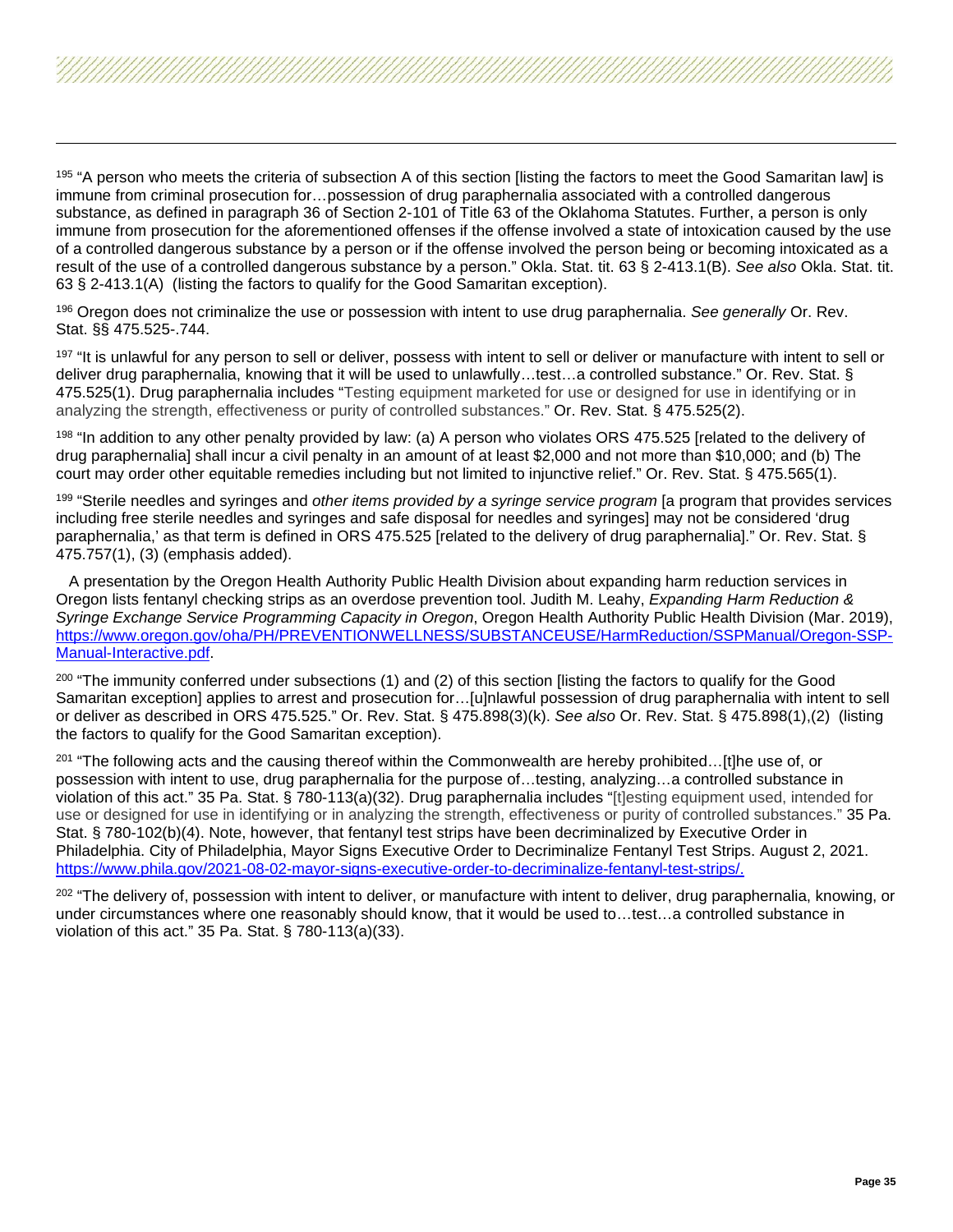[195] "A person who meets the criteria of subsection A of this section [listing the factors to meet the Good Samaritan law] is immune from criminal prosecution for…possession of drug paraphernalia associated with a controlled dangerous substance, as defined in paragraph 36 of Section 2-101 of Title 63 of the Oklahoma Statutes. Further, a person is only immune from prosecution for the aforementioned offenses if the offense involved a state of intoxication caused by the use of a controlled dangerous substance by a person or if the offense involved the person being or becoming intoxicated as a result of the use of a controlled dangerous substance by a person." Okla. Stat. tit. 63 § 2-413.1(B). *See also* Okla. Stat. tit. 63 § 2-413.1(A) (listing the factors to qualify for the Good Samaritan exception).

[196] Oregon does not criminalize the use or possession with intent to use drug paraphernalia. *See generally* Or. Rev. Stat. §§ 475.525-.744.

[197] "It is unlawful for any person to sell or deliver, possess with intent to sell or deliver or manufacture with intent to sell or deliver drug paraphernalia, knowing that it will be used to unlawfully…test…a controlled substance." Or. Rev. Stat. § 475.525(1). Drug paraphernalia includes "Testing equipment marketed for use or designed for use in identifying or in analyzing the strength, effectiveness or purity of controlled substances." Or. Rev. Stat. § 475.525(2).

[198] "In addition to any other penalty provided by law: (a) A person who violates ORS 475.525 [related to the delivery of drug paraphernalia] shall incur a civil penalty in an amount of at least $2,000 and not more than $10,000; and (b) The court may order other equitable remedies including but not limited to injunctive relief." Or. Rev. Stat. § 475.565(1).

[199] "Sterile needles and syringes and *other items provided by a syringe service program* [a program that provides services including free sterile needles and syringes and safe disposal for needles and syringes] may not be considered 'drug paraphernalia,' as that term is defined in ORS 475.525 [related to the delivery of drug paraphernalia]." Or. Rev. Stat. § 475.757(1), (3) (emphasis added).

A presentation by the Oregon Health Authority Public Health Division about expanding harm reduction services in Oregon lists fentanyl checking strips as an overdose prevention tool. Judith M. Leahy, *Expanding Harm Reduction & Syringe Exchange Service Programming Capacity in Oregon*, Oregon Health Authority Public Health Division (Mar. 2019), [https://www.oregon.gov/oha/PH/PREVENTIONWELLNESS/SUBSTANCEUSE/HarmReduction/SSPManual/Oregon-SSP-Manual-Interactive.pdf](https://www.oregon.gov/oha/PH/PREVENTIONWELLNESS/SUBSTANCEUSE/HarmReduction/SSPManual/Oregon-SSP-Manual-Interactive.pdf).

[200] "The immunity conferred under subsections (1) and (2) of this section [listing the factors to qualify for the Good Samaritan exception] applies to arrest and prosecution for…[u]nlawful possession of drug paraphernalia with intent to sell or deliver as described in ORS 475.525." Or. Rev. Stat. § 475.898(3)(k). *See also* Or. Rev. Stat. § 475.898(1),(2) (listing the factors to qualify for the Good Samaritan exception).

[201] "The following acts and the causing thereof within the Commonwealth are hereby prohibited…[t]he use of, or possession with intent to use, drug paraphernalia for the purpose of…testing, analyzing…a controlled substance in violation of this act." 35 Pa. Stat. § 780-113(a)(32). Drug paraphernalia includes "[t]esting equipment used, intended for use or designed for use in identifying or in analyzing the strength, effectiveness or purity of controlled substances." 35 Pa. Stat. § 780-102(b)(4). Note, however, that fentanyl test strips have been decriminalized by Executive Order in Philadelphia. City of Philadelphia, Mayor Signs Executive Order to Decriminalize Fentanyl Test Strips. August 2, 2021. [https://www.phila.gov/2021-08-02-mayor-signs-executive-order-to-decriminalize-fentanyl-test-strips/](https://www.phila.gov/2021-08-02-mayor-signs-executive-order-to-decriminalize-fentanyl-test-strips/).

[202] "The delivery of, possession with intent to deliver, or manufacture with intent to deliver, drug paraphernalia, knowing, or under circumstances where one reasonably should know, that it would be used to…test…a controlled substance in violation of this act." 35 Pa. Stat. § 780-113(a)(33).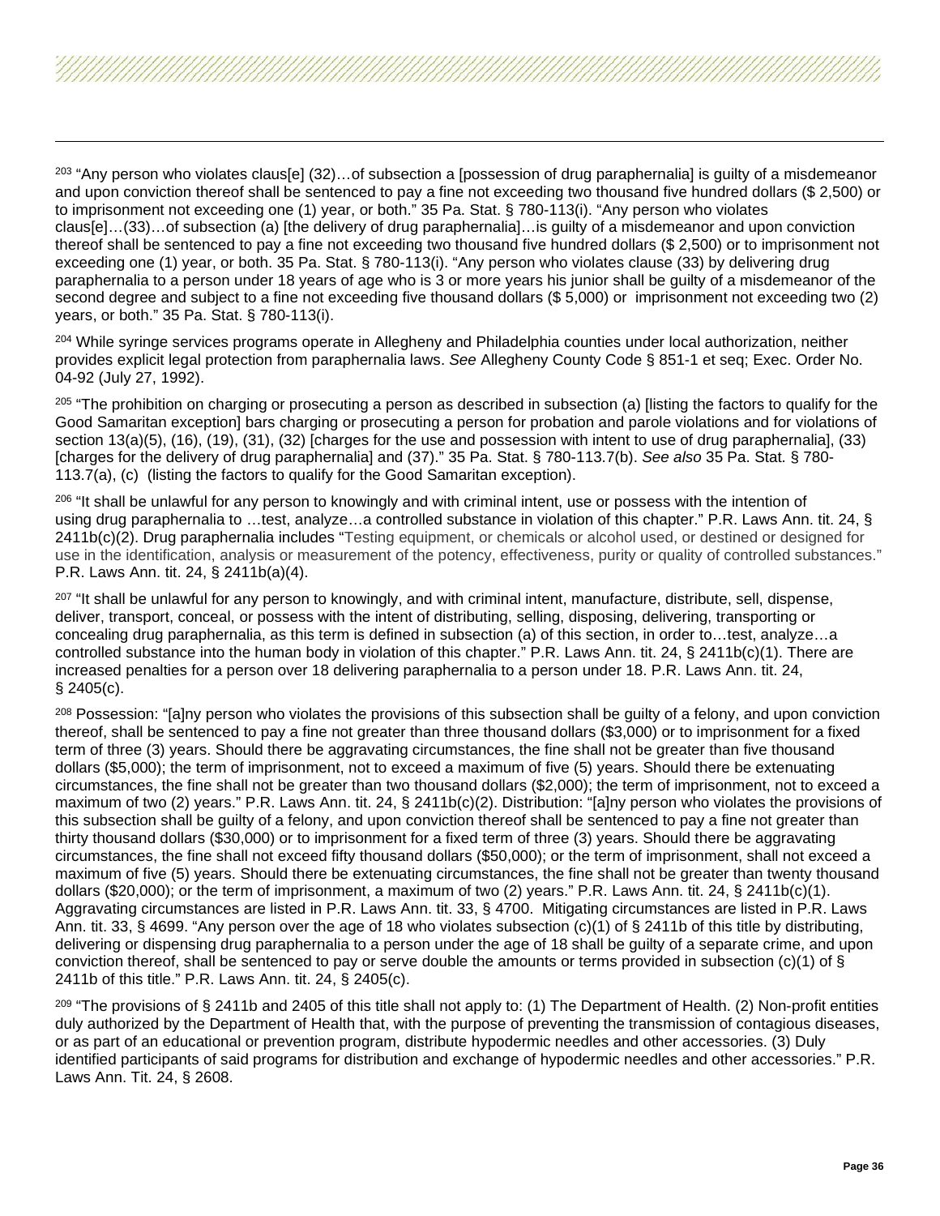[203] "Any person who violates claus[e] (32)…of subsection a [possession of drug paraphernalia] is guilty of a misdemeanor and upon conviction thereof shall be sentenced to pay a fine not exceeding two thousand five hundred dollars ($ 2,500) or to imprisonment not exceeding one (1) year, or both." 35 Pa. Stat. § 780-113(i). "Any person who violates claus[e]…(33)…of subsection (a) [the delivery of drug paraphernalia]…is guilty of a misdemeanor and upon conviction thereof shall be sentenced to pay a fine not exceeding two thousand five hundred dollars ($ 2,500) or to imprisonment not exceeding one (1) year, or both. 35 Pa. Stat. § 780-113(i). "Any person who violates clause (33) by delivering drug paraphernalia to a person under 18 years of age who is 3 or more years his junior shall be guilty of a misdemeanor of the second degree and subject to a fine not exceeding five thousand dollars ($ 5,000) or imprisonment not exceeding two (2) years, or both." 35 Pa. Stat. § 780-113(i).

[204] While syringe services programs operate in Allegheny and Philadelphia counties under local authorization, neither provides explicit legal protection from paraphernalia laws. *See* Allegheny County Code § 851-1 et seq; Exec. Order No. 04-92 (July 27, 1992).

[205] "The prohibition on charging or prosecuting a person as described in subsection (a) [listing the factors to qualify for the Good Samaritan exception] bars charging or prosecuting a person for probation and parole violations and for violations of section 13(a)(5), (16), (19), (31), (32) [charges for the use and possession with intent to use of drug paraphernalia], (33) [charges for the delivery of drug paraphernalia] and (37)." 35 Pa. Stat. § 780-113.7(b). *See also* 35 Pa. Stat. § 780-113.7(a), (c) (listing the factors to qualify for the Good Samaritan exception).

[206] "It shall be unlawful for any person to knowingly and with criminal intent, use or possess with the intention of using drug paraphernalia to …test, analyze…a controlled substance in violation of this chapter." P.R. Laws Ann. tit. 24, § 2411b(c)(2). Drug paraphernalia includes "Testing equipment, or chemicals or alcohol used, or destined or designed for use in the identification, analysis or measurement of the potency, effectiveness, purity or quality of controlled substances." P.R. Laws Ann. tit. 24, § 2411b(a)(4).

[207] "It shall be unlawful for any person to knowingly, and with criminal intent, manufacture, distribute, sell, dispense, deliver, transport, conceal, or possess with the intent of distributing, selling, disposing, delivering, transporting or concealing drug paraphernalia, as this term is defined in subsection (a) of this section, in order to…test, analyze…a controlled substance into the human body in violation of this chapter." P.R. Laws Ann. tit. 24, § 2411b(c)(1). There are increased penalties for a person over 18 delivering paraphernalia to a person under 18. P.R. Laws Ann. tit. 24, § 2405(c).

[208] Possession: "[a]ny person who violates the provisions of this subsection shall be guilty of a felony, and upon conviction thereof, shall be sentenced to pay a fine not greater than three thousand dollars ($3,000) or to imprisonment for a fixed term of three (3) years. Should there be aggravating circumstances, the fine shall not be greater than five thousand dollars ($5,000); the term of imprisonment, not to exceed a maximum of five (5) years. Should there be extenuating circumstances, the fine shall not be greater than two thousand dollars ($2,000); the term of imprisonment, not to exceed a maximum of two (2) years." P.R. Laws Ann. tit. 24, § 2411b(c)(2). Distribution: "[a]ny person who violates the provisions of this subsection shall be guilty of a felony, and upon conviction thereof shall be sentenced to pay a fine not greater than thirty thousand dollars ($30,000) or to imprisonment for a fixed term of three (3) years. Should there be aggravating circumstances, the fine shall not exceed fifty thousand dollars ($50,000); or the term of imprisonment, shall not exceed a maximum of five (5) years. Should there be extenuating circumstances, the fine shall not be greater than twenty thousand dollars ($20,000); or the term of imprisonment, a maximum of two (2) years." P.R. Laws Ann. tit. 24, § 2411b(c)(1). Aggravating circumstances are listed in P.R. Laws Ann. tit. 33, § 4700. Mitigating circumstances are listed in P.R. Laws Ann. tit. 33, § 4699. "Any person over the age of 18 who violates subsection (c)(1) of § 2411b of this title by distributing, delivering or dispensing drug paraphernalia to a person under the age of 18 shall be guilty of a separate crime, and upon conviction thereof, shall be sentenced to pay or serve double the amounts or terms provided in subsection (c)(1) of § 2411b of this title." P.R. Laws Ann. tit. 24, § 2405(c).

[209] "The provisions of § 2411b and 2405 of this title shall not apply to: (1) The Department of Health. (2) Non-profit entities duly authorized by the Department of Health that, with the purpose of preventing the transmission of contagious diseases, or as part of an educational or prevention program, distribute hypodermic needles and other accessories. (3) Duly identified participants of said programs for distribution and exchange of hypodermic needles and other accessories." P.R. Laws Ann. Tit. 24, § 2608.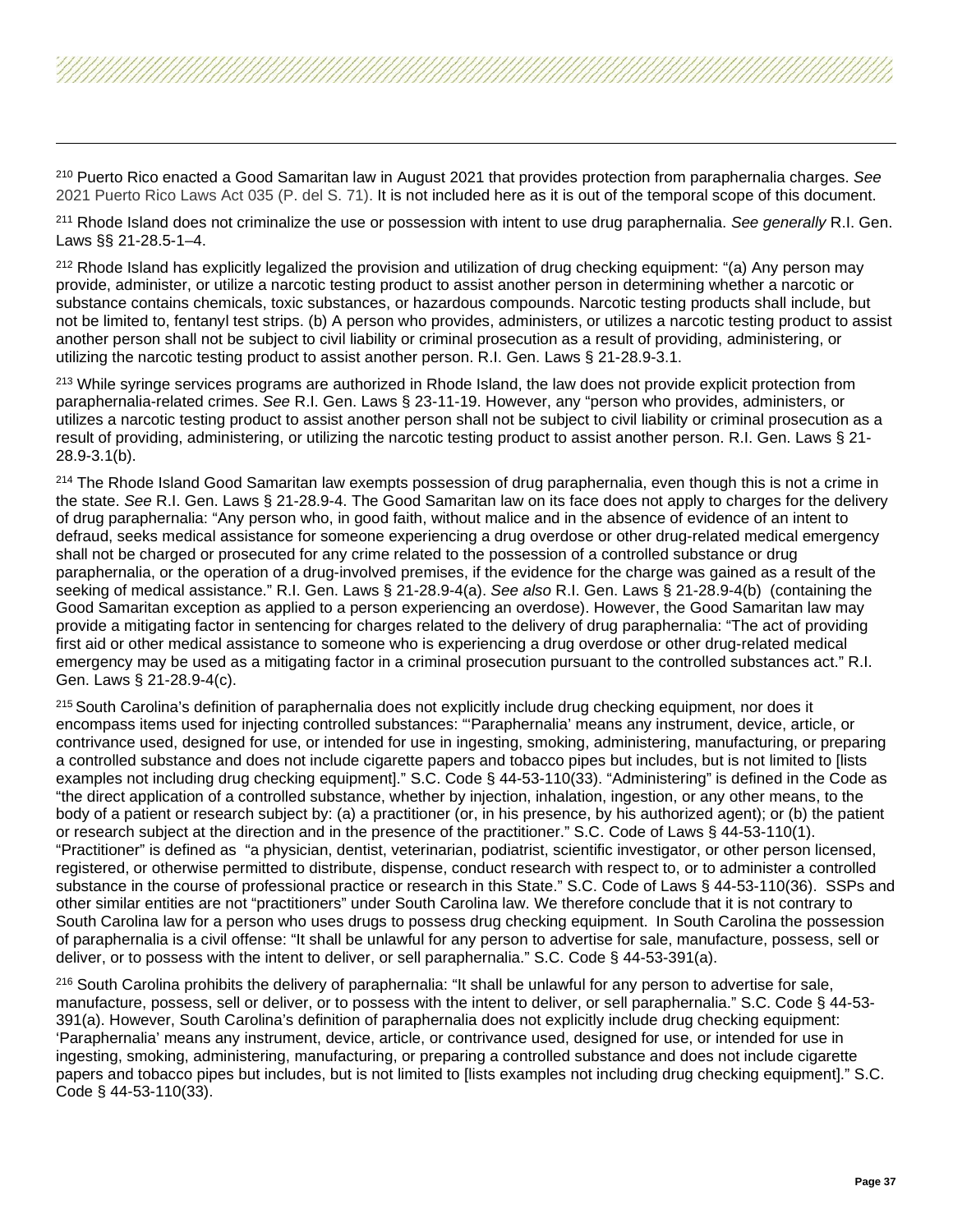[210] Puerto Rico enacted a Good Samaritan law in August 2021 that provides protection from paraphernalia charges. *See* 2021 Puerto Rico Laws Act 035 (P. del S. 71). It is not included here as it is out of the temporal scope of this document.

[211] Rhode Island does not criminalize the use or possession with intent to use drug paraphernalia. *See generally* R.I. Gen. Laws §§ 21-28.5-1–4.

[212] Rhode Island has explicitly legalized the provision and utilization of drug checking equipment: "(a) Any person may provide, administer, or utilize a narcotic testing product to assist another person in determining whether a narcotic or substance contains chemicals, toxic substances, or hazardous compounds. Narcotic testing products shall include, but not be limited to, fentanyl test strips. (b) A person who provides, administers, or utilizes a narcotic testing product to assist another person shall not be subject to civil liability or criminal prosecution as a result of providing, administering, or utilizing the narcotic testing product to assist another person. R.I. Gen. Laws § 21-28.9-3.1.

[213] While syringe services programs are authorized in Rhode Island, the law does not provide explicit protection from paraphernalia-related crimes. *See* R.I. Gen. Laws § 23-11-19. However, any "person who provides, administers, or utilizes a narcotic testing product to assist another person shall not be subject to civil liability or criminal prosecution as a result of providing, administering, or utilizing the narcotic testing product to assist another person. R.I. Gen. Laws § 21-28.9-3.1(b).

[214] The Rhode Island Good Samaritan law exempts possession of drug paraphernalia, even though this is not a crime in the state. *See* R.I. Gen. Laws § 21-28.9-4. The Good Samaritan law on its face does not apply to charges for the delivery of drug paraphernalia: "Any person who, in good faith, without malice and in the absence of evidence of an intent to defraud, seeks medical assistance for someone experiencing a drug overdose or other drug-related medical emergency shall not be charged or prosecuted for any crime related to the possession of a controlled substance or drug paraphernalia, or the operation of a drug-involved premises, if the evidence for the charge was gained as a result of the seeking of medical assistance." R.I. Gen. Laws § 21-28.9-4(a). *See also* R.I. Gen. Laws § 21-28.9-4(b) (containing the Good Samaritan exception as applied to a person experiencing an overdose). However, the Good Samaritan law may provide a mitigating factor in sentencing for charges related to the delivery of drug paraphernalia: "The act of providing first aid or other medical assistance to someone who is experiencing a drug overdose or other drug-related medical emergency may be used as a mitigating factor in a criminal prosecution pursuant to the controlled substances act." R.I. Gen. Laws § 21-28.9-4(c).

[215] South Carolina's definition of paraphernalia does not explicitly include drug checking equipment, nor does it encompass items used for injecting controlled substances: "'Paraphernalia' means any instrument, device, article, or contrivance used, designed for use, or intended for use in ingesting, smoking, administering, manufacturing, or preparing a controlled substance and does not include cigarette papers and tobacco pipes but includes, but is not limited to [lists examples not including drug checking equipment]." S.C. Code § 44-53-110(33). "Administering" is defined in the Code as "the direct application of a controlled substance, whether by injection, inhalation, ingestion, or any other means, to the body of a patient or research subject by: (a) a practitioner (or, in his presence, by his authorized agent); or (b) the patient or research subject at the direction and in the presence of the practitioner." S.C. Code of Laws § 44-53-110(1). "Practitioner" is defined as "a physician, dentist, veterinarian, podiatrist, scientific investigator, or other person licensed, registered, or otherwise permitted to distribute, dispense, conduct research with respect to, or to administer a controlled substance in the course of professional practice or research in this State." S.C. Code of Laws § 44-53-110(36). SSPs and other similar entities are not "practitioners" under South Carolina law. We therefore conclude that it is not contrary to South Carolina law for a person who uses drugs to possess drug checking equipment. In South Carolina the possession of paraphernalia is a civil offense: "It shall be unlawful for any person to advertise for sale, manufacture, possess, sell or deliver, or to possess with the intent to deliver, or sell paraphernalia." S.C. Code § 44-53-391(a).

[216] South Carolina prohibits the delivery of paraphernalia: "It shall be unlawful for any person to advertise for sale, manufacture, possess, sell or deliver, or to possess with the intent to deliver, or sell paraphernalia." S.C. Code § 44-53-391(a). However, South Carolina's definition of paraphernalia does not explicitly include drug checking equipment: 'Paraphernalia' means any instrument, device, article, or contrivance used, designed for use, or intended for use in ingesting, smoking, administering, manufacturing, or preparing a controlled substance and does not include cigarette papers and tobacco pipes but includes, but is not limited to [lists examples not including drug checking equipment]." S.C. Code § 44-53-110(33).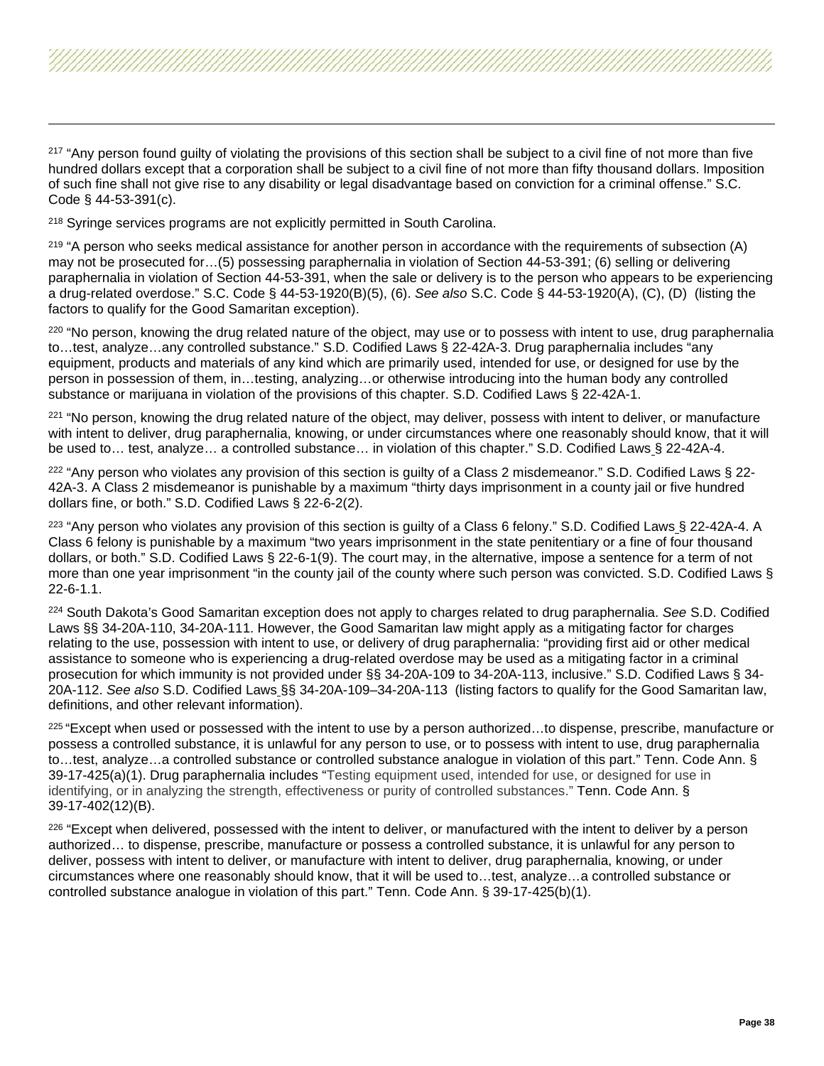[217] "Any person found guilty of violating the provisions of this section shall be subject to a civil fine of not more than five hundred dollars except that a corporation shall be subject to a civil fine of not more than fifty thousand dollars. Imposition of such fine shall not give rise to any disability or legal disadvantage based on conviction for a criminal offense." S.C. Code § 44-53-391(c).

[218] Syringe services programs are not explicitly permitted in South Carolina.

[219] "A person who seeks medical assistance for another person in accordance with the requirements of subsection (A) may not be prosecuted for…(5) possessing paraphernalia in violation of Section 44-53-391; (6) selling or delivering paraphernalia in violation of Section 44-53-391, when the sale or delivery is to the person who appears to be experiencing a drug-related overdose." S.C. Code § 44-53-1920(B)(5), (6). *See also* S.C. Code § 44-53-1920(A), (C), (D) (listing the factors to qualify for the Good Samaritan exception).

[220] "No person, knowing the drug related nature of the object, may use or to possess with intent to use, drug paraphernalia to…test, analyze…any controlled substance." S.D. Codified Laws § 22-42A-3. Drug paraphernalia includes "any equipment, products and materials of any kind which are primarily used, intended for use, or designed for use by the person in possession of them, in…testing, analyzing…or otherwise introducing into the human body any controlled substance or marijuana in violation of the provisions of this chapter. S.D. Codified Laws § 22-42A-1.

[221] "No person, knowing the drug related nature of the object, may deliver, possess with intent to deliver, or manufacture with intent to deliver, drug paraphernalia, knowing, or under circumstances where one reasonably should know, that it will be used to… test, analyze… a controlled substance… in violation of this chapter." S.D. Codified Laws § 22-42A-4.

[222] "Any person who violates any provision of this section is guilty of a Class 2 misdemeanor." S.D. Codified Laws § 22-42A-3. A Class 2 misdemeanor is punishable by a maximum "thirty days imprisonment in a county jail or five hundred dollars fine, or both." S.D. Codified Laws § 22-6-2(2).

[223] "Any person who violates any provision of this section is guilty of a Class 6 felony." S.D. Codified Laws § 22-42A-4. A Class 6 felony is punishable by a maximum "two years imprisonment in the state penitentiary or a fine of four thousand dollars, or both." S.D. Codified Laws § 22-6-1(9). The court may, in the alternative, impose a sentence for a term of not more than one year imprisonment "in the county jail of the county where such person was convicted. S.D. Codified Laws § 22-6-1.1.

[224] South Dakota's Good Samaritan exception does not apply to charges related to drug paraphernalia. *See* S.D. Codified Laws §§ 34-20A-110, 34-20A-111. However, the Good Samaritan law might apply as a mitigating factor for charges relating to the use, possession with intent to use, or delivery of drug paraphernalia: "providing first aid or other medical assistance to someone who is experiencing a drug-related overdose may be used as a mitigating factor in a criminal prosecution for which immunity is not provided under §§ 34-20A-109 to 34-20A-113, inclusive." S.D. Codified Laws § 34-20A-112. *See also* S.D. Codified Laws §§ 34-20A-109–34-20A-113 (listing factors to qualify for the Good Samaritan law, definitions, and other relevant information).

[225] "Except when used or possessed with the intent to use by a person authorized…to dispense, prescribe, manufacture or possess a controlled substance, it is unlawful for any person to use, or to possess with intent to use, drug paraphernalia to…test, analyze…a controlled substance or controlled substance analogue in violation of this part." Tenn. Code Ann. § 39-17-425(a)(1). Drug paraphernalia includes "Testing equipment used, intended for use, or designed for use in identifying, or in analyzing the strength, effectiveness or purity of controlled substances." Tenn. Code Ann. § 39-17-402(12)(B).

[226] "Except when delivered, possessed with the intent to deliver, or manufactured with the intent to deliver by a person authorized… to dispense, prescribe, manufacture or possess a controlled substance, it is unlawful for any person to deliver, possess with intent to deliver, or manufacture with intent to deliver, drug paraphernalia, knowing, or under circumstances where one reasonably should know, that it will be used to…test, analyze…a controlled substance or controlled substance analogue in violation of this part." Tenn. Code Ann. § 39-17-425(b)(1).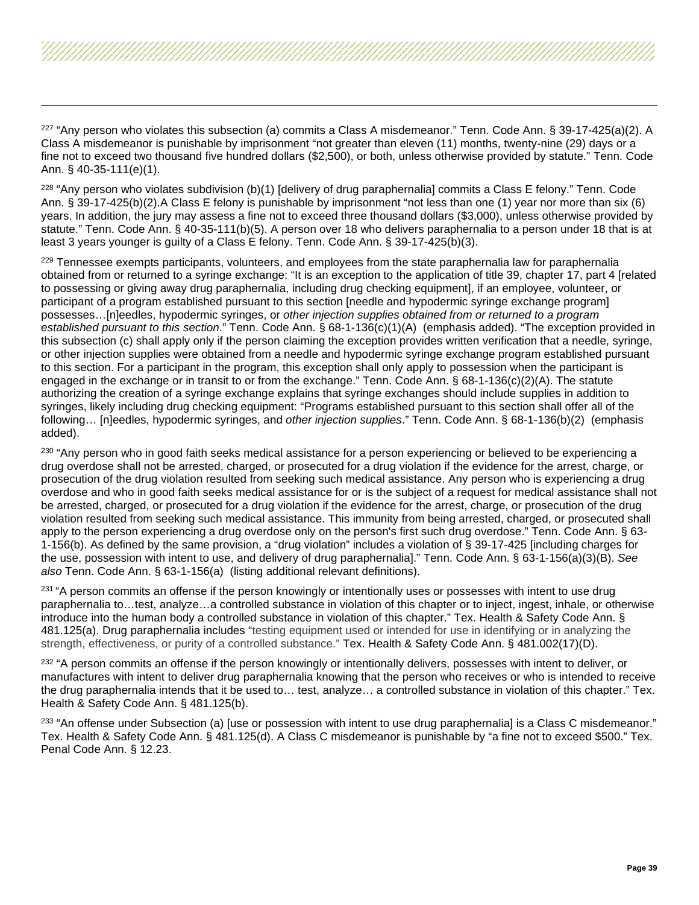[227] "Any person who violates this subsection (a) commits a Class A misdemeanor." Tenn. Code Ann. § 39-17-425(a)(2). A Class A misdemeanor is punishable by imprisonment "not greater than eleven (11) months, twenty-nine (29) days or a fine not to exceed two thousand five hundred dollars ($2,500), or both, unless otherwise provided by statute." Tenn. Code Ann. § 40-35-111(e)(1).

[228] "Any person who violates subdivision (b)(1) [delivery of drug paraphernalia] commits a Class E felony." Tenn. Code Ann. § 39-17-425(b)(2).A Class E felony is punishable by imprisonment "not less than one (1) year nor more than six (6) years. In addition, the jury may assess a fine not to exceed three thousand dollars ($3,000), unless otherwise provided by statute." Tenn. Code Ann. § 40-35-111(b)(5). A person over 18 who delivers paraphernalia to a person under 18 that is at least 3 years younger is guilty of a Class E felony. Tenn. Code Ann. § 39-17-425(b)(3).

[229] Tennessee exempts participants, volunteers, and employees from the state paraphernalia law for paraphernalia obtained from or returned to a syringe exchange: "It is an exception to the application of title 39, chapter 17, part 4 [related to possessing or giving away drug paraphernalia, including drug checking equipment], if an employee, volunteer, or participant of a program established pursuant to this section [needle and hypodermic syringe exchange program] possesses…[n]eedles, hypodermic syringes, or *other injection supplies obtained from or returned to a program established pursuant to this section*." Tenn. Code Ann. § 68-1-136(c)(1)(A) (emphasis added). "The exception provided in this subsection (c) shall apply only if the person claiming the exception provides written verification that a needle, syringe, or other injection supplies were obtained from a needle and hypodermic syringe exchange program established pursuant to this section. For a participant in the program, this exception shall only apply to possession when the participant is engaged in the exchange or in transit to or from the exchange." Tenn. Code Ann. § 68-1-136(c)(2)(A). The statute authorizing the creation of a syringe exchange explains that syringe exchanges should include supplies in addition to syringes, likely including drug checking equipment: "Programs established pursuant to this section shall offer all of the following… [n]eedles, hypodermic syringes, and *other injection supplies*." Tenn. Code Ann. § 68-1-136(b)(2) (emphasis added).

[230] "Any person who in good faith seeks medical assistance for a person experiencing or believed to be experiencing a drug overdose shall not be arrested, charged, or prosecuted for a drug violation if the evidence for the arrest, charge, or prosecution of the drug violation resulted from seeking such medical assistance. Any person who is experiencing a drug overdose and who in good faith seeks medical assistance for or is the subject of a request for medical assistance shall not be arrested, charged, or prosecuted for a drug violation if the evidence for the arrest, charge, or prosecution of the drug violation resulted from seeking such medical assistance. This immunity from being arrested, charged, or prosecuted shall apply to the person experiencing a drug overdose only on the person's first such drug overdose." Tenn. Code Ann. § 63-1-156(b). As defined by the same provision, a "drug violation" includes a violation of § 39-17-425 [including charges for the use, possession with intent to use, and delivery of drug paraphernalia]." Tenn. Code Ann. § 63-1-156(a)(3)(B). *See also* Tenn. Code Ann. § 63-1-156(a) (listing additional relevant definitions).

[231] "A person commits an offense if the person knowingly or intentionally uses or possesses with intent to use drug paraphernalia to…test, analyze…a controlled substance in violation of this chapter or to inject, ingest, inhale, or otherwise introduce into the human body a controlled substance in violation of this chapter." Tex. Health & Safety Code Ann. § 481.125(a). Drug paraphernalia includes "testing equipment used or intended for use in identifying or in analyzing the strength, effectiveness, or purity of a controlled substance." Tex. Health & Safety Code Ann. § 481.002(17)(D).

[232] "A person commits an offense if the person knowingly or intentionally delivers, possesses with intent to deliver, or manufactures with intent to deliver drug paraphernalia knowing that the person who receives or who is intended to receive the drug paraphernalia intends that it be used to… test, analyze… a controlled substance in violation of this chapter." Tex. Health & Safety Code Ann. § 481.125(b).

[233] "An offense under Subsection (a) [use or possession with intent to use drug paraphernalia] is a Class C misdemeanor." Tex. Health & Safety Code Ann. § 481.125(d). A Class C misdemeanor is punishable by "a fine not to exceed $500." Tex. Penal Code Ann. § 12.23.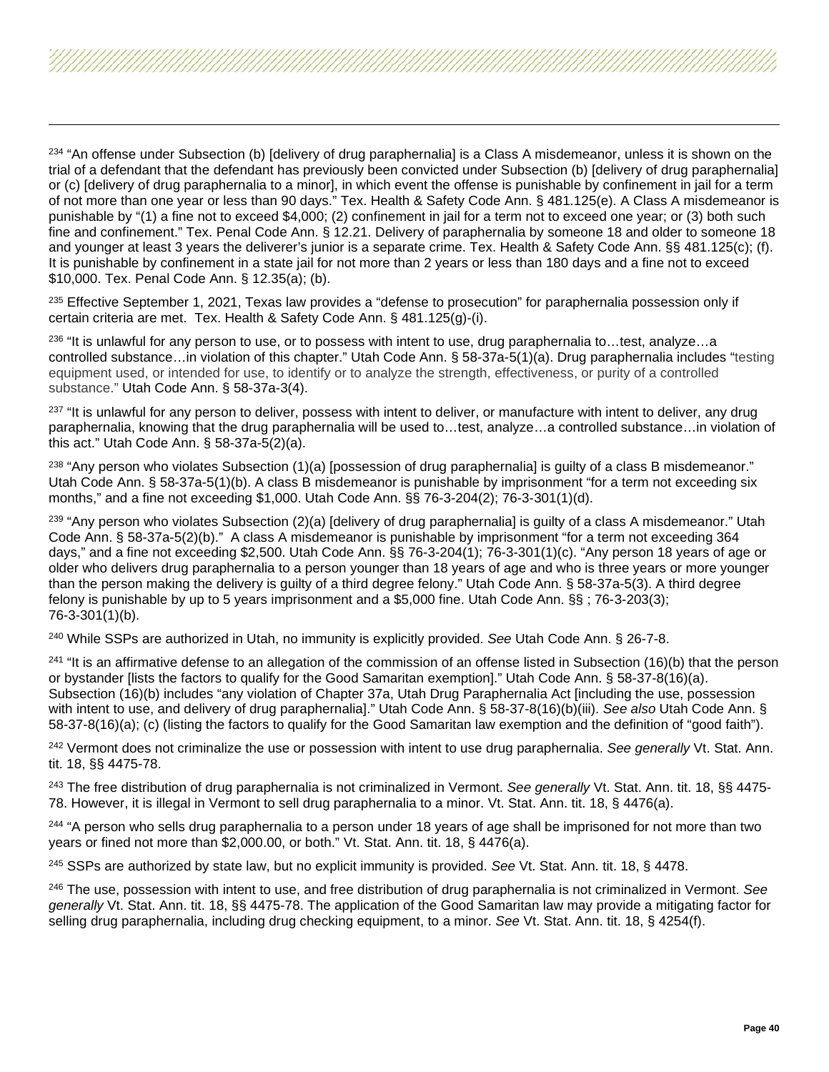[234] "An offense under Subsection (b) [delivery of drug paraphernalia] is a Class A misdemeanor, unless it is shown on the trial of a defendant that the defendant has previously been convicted under Subsection (b) [delivery of drug paraphernalia] or (c) [delivery of drug paraphernalia to a minor], in which event the offense is punishable by confinement in jail for a term of not more than one year or less than 90 days." Tex. Health & Safety Code Ann. § 481.125(e). A Class A misdemeanor is punishable by "(1) a fine not to exceed $4,000; (2) confinement in jail for a term not to exceed one year; or (3) both such fine and confinement." Tex. Penal Code Ann. § 12.21. Delivery of paraphernalia by someone 18 and older to someone 18 and younger at least 3 years the deliverer's junior is a separate crime. Tex. Health & Safety Code Ann. §§ 481.125(c); (f). It is punishable by confinement in a state jail for not more than 2 years or less than 180 days and a fine not to exceed $10,000. Tex. Penal Code Ann. § 12.35(a); (b).

[235] Effective September 1, 2021, Texas law provides a "defense to prosecution" for paraphernalia possession only if certain criteria are met. Tex. Health & Safety Code Ann. § 481.125(g)-(i).

[236] "It is unlawful for any person to use, or to possess with intent to use, drug paraphernalia to…test, analyze…a controlled substance…in violation of this chapter." Utah Code Ann. § 58-37a-5(1)(a). Drug paraphernalia includes "testing equipment used, or intended for use, to identify or to analyze the strength, effectiveness, or purity of a controlled substance." Utah Code Ann. § 58-37a-3(4).

[237] "It is unlawful for any person to deliver, possess with intent to deliver, or manufacture with intent to deliver, any drug paraphernalia, knowing that the drug paraphernalia will be used to…test, analyze…a controlled substance…in violation of this act." Utah Code Ann. § 58-37a-5(2)(a).

[238] "Any person who violates Subsection (1)(a) [possession of drug paraphernalia] is guilty of a class B misdemeanor." Utah Code Ann. § 58-37a-5(1)(b). A class B misdemeanor is punishable by imprisonment "for a term not exceeding six months," and a fine not exceeding $1,000. Utah Code Ann. §§ 76-3-204(2); 76-3-301(1)(d).

[239] "Any person who violates Subsection (2)(a) [delivery of drug paraphernalia] is guilty of a class A misdemeanor." Utah Code Ann. § 58-37a-5(2)(b)." A class A misdemeanor is punishable by imprisonment "for a term not exceeding 364 days," and a fine not exceeding $2,500. Utah Code Ann. §§ 76-3-204(1); 76-3-301(1)(c). "Any person 18 years of age or older who delivers drug paraphernalia to a person younger than 18 years of age and who is three years or more younger than the person making the delivery is guilty of a third degree felony." Utah Code Ann. § 58-37a-5(3). A third degree felony is punishable by up to 5 years imprisonment and a $5,000 fine. Utah Code Ann. §§ ; 76-3-203(3); 76-3-301(1)(b).

[240] While SSPs are authorized in Utah, no immunity is explicitly provided. *See* Utah Code Ann. § 26-7-8.

[241] "It is an affirmative defense to an allegation of the commission of an offense listed in Subsection (16)(b) that the person or bystander [lists the factors to qualify for the Good Samaritan exemption]." Utah Code Ann. § 58-37-8(16)(a). Subsection (16)(b) includes "any violation of Chapter 37a, Utah Drug Paraphernalia Act [including the use, possession with intent to use, and delivery of drug paraphernalia]." Utah Code Ann. § 58-37-8(16)(b)(iii). *See also* Utah Code Ann. § 58-37-8(16)(a); (c) (listing the factors to qualify for the Good Samaritan law exemption and the definition of "good faith").

[242] Vermont does not criminalize the use or possession with intent to use drug paraphernalia. *See generally* Vt. Stat. Ann. tit. 18, §§ 4475-78.

[243] The free distribution of drug paraphernalia is not criminalized in Vermont. *See generally* Vt. Stat. Ann. tit. 18, §§ 4475-78. However, it is illegal in Vermont to sell drug paraphernalia to a minor. Vt. Stat. Ann. tit. 18, § 4476(a).

[244] "A person who sells drug paraphernalia to a person under 18 years of age shall be imprisoned for not more than two years or fined not more than $2,000.00, or both." Vt. Stat. Ann. tit. 18, § 4476(a).

[245] SSPs are authorized by state law, but no explicit immunity is provided. *See* Vt. Stat. Ann. tit. 18, § 4478.

[246] The use, possession with intent to use, and free distribution of drug paraphernalia is not criminalized in Vermont. *See generally* Vt. Stat. Ann. tit. 18, §§ 4475-78. The application of the Good Samaritan law may provide a mitigating factor for selling drug paraphernalia, including drug checking equipment, to a minor. *See* Vt. Stat. Ann. tit. 18, § 4254(f).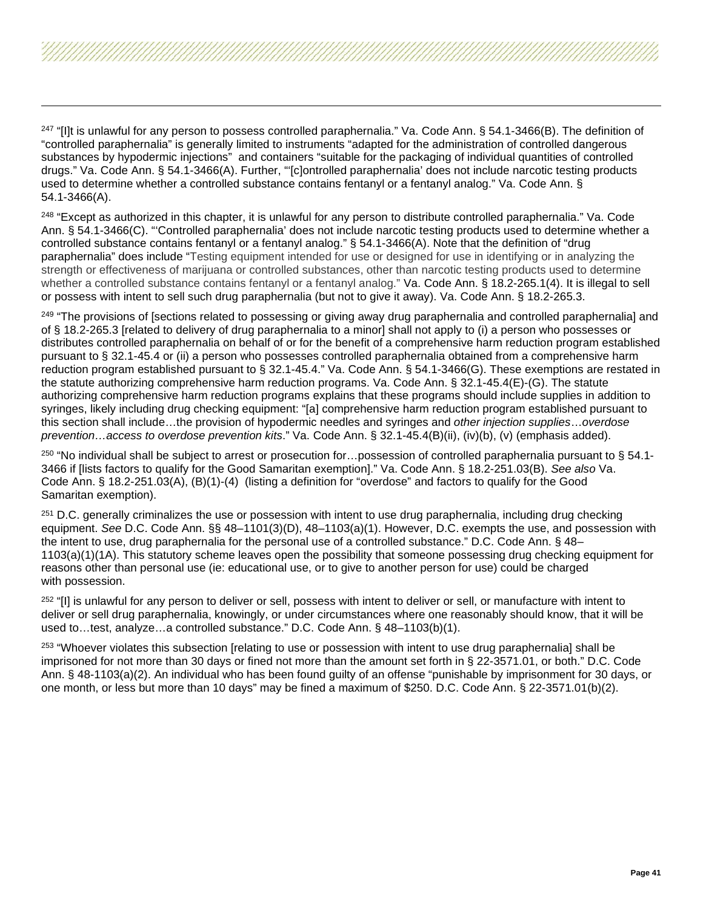[247] "[I]t is unlawful for any person to possess controlled paraphernalia." Va. Code Ann. § 54.1-3466(B). The definition of "controlled paraphernalia" is generally limited to instruments "adapted for the administration of controlled dangerous substances by hypodermic injections" and containers "suitable for the packaging of individual quantities of controlled drugs." Va. Code Ann. § 54.1-3466(A). Further, "'[c]ontrolled paraphernalia' does not include narcotic testing products used to determine whether a controlled substance contains fentanyl or a fentanyl analog." Va. Code Ann. § 54.1-3466(A).

[248] "Except as authorized in this chapter, it is unlawful for any person to distribute controlled paraphernalia." Va. Code Ann. § 54.1-3466(C). "'Controlled paraphernalia' does not include narcotic testing products used to determine whether a controlled substance contains fentanyl or a fentanyl analog." § 54.1-3466(A). Note that the definition of "drug paraphernalia" does include "Testing equipment intended for use or designed for use in identifying or in analyzing the strength or effectiveness of marijuana or controlled substances, other than narcotic testing products used to determine whether a controlled substance contains fentanyl or a fentanyl analog." Va. Code Ann. § 18.2-265.1(4). It is illegal to sell or possess with intent to sell such drug paraphernalia (but not to give it away). Va. Code Ann. § 18.2-265.3.

[249] "The provisions of [sections related to possessing or giving away drug paraphernalia and controlled paraphernalia] and of § 18.2-265.3 [related to delivery of drug paraphernalia to a minor] shall not apply to (i) a person who possesses or distributes controlled paraphernalia on behalf of or for the benefit of a comprehensive harm reduction program established pursuant to § 32.1-45.4 or (ii) a person who possesses controlled paraphernalia obtained from a comprehensive harm reduction program established pursuant to § 32.1-45.4." Va. Code Ann. § 54.1-3466(G). These exemptions are restated in the statute authorizing comprehensive harm reduction programs. Va. Code Ann. § 32.1-45.4(E)-(G). The statute authorizing comprehensive harm reduction programs explains that these programs should include supplies in addition to syringes, likely including drug checking equipment: "[a] comprehensive harm reduction program established pursuant to this section shall include…the provision of hypodermic needles and syringes and *other injection supplies*…*overdose prevention…access to overdose prevention kits*." Va. Code Ann. § 32.1-45.4(B)(ii), (iv)(b), (v) (emphasis added).

[250] "No individual shall be subject to arrest or prosecution for…possession of controlled paraphernalia pursuant to § 54.1-3466 if [lists factors to qualify for the Good Samaritan exemption]." Va. Code Ann. § 18.2-251.03(B). *See also* Va. Code Ann. § 18.2-251.03(A), (B)(1)-(4) (listing a definition for "overdose" and factors to qualify for the Good Samaritan exemption).

[251] D.C. generally criminalizes the use or possession with intent to use drug paraphernalia, including drug checking equipment. *See* D.C. Code Ann. §§ 48–1101(3)(D), 48–1103(a)(1). However, D.C. exempts the use, and possession with the intent to use, drug paraphernalia for the personal use of a controlled substance." D.C. Code Ann. § 48–1103(a)(1)(1A). This statutory scheme leaves open the possibility that someone possessing drug checking equipment for reasons other than personal use (ie: educational use, or to give to another person for use) could be charged with possession.

[252] "[I] is unlawful for any person to deliver or sell, possess with intent to deliver or sell, or manufacture with intent to deliver or sell drug paraphernalia, knowingly, or under circumstances where one reasonably should know, that it will be used to…test, analyze…a controlled substance." D.C. Code Ann. § 48–1103(b)(1).

[253] "Whoever violates this subsection [relating to use or possession with intent to use drug paraphernalia] shall be imprisoned for not more than 30 days or fined not more than the amount set forth in § 22-3571.01, or both." D.C. Code Ann. § 48-1103(a)(2). An individual who has been found guilty of an offense "punishable by imprisonment for 30 days, or one month, or less but more than 10 days" may be fined a maximum of $250. D.C. Code Ann. § 22-3571.01(b)(2).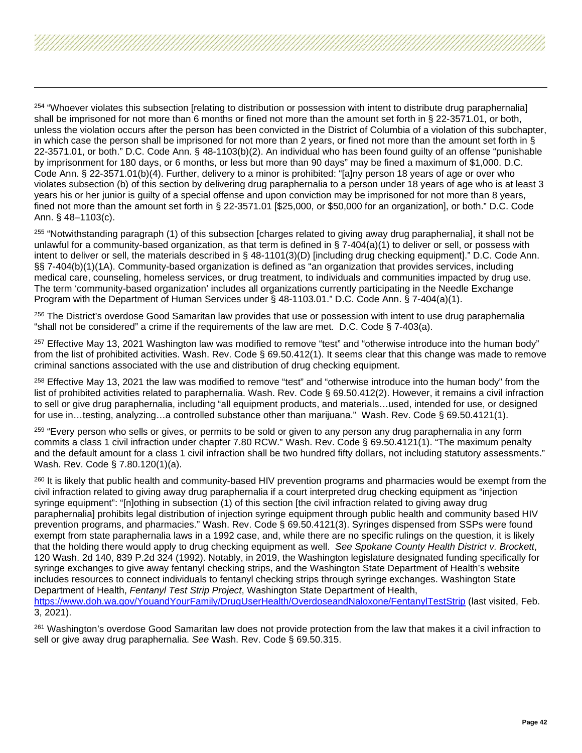[254] "Whoever violates this subsection [relating to distribution or possession with intent to distribute drug paraphernalia] shall be imprisoned for not more than 6 months or fined not more than the amount set forth in § 22-3571.01, or both, unless the violation occurs after the person has been convicted in the District of Columbia of a violation of this subchapter, in which case the person shall be imprisoned for not more than 2 years, or fined not more than the amount set forth in § 22-3571.01, or both." D.C. Code Ann. § 48-1103(b)(2). An individual who has been found guilty of an offense "punishable by imprisonment for 180 days, or 6 months, or less but more than 90 days" may be fined a maximum of $1,000. D.C. Code Ann. § 22-3571.01(b)(4). Further, delivery to a minor is prohibited: "[a]ny person 18 years of age or over who violates subsection (b) of this section by delivering drug paraphernalia to a person under 18 years of age who is at least 3 years his or her junior is guilty of a special offense and upon conviction may be imprisoned for not more than 8 years, fined not more than the amount set forth in § 22-3571.01 [$25,000, or $50,000 for an organization], or both." D.C. Code Ann. § 48–1103(c).

[255] "Notwithstanding paragraph (1) of this subsection [charges related to giving away drug paraphernalia], it shall not be unlawful for a community-based organization, as that term is defined in § 7-404(a)(1) to deliver or sell, or possess with intent to deliver or sell, the materials described in § 48-1101(3)(D) [including drug checking equipment]." D.C. Code Ann. §§ 7-404(b)(1)(1A). Community-based organization is defined as "an organization that provides services, including medical care, counseling, homeless services, or drug treatment, to individuals and communities impacted by drug use. The term 'community-based organization' includes all organizations currently participating in the Needle Exchange Program with the Department of Human Services under § 48-1103.01." D.C. Code Ann. § 7-404(a)(1).

[256] The District's overdose Good Samaritan law provides that use or possession with intent to use drug paraphernalia "shall not be considered" a crime if the requirements of the law are met. D.C. Code § 7-403(a).

[257] Effective May 13, 2021 Washington law was modified to remove "test" and "otherwise introduce into the human body" from the list of prohibited activities. Wash. Rev. Code § 69.50.412(1). It seems clear that this change was made to remove criminal sanctions associated with the use and distribution of drug checking equipment.

[258] Effective May 13, 2021 the law was modified to remove "test" and "otherwise introduce into the human body" from the list of prohibited activities related to paraphernalia. Wash. Rev. Code § 69.50.412(2). However, it remains a civil infraction to sell or give drug paraphernalia, including "all equipment products, and materials…used, intended for use, or designed for use in…testing, analyzing…a controlled substance other than marijuana." Wash. Rev. Code § 69.50.4121(1).

[259] "Every person who sells or gives, or permits to be sold or given to any person any drug paraphernalia in any form commits a class 1 civil infraction under chapter 7.80 RCW." Wash. Rev. Code § 69.50.4121(1). "The maximum penalty and the default amount for a class 1 civil infraction shall be two hundred fifty dollars, not including statutory assessments." Wash. Rev. Code § 7.80.120(1)(a).

[260] It is likely that public health and community-based HIV prevention programs and pharmacies would be exempt from the civil infraction related to giving away drug paraphernalia if a court interpreted drug checking equipment as "injection syringe equipment": "[n]othing in subsection (1) of this section [the civil infraction related to giving away drug paraphernalia] prohibits legal distribution of injection syringe equipment through public health and community based HIV prevention programs, and pharmacies." Wash. Rev. Code § 69.50.4121(3). Syringes dispensed from SSPs were found exempt from state paraphernalia laws in a 1992 case, and, while there are no specific rulings on the question, it is likely that the holding there would apply to drug checking equipment as well. *See Spokane County Health District v. Brockett*, 120 Wash. 2d 140, 839 P.2d 324 (1992). Notably, in 2019, the Washington legislature designated funding specifically for syringe exchanges to give away fentanyl checking strips, and the Washington State Department of Health's website includes resources to connect individuals to fentanyl checking strips through syringe exchanges. Washington State Department of Health, *Fentanyl Test Strip Project*, Washington State Department of Health, https://www.doh.wa.gov/YouandYourFamily/DrugUserHealth/OverdoseandNaloxone/FentanylTestStrip (last visited, Feb. 3, 2021).

[261] Washington's overdose Good Samaritan law does not provide protection from the law that makes it a civil infraction to sell or give away drug paraphernalia. *See* Wash. Rev. Code § 69.50.315.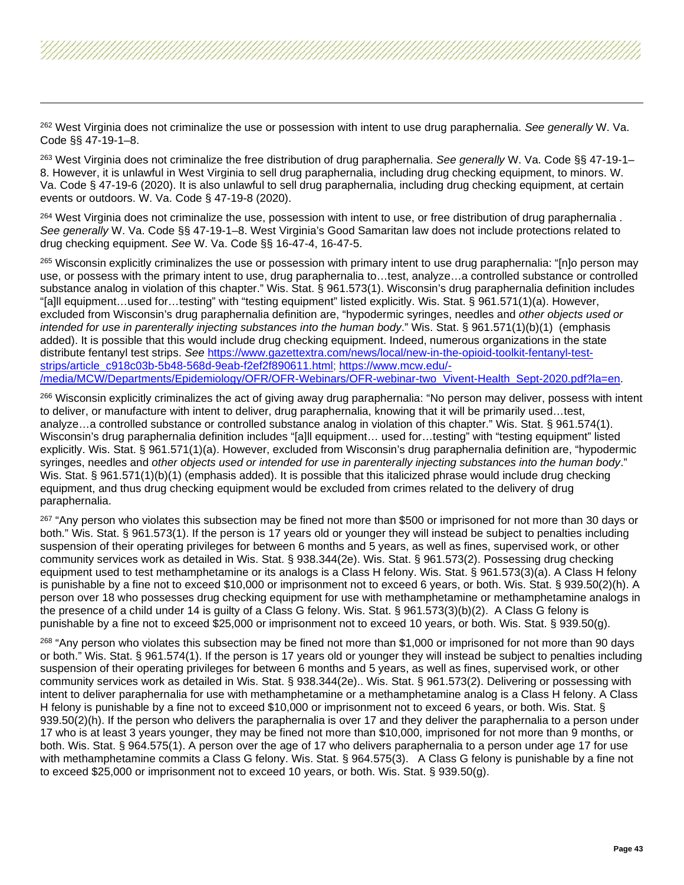[262] West Virginia does not criminalize the use or possession with intent to use drug paraphernalia. *See generally* W. Va. Code §§ 47-19-1–8.

[263] West Virginia does not criminalize the free distribution of drug paraphernalia. *See generally* W. Va. Code §§ 47-19-1–8. However, it is unlawful in West Virginia to sell drug paraphernalia, including drug checking equipment, to minors. W. Va. Code § 47-19-6 (2020). It is also unlawful to sell drug paraphernalia, including drug checking equipment, at certain events or outdoors. W. Va. Code § 47-19-8 (2020).

[264] West Virginia does not criminalize the use, possession with intent to use, or free distribution of drug paraphernalia . *See generally* W. Va. Code §§ 47-19-1–8. West Virginia's Good Samaritan law does not include protections related to drug checking equipment. *See* W. Va. Code §§ 16-47-4, 16-47-5.

[265] Wisconsin explicitly criminalizes the use or possession with primary intent to use drug paraphernalia: "[n]o person may use, or possess with the primary intent to use, drug paraphernalia to…test, analyze…a controlled substance or controlled substance analog in violation of this chapter." Wis. Stat. § 961.573(1). Wisconsin's drug paraphernalia definition includes "[a]ll equipment…used for…testing" with "testing equipment" listed explicitly. Wis. Stat. § 961.571(1)(a). However, excluded from Wisconsin's drug paraphernalia definition are, "hypodermic syringes, needles and *other objects used or intended for use in parenterally injecting substances into the human body*." Wis. Stat. § 961.571(1)(b)(1) (emphasis added). It is possible that this would include drug checking equipment. Indeed, numerous organizations in the state distribute fentanyl test strips. *See* https://www.gazettextra.com/news/local/new-in-the-opioid-toolkit-fentanyl-test-strips/article_c918c03b-5b48-568d-9eab-f2ef2f890611.html; https://www.mcw.edu/-/media/MCW/Departments/Epidemiology/OFR/OFR-Webinars/OFR-webinar-two_Vivent-Health_Sept-2020.pdf?la=en.

[266] Wisconsin explicitly criminalizes the act of giving away drug paraphernalia: "No person may deliver, possess with intent to deliver, or manufacture with intent to deliver, drug paraphernalia, knowing that it will be primarily used…test, analyze…a controlled substance or controlled substance analog in violation of this chapter." Wis. Stat. § 961.574(1). Wisconsin's drug paraphernalia definition includes "[a]ll equipment… used for…testing" with "testing equipment" listed explicitly. Wis. Stat. § 961.571(1)(a). However, excluded from Wisconsin's drug paraphernalia definition are, "hypodermic syringes, needles and *other objects used or intended for use in parenterally injecting substances into the human body*." Wis. Stat. § 961.571(1)(b)(1) (emphasis added). It is possible that this italicized phrase would include drug checking equipment, and thus drug checking equipment would be excluded from crimes related to the delivery of drug paraphernalia.

[267] "Any person who violates this subsection may be fined not more than $500 or imprisoned for not more than 30 days or both." Wis. Stat. § 961.573(1). If the person is 17 years old or younger they will instead be subject to penalties including suspension of their operating privileges for between 6 months and 5 years, as well as fines, supervised work, or other community services work as detailed in Wis. Stat. § 938.344(2e). Wis. Stat. § 961.573(2). Possessing drug checking equipment used to test methamphetamine or its analogs is a Class H felony. Wis. Stat. § 961.573(3)(a). A Class H felony is punishable by a fine not to exceed $10,000 or imprisonment not to exceed 6 years, or both. Wis. Stat. § 939.50(2)(h). A person over 18 who possesses drug checking equipment for use with methamphetamine or methamphetamine analogs in the presence of a child under 14 is guilty of a Class G felony. Wis. Stat. § 961.573(3)(b)(2). A Class G felony is punishable by a fine not to exceed $25,000 or imprisonment not to exceed 10 years, or both. Wis. Stat. § 939.50(g).

[268] "Any person who violates this subsection may be fined not more than $1,000 or imprisoned for not more than 90 days or both." Wis. Stat. § 961.574(1). If the person is 17 years old or younger they will instead be subject to penalties including suspension of their operating privileges for between 6 months and 5 years, as well as fines, supervised work, or other community services work as detailed in Wis. Stat. § 938.344(2e).. Wis. Stat. § 961.573(2). Delivering or possessing with intent to deliver paraphernalia for use with methamphetamine or a methamphetamine analog is a Class H felony. A Class H felony is punishable by a fine not to exceed $10,000 or imprisonment not to exceed 6 years, or both. Wis. Stat. § 939.50(2)(h). If the person who delivers the paraphernalia is over 17 and they deliver the paraphernalia to a person under 17 who is at least 3 years younger, they may be fined not more than $10,000, imprisoned for not more than 9 months, or both. Wis. Stat. § 964.575(1). A person over the age of 17 who delivers paraphernalia to a person under age 17 for use with methamphetamine commits a Class G felony. Wis. Stat. § 964.575(3). A Class G felony is punishable by a fine not to exceed $25,000 or imprisonment not to exceed 10 years, or both. Wis. Stat. § 939.50(g).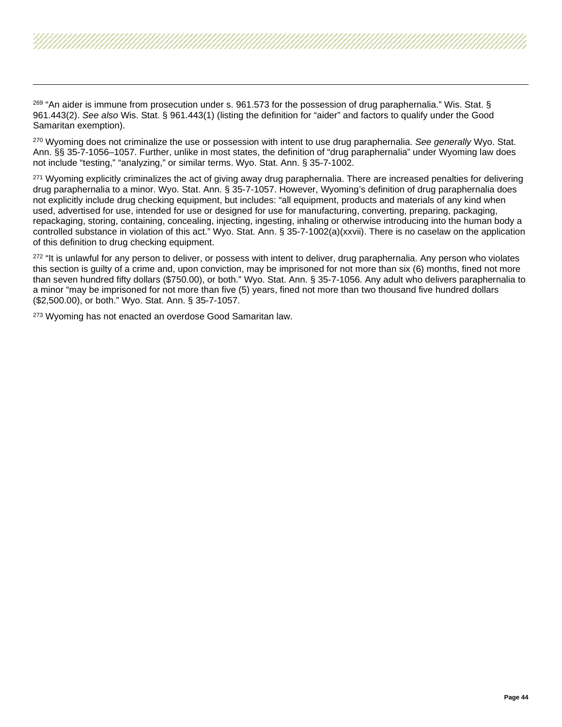[269] "An aider is immune from prosecution under s. 961.573 for the possession of drug paraphernalia." Wis. Stat. § 961.443(2). *See also* Wis. Stat. § 961.443(1) (listing the definition for "aider" and factors to qualify under the Good Samaritan exemption).

[270] Wyoming does not criminalize the use or possession with intent to use drug paraphernalia. *See generally* Wyo. Stat. Ann. §§ 35-7-1056–1057. Further, unlike in most states, the definition of "drug paraphernalia" under Wyoming law does not include "testing," "analyzing," or similar terms. Wyo. Stat. Ann. § 35-7-1002.

[271] Wyoming explicitly criminalizes the act of giving away drug paraphernalia. There are increased penalties for delivering drug paraphernalia to a minor. Wyo. Stat. Ann. § 35-7-1057. However, Wyoming's definition of drug paraphernalia does not explicitly include drug checking equipment, but includes: "all equipment, products and materials of any kind when used, advertised for use, intended for use or designed for use for manufacturing, converting, preparing, packaging, repackaging, storing, containing, concealing, injecting, ingesting, inhaling or otherwise introducing into the human body a controlled substance in violation of this act." Wyo. Stat. Ann. § 35-7-1002(a)(xxvii). There is no caselaw on the application of this definition to drug checking equipment.

[272] "It is unlawful for any person to deliver, or possess with intent to deliver, drug paraphernalia. Any person who violates this section is guilty of a crime and, upon conviction, may be imprisoned for not more than six (6) months, fined not more than seven hundred fifty dollars ($750.00), or both." Wyo. Stat. Ann. § 35-7-1056. Any adult who delivers paraphernalia to a minor "may be imprisoned for not more than five (5) years, fined not more than two thousand five hundred dollars ($2,500.00), or both." Wyo. Stat. Ann. § 35-7-1057.

[273] Wyoming has not enacted an overdose Good Samaritan law.